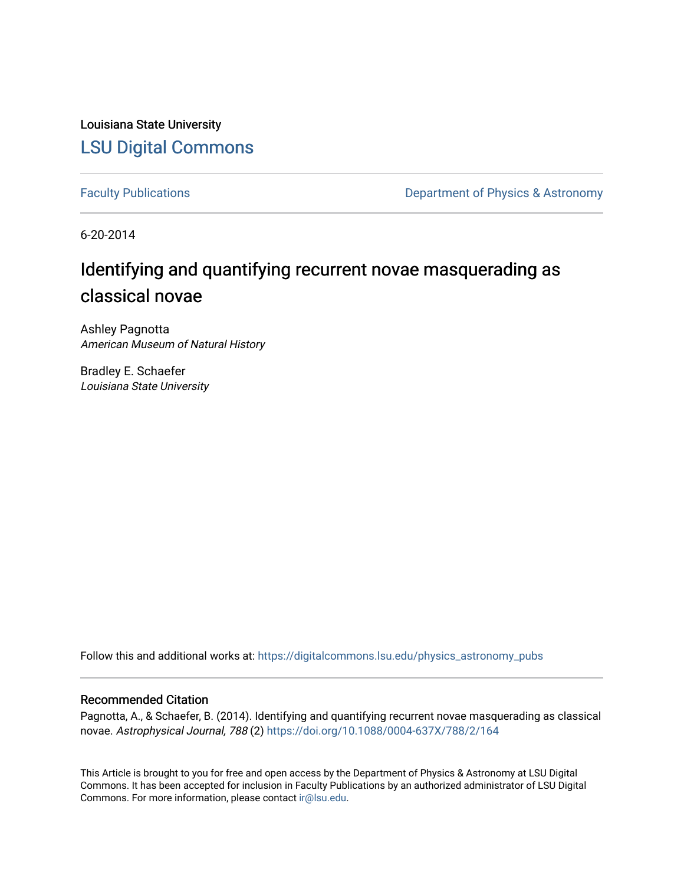Louisiana State University

LSU Digital Commons

Faculty Publications

Department of Physics & Astronomy

6-20-2014

# Identifying and quantifying recurrent novae masquerading as classical novae

Ashley Pagnotta
*American Museum of Natural History*

Bradley E. Schaefer
*Louisiana State University*

Follow this and additional works at: https://digitalcommons.lsu.edu/physics_astronomy_pubs

## Recommended Citation

Pagnotta, A., & Schaefer, B. (2014). Identifying and quantifying recurrent novae masquerading as classical novae. *Astrophysical Journal, 788* (2) https://doi.org/10.1088/0004-637X/788/2/164

This Article is brought to you for free and open access by the Department of Physics & Astronomy at LSU Digital Commons. It has been accepted for inclusion in Faculty Publications by an authorized administrator of LSU Digital Commons. For more information, please contact ir@lsu.edu.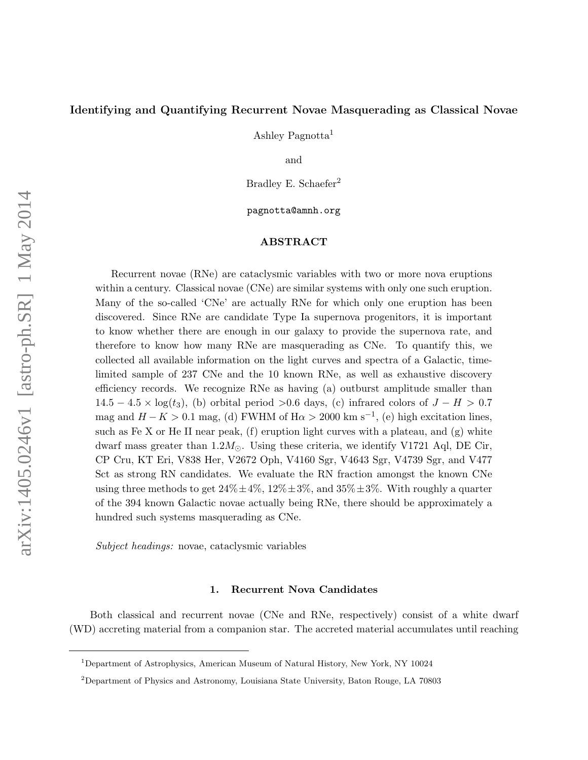**Identifying and Quantifying Recurrent Novae Masquerading as Classical Novae**

Ashley Pagnotta[1]

and

Bradley E. Schaefer[2]

pagnotta@amnh.org

**ABSTRACT**

Recurrent novae (RNe) are cataclysmic variables with two or more nova eruptions within a century. Classical novae (CNe) are similar systems with only one such eruption. Many of the so-called 'CNe' are actually RNe for which only one eruption has been discovered. Since RNe are candidate Type Ia supernova progenitors, it is important to know whether there are enough in our galaxy to provide the supernova rate, and therefore to know how many RNe are masquerading as CNe. To quantify this, we collected all available information on the light curves and spectra of a Galactic, time-limited sample of 237 CNe and the 10 known RNe, as well as exhaustive discovery efficiency records. We recognize RNe as having (a) outburst amplitude smaller than $14.5 - 4.5 \times \log(t_3)$, (b) orbital period >0.6 days, (c) infrared colors of $J - H > 0.7$ mag and $H - K > 0.1$ mag, (d) FWHM of H$\alpha > 2000$ km s$^{-1}$, (e) high excitation lines, such as Fe X or He II near peak, (f) eruption light curves with a plateau, and (g) white dwarf mass greater than $1.2 M_{\odot}$. Using these criteria, we identify V1721 Aql, DE Cir, CP Cru, KT Eri, V838 Her, V2672 Oph, V4160 Sgr, V4643 Sgr, V4739 Sgr, and V477 Sct as strong RN candidates. We evaluate the RN fraction amongst the known CNe using three methods to get 24%±4%, 12%±3%, and 35%±3%. With roughly a quarter of the 394 known Galactic novae actually being RNe, there should be approximately a hundred such systems masquerading as CNe.

*Subject headings:* novae, cataclysmic variables

## 1. Recurrent Nova Candidates

Both classical and recurrent novae (CNe and RNe, respectively) consist of a white dwarf (WD) accreting material from a companion star. The accreted material accumulates until reaching

---

[1] Department of Astrophysics, American Museum of Natural History, New York, NY 10024

[2] Department of Physics and Astronomy, Louisiana State University, Baton Rouge, LA 70803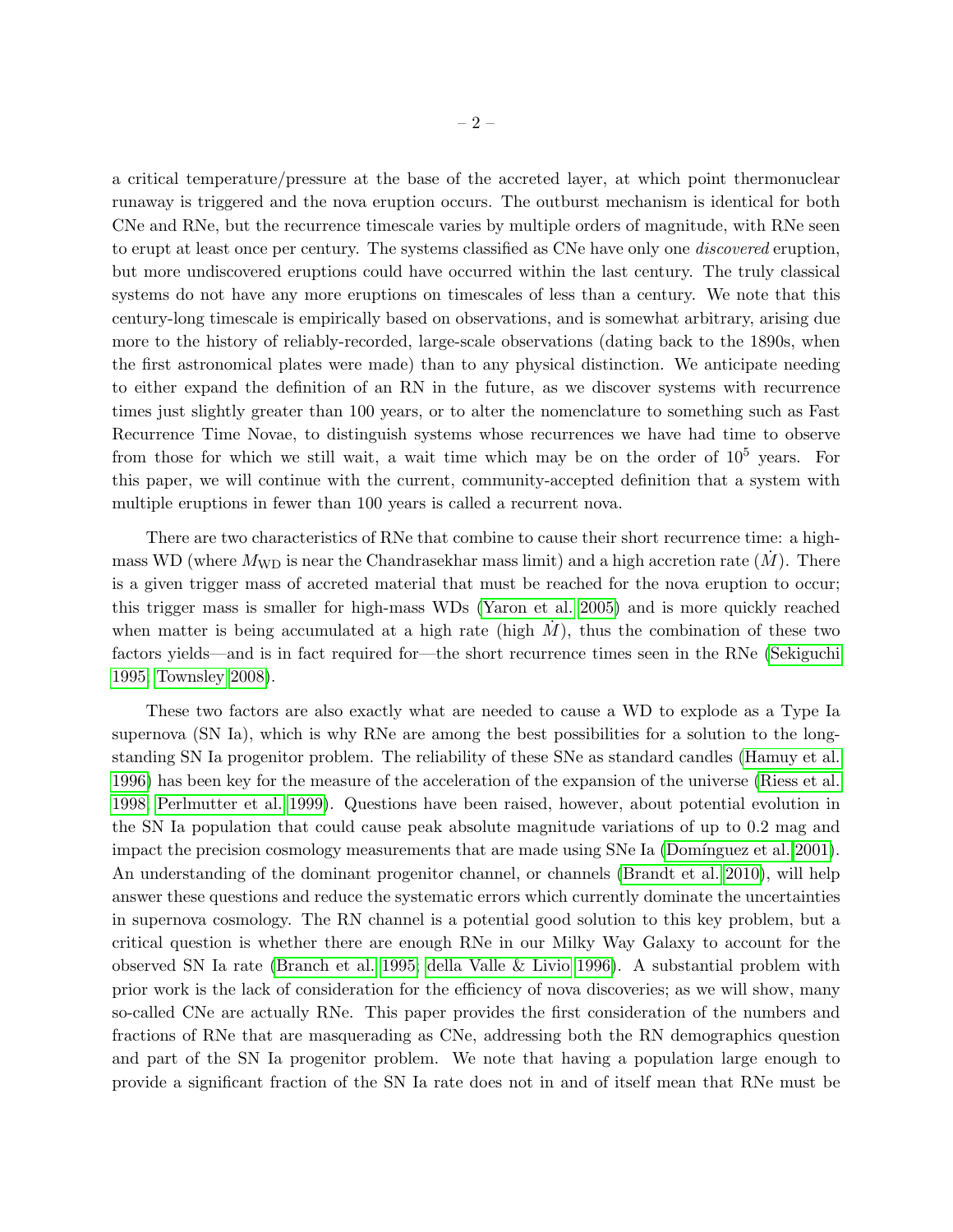a critical temperature/pressure at the base of the accreted layer, at which point thermonuclear runaway is triggered and the nova eruption occurs. The outburst mechanism is identical for both CNe and RNe, but the recurrence timescale varies by multiple orders of magnitude, with RNe seen to erupt at least once per century. The systems classified as CNe have only one *discovered* eruption, but more undiscovered eruptions could have occurred within the last century. The truly classical systems do not have any more eruptions on timescales of less than a century. We note that this century-long timescale is empirically based on observations, and is somewhat arbitrary, arising due more to the history of reliably-recorded, large-scale observations (dating back to the 1890s, when the first astronomical plates were made) than to any physical distinction. We anticipate needing to either expand the definition of an RN in the future, as we discover systems with recurrence times just slightly greater than 100 years, or to alter the nomenclature to something such as Fast Recurrence Time Novae, to distinguish systems whose recurrences we have had time to observe from those for which we still wait, a wait time which may be on the order of $10^5$ years. For this paper, we will continue with the current, community-accepted definition that a system with multiple eruptions in fewer than 100 years is called a recurrent nova.

There are two characteristics of RNe that combine to cause their short recurrence time: a high-mass WD (where $M_{\rm WD}$ is near the Chandrasekhar mass limit) and a high accretion rate ($\dot{M}$). There is a given trigger mass of accreted material that must be reached for the nova eruption to occur; this trigger mass is smaller for high-mass WDs (Yaron et al. 2005) and is more quickly reached when matter is being accumulated at a high rate (high $\dot{M}$), thus the combination of these two factors yields—and is in fact required for—the short recurrence times seen in the RNe (Sekiguchi 1995; Townsley 2008).

These two factors are also exactly what are needed to cause a WD to explode as a Type Ia supernova (SN Ia), which is why RNe are among the best possibilities for a solution to the long-standing SN Ia progenitor problem. The reliability of these SNe as standard candles (Hamuy et al. 1996) has been key for the measure of the acceleration of the expansion of the universe (Riess et al. 1998; Perlmutter et al. 1999). Questions have been raised, however, about potential evolution in the SN Ia population that could cause peak absolute magnitude variations of up to 0.2 mag and impact the precision cosmology measurements that are made using SNe Ia (Domínguez et al. 2001). An understanding of the dominant progenitor channel, or channels (Brandt et al. 2010), will help answer these questions and reduce the systematic errors which currently dominate the uncertainties in supernova cosmology. The RN channel is a potential good solution to this key problem, but a critical question is whether there are enough RNe in our Milky Way Galaxy to account for the observed SN Ia rate (Branch et al. 1995; della Valle & Livio 1996). A substantial problem with prior work is the lack of consideration for the efficiency of nova discoveries; as we will show, many so-called CNe are actually RNe. This paper provides the first consideration of the numbers and fractions of RNe that are masquerading as CNe, addressing both the RN demographics question and part of the SN Ia progenitor problem. We note that having a population large enough to provide a significant fraction of the SN Ia rate does not in and of itself mean that RNe must be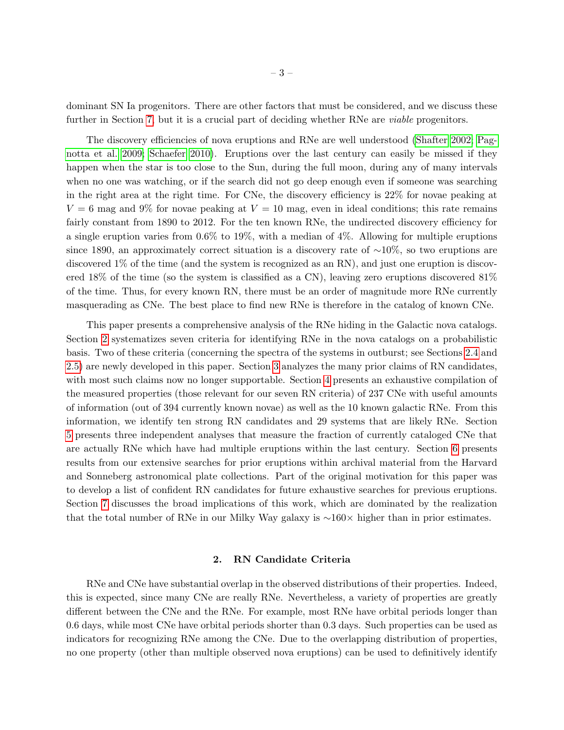dominant SN Ia progenitors. There are other factors that must be considered, and we discuss these further in Section 7, but it is a crucial part of deciding whether RNe are *viable* progenitors.

The discovery efficiencies of nova eruptions and RNe are well understood (Shafter 2002; Pagnotta et al. 2009; Schaefer 2010). Eruptions over the last century can easily be missed if they happen when the star is too close to the Sun, during the full moon, during any of many intervals when no one was watching, or if the search did not go deep enough even if someone was searching in the right area at the right time. For CNe, the discovery efficiency is 22% for novae peaking at $V = 6$ mag and 9% for novae peaking at $V = 10$ mag, even in ideal conditions; this rate remains fairly constant from 1890 to 2012. For the ten known RNe, the undirected discovery efficiency for a single eruption varies from 0.6% to 19%, with a median of 4%. Allowing for multiple eruptions since 1890, an approximately correct situation is a discovery rate of $\sim$10%, so two eruptions are discovered 1% of the time (and the system is recognized as an RN), and just one eruption is discovered 18% of the time (so the system is classified as a CN), leaving zero eruptions discovered 81% of the time. Thus, for every known RN, there must be an order of magnitude more RNe currently masquerading as CNe. The best place to find new RNe is therefore in the catalog of known CNe.

This paper presents a comprehensive analysis of the RNe hiding in the Galactic nova catalogs. Section 2 systematizes seven criteria for identifying RNe in the nova catalogs on a probabilistic basis. Two of these criteria (concerning the spectra of the systems in outburst; see Sections 2.4 and 2.5) are newly developed in this paper. Section 3 analyzes the many prior claims of RN candidates, with most such claims now no longer supportable. Section 4 presents an exhaustive compilation of the measured properties (those relevant for our seven RN criteria) of 237 CNe with useful amounts of information (out of 394 currently known novae) as well as the 10 known galactic RNe. From this information, we identify ten strong RN candidates and 29 systems that are likely RNe. Section 5 presents three independent analyses that measure the fraction of currently cataloged CNe that are actually RNe which have had multiple eruptions within the last century. Section 6 presents results from our extensive searches for prior eruptions within archival material from the Harvard and Sonneberg astronomical plate collections. Part of the original motivation for this paper was to develop a list of confident RN candidates for future exhaustive searches for previous eruptions. Section 7 discusses the broad implications of this work, which are dominated by the realization that the total number of RNe in our Milky Way galaxy is $\sim$160$\times$ higher than in prior estimates.

## 2. RN Candidate Criteria

RNe and CNe have substantial overlap in the observed distributions of their properties. Indeed, this is expected, since many CNe are really RNe. Nevertheless, a variety of properties are greatly different between the CNe and the RNe. For example, most RNe have orbital periods longer than 0.6 days, while most CNe have orbital periods shorter than 0.3 days. Such properties can be used as indicators for recognizing RNe among the CNe. Due to the overlapping distribution of properties, no one property (other than multiple observed nova eruptions) can be used to definitively identify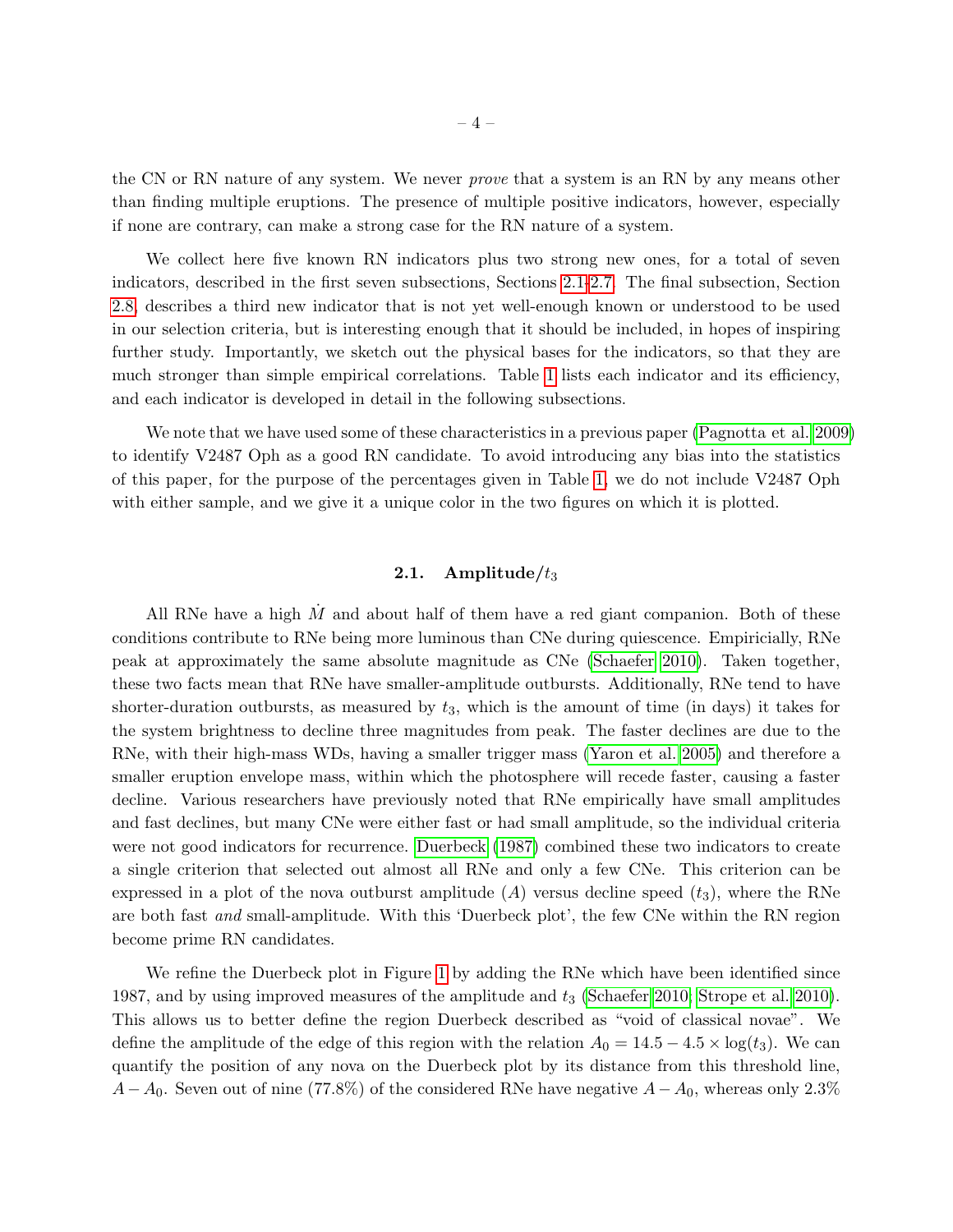the CN or RN nature of any system. We never *prove* that a system is an RN by any means other than finding multiple eruptions. The presence of multiple positive indicators, however, especially if none are contrary, can make a strong case for the RN nature of a system.

We collect here five known RN indicators plus two strong new ones, for a total of seven indicators, described in the first seven subsections, Sections 2.1-2.7. The final subsection, Section 2.8, describes a third new indicator that is not yet well-enough known or understood to be used in our selection criteria, but is interesting enough that it should be included, in hopes of inspiring further study. Importantly, we sketch out the physical bases for the indicators, so that they are much stronger than simple empirical correlations. Table 1 lists each indicator and its efficiency, and each indicator is developed in detail in the following subsections.

We note that we have used some of these characteristics in a previous paper (Pagnotta et al. 2009) to identify V2487 Oph as a good RN candidate. To avoid introducing any bias into the statistics of this paper, for the purpose of the percentages given in Table 1, we do not include V2487 Oph with either sample, and we give it a unique color in the two figures on which it is plotted.

### 2.1. Amplitude/$t_3$

All RNe have a high $\dot{M}$ and about half of them have a red giant companion. Both of these conditions contribute to RNe being more luminous than CNe during quiescence. Empiricially, RNe peak at approximately the same absolute magnitude as CNe (Schaefer 2010). Taken together, these two facts mean that RNe have smaller-amplitude outbursts. Additionally, RNe tend to have shorter-duration outbursts, as measured by $t_3$, which is the amount of time (in days) it takes for the system brightness to decline three magnitudes from peak. The faster declines are due to the RNe, with their high-mass WDs, having a smaller trigger mass (Yaron et al. 2005) and therefore a smaller eruption envelope mass, within which the photosphere will recede faster, causing a faster decline. Various researchers have previously noted that RNe empirically have small amplitudes and fast declines, but many CNe were either fast or had small amplitude, so the individual criteria were not good indicators for recurrence. Duerbeck (1987) combined these two indicators to create a single criterion that selected out almost all RNe and only a few CNe. This criterion can be expressed in a plot of the nova outburst amplitude ($A$) versus decline speed ($t_3$), where the RNe are both fast *and* small-amplitude. With this 'Duerbeck plot', the few CNe within the RN region become prime RN candidates.

We refine the Duerbeck plot in Figure 1 by adding the RNe which have been identified since 1987, and by using improved measures of the amplitude and $t_3$ (Schaefer 2010; Strope et al. 2010). This allows us to better define the region Duerbeck described as "void of classical novae". We define the amplitude of the edge of this region with the relation $A_0 = 14.5 - 4.5 \times \log(t_3)$. We can quantify the position of any nova on the Duerbeck plot by its distance from this threshold line, $A - A_0$. Seven out of nine (77.8%) of the considered RNe have negative $A - A_0$, whereas only 2.3%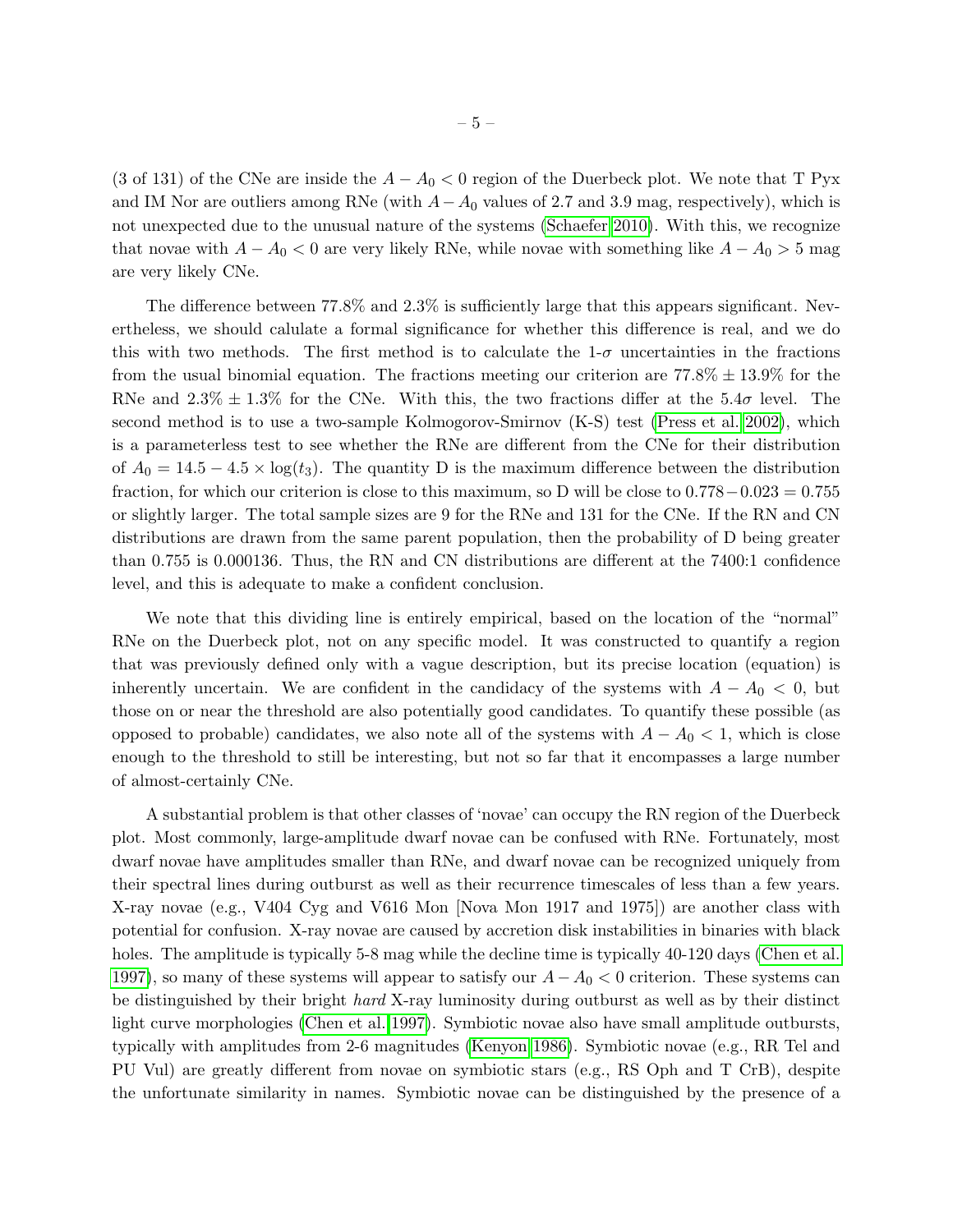(3 of 131) of the CNe are inside the $A - A_0 < 0$ region of the Duerbeck plot. We note that T Pyx and IM Nor are outliers among RNe (with $A - A_0$ values of 2.7 and 3.9 mag, respectively), which is not unexpected due to the unusual nature of the systems (Schaefer 2010). With this, we recognize that novae with $A - A_0 < 0$ are very likely RNe, while novae with something like $A - A_0 > 5$ mag are very likely CNe.

The difference between 77.8% and 2.3% is sufficiently large that this appears significant. Nevertheless, we should calulate a formal significance for whether this difference is real, and we do this with two methods. The first method is to calculate the 1-$\sigma$ uncertainties in the fractions from the usual binomial equation. The fractions meeting our criterion are $77.8\% \pm 13.9\%$ for the RNe and $2.3\% \pm 1.3\%$ for the CNe. With this, the two fractions differ at the $5.4\sigma$ level. The second method is to use a two-sample Kolmogorov-Smirnov (K-S) test (Press et al. 2002), which is a parameterless test to see whether the RNe are different from the CNe for their distribution of $A_0 = 14.5 - 4.5 \times \log(t_3)$. The quantity D is the maximum difference between the distribution fraction, for which our criterion is close to this maximum, so D will be close to $0.778 - 0.023 = 0.755$ or slightly larger. The total sample sizes are 9 for the RNe and 131 for the CNe. If the RN and CN distributions are drawn from the same parent population, then the probability of D being greater than 0.755 is 0.000136. Thus, the RN and CN distributions are different at the 7400:1 confidence level, and this is adequate to make a confident conclusion.

We note that this dividing line is entirely empirical, based on the location of the "normal" RNe on the Duerbeck plot, not on any specific model. It was constructed to quantify a region that was previously defined only with a vague description, but its precise location (equation) is inherently uncertain. We are confident in the candidacy of the systems with $A - A_0 < 0$, but those on or near the threshold are also potentially good candidates. To quantify these possible (as opposed to probable) candidates, we also note all of the systems with $A - A_0 < 1$, which is close enough to the threshold to still be interesting, but not so far that it encompasses a large number of almost-certainly CNe.

A substantial problem is that other classes of 'novae' can occupy the RN region of the Duerbeck plot. Most commonly, large-amplitude dwarf novae can be confused with RNe. Fortunately, most dwarf novae have amplitudes smaller than RNe, and dwarf novae can be recognized uniquely from their spectral lines during outburst as well as their recurrence timescales of less than a few years. X-ray novae (e.g., V404 Cyg and V616 Mon [Nova Mon 1917 and 1975]) are another class with potential for confusion. X-ray novae are caused by accretion disk instabilities in binaries with black holes. The amplitude is typically 5-8 mag while the decline time is typically 40-120 days (Chen et al. 1997), so many of these systems will appear to satisfy our $A - A_0 < 0$ criterion. These systems can be distinguished by their bright *hard* X-ray luminosity during outburst as well as by their distinct light curve morphologies (Chen et al. 1997). Symbiotic novae also have small amplitude outbursts, typically with amplitudes from 2-6 magnitudes (Kenyon 1986). Symbiotic novae (e.g., RR Tel and PU Vul) are greatly different from novae on symbiotic stars (e.g., RS Oph and T CrB), despite the unfortunate similarity in names. Symbiotic novae can be distinguished by the presence of a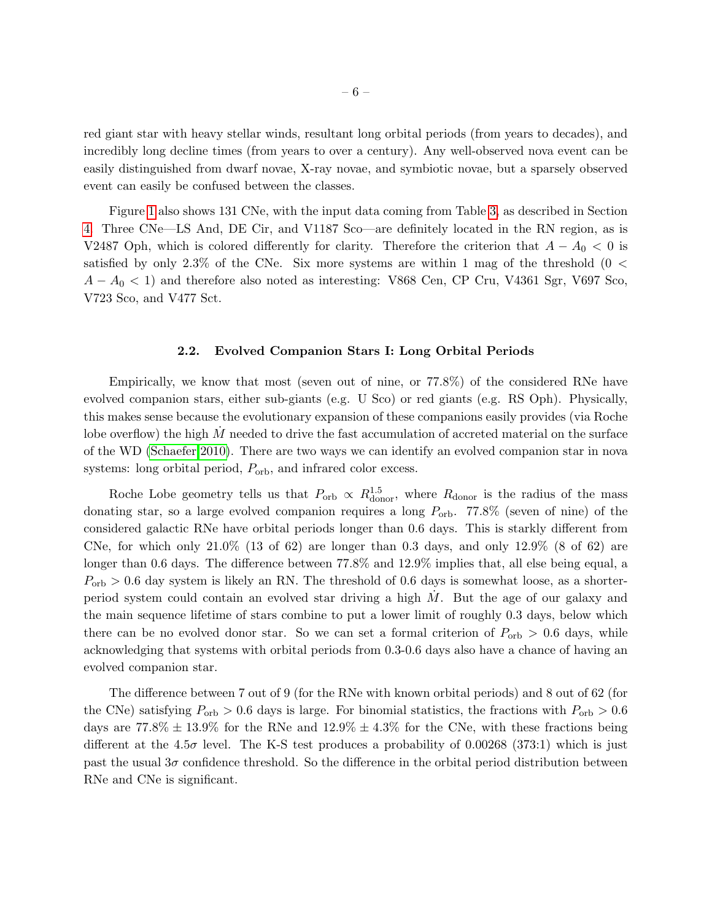red giant star with heavy stellar winds, resultant long orbital periods (from years to decades), and incredibly long decline times (from years to over a century). Any well-observed nova event can be easily distinguished from dwarf novae, X-ray novae, and symbiotic novae, but a sparsely observed event can easily be confused between the classes.

Figure 1 also shows 131 CNe, with the input data coming from Table 3, as described in Section 4. Three CNe—LS And, DE Cir, and V1187 Sco—are definitely located in the RN region, as is V2487 Oph, which is colored differently for clarity. Therefore the criterion that $A - A_0 < 0$ is satisfied by only 2.3% of the CNe. Six more systems are within 1 mag of the threshold ($0 < A - A_0 < 1$) and therefore also noted as interesting: V868 Cen, CP Cru, V4361 Sgr, V697 Sco, V723 Sco, and V477 Sct.

### 2.2. Evolved Companion Stars I: Long Orbital Periods

Empirically, we know that most (seven out of nine, or 77.8%) of the considered RNe have evolved companion stars, either sub-giants (e.g. U Sco) or red giants (e.g. RS Oph). Physically, this makes sense because the evolutionary expansion of these companions easily provides (via Roche lobe overflow) the high $\dot{M}$ needed to drive the fast accumulation of accreted material on the surface of the WD (Schaefer 2010). There are two ways we can identify an evolved companion star in nova systems: long orbital period, $P_{\rm orb}$, and infrared color excess.

Roche Lobe geometry tells us that $P_{\rm orb} \propto R_{\rm donor}^{1.5}$, where $R_{\rm donor}$ is the radius of the mass donating star, so a large evolved companion requires a long $P_{\rm orb}$. 77.8% (seven of nine) of the considered galactic RNe have orbital periods longer than 0.6 days. This is starkly different from CNe, for which only 21.0% (13 of 62) are longer than 0.3 days, and only 12.9% (8 of 62) are longer than 0.6 days. The difference between 77.8% and 12.9% implies that, all else being equal, a $P_{\rm orb} > 0.6$ day system is likely an RN. The threshold of 0.6 days is somewhat loose, as a shorter-period system could contain an evolved star driving a high $\dot{M}$. But the age of our galaxy and the main sequence lifetime of stars combine to put a lower limit of roughly 0.3 days, below which there can be no evolved donor star. So we can set a formal criterion of $P_{\rm orb} > 0.6$ days, while acknowledging that systems with orbital periods from 0.3-0.6 days also have a chance of having an evolved companion star.

The difference between 7 out of 9 (for the RNe with known orbital periods) and 8 out of 62 (for the CNe) satisfying $P_{\rm orb} > 0.6$ days is large. For binomial statistics, the fractions with $P_{\rm orb} > 0.6$ days are $77.8\% \pm 13.9\%$ for the RNe and $12.9\% \pm 4.3\%$ for the CNe, with these fractions being different at the $4.5\sigma$ level. The K-S test produces a probability of 0.00268 (373:1) which is just past the usual $3\sigma$ confidence threshold. So the difference in the orbital period distribution between RNe and CNe is significant.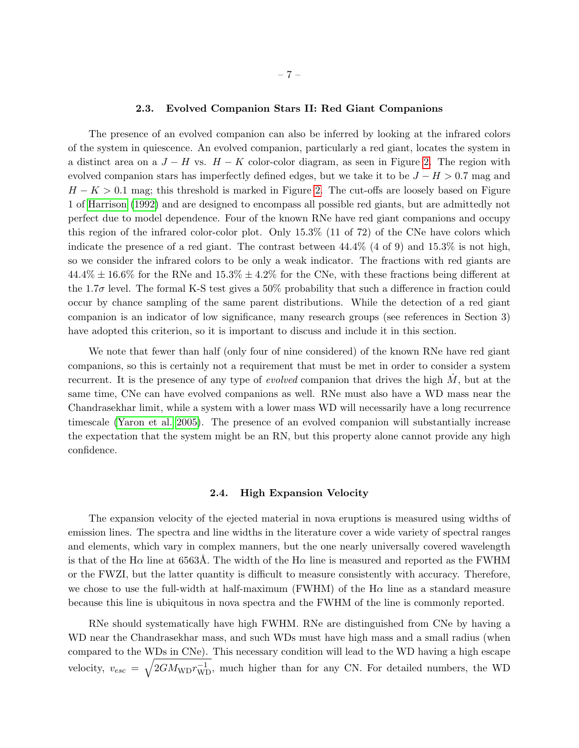### 2.3. Evolved Companion Stars II: Red Giant Companions

The presence of an evolved companion can also be inferred by looking at the infrared colors of the system in quiescence. An evolved companion, particularly a red giant, locates the system in a distinct area on a $J-H$ vs. $H-K$ color-color diagram, as seen in Figure 2. The region with evolved companion stars has imperfectly defined edges, but we take it to be $J-H > 0.7$ mag and $H-K > 0.1$ mag; this threshold is marked in Figure 2. The cut-offs are loosely based on Figure 1 of Harrison (1992) and are designed to encompass all possible red giants, but are admittedly not perfect due to model dependence. Four of the known RNe have red giant companions and occupy this region of the infrared color-color plot. Only 15.3% (11 of 72) of the CNe have colors which indicate the presence of a red giant. The contrast between 44.4% (4 of 9) and 15.3% is not high, so we consider the infrared colors to be only a weak indicator. The fractions with red giants are $44.4\% \pm 16.6\%$ for the RNe and $15.3\% \pm 4.2\%$ for the CNe, with these fractions being different at the $1.7\sigma$ level. The formal K-S test gives a 50% probability that such a difference in fraction could occur by chance sampling of the same parent distributions. While the detection of a red giant companion is an indicator of low significance, many research groups (see references in Section 3) have adopted this criterion, so it is important to discuss and include it in this section.

We note that fewer than half (only four of nine considered) of the known RNe have red giant companions, so this is certainly not a requirement that must be met in order to consider a system recurrent. It is the presence of any type of *evolved* companion that drives the high $\dot{M}$, but at the same time, CNe can have evolved companions as well. RNe must also have a WD mass near the Chandrasekhar limit, while a system with a lower mass WD will necessarily have a long recurrence timescale (Yaron et al. 2005). The presence of an evolved companion will substantially increase the expectation that the system might be an RN, but this property alone cannot provide any high confidence.

### 2.4. High Expansion Velocity

The expansion velocity of the ejected material in nova eruptions is measured using widths of emission lines. The spectra and line widths in the literature cover a wide variety of spectral ranges and elements, which vary in complex manners, but the one nearly universally covered wavelength is that of the H$\alpha$ line at 6563Å. The width of the H$\alpha$ line is measured and reported as the FWHM or the FWZI, but the latter quantity is difficult to measure consistently with accuracy. Therefore, we chose to use the full-width at half-maximum (FWHM) of the H$\alpha$ line as a standard measure because this line is ubiquitous in nova spectra and the FWHM of the line is commonly reported.

RNe should systematically have high FWHM. RNe are distinguished from CNe by having a WD near the Chandrasekhar mass, and such WDs must have high mass and a small radius (when compared to the WDs in CNe). This necessary condition will lead to the WD having a high escape velocity, $v_{esc} = \sqrt{2GM_{\rm WD}r_{\rm WD}^{-1}}$, much higher than for any CN. For detailed numbers, the WD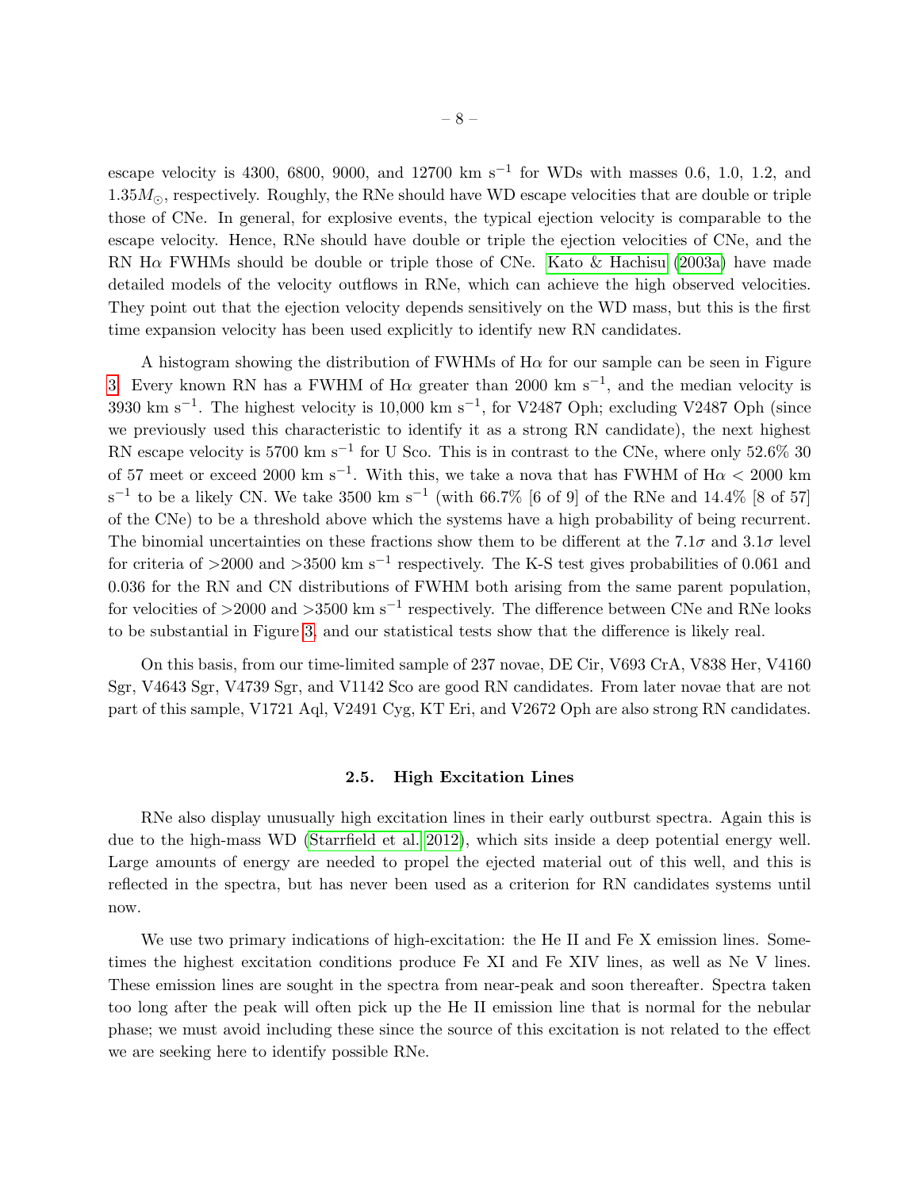escape velocity is 4300, 6800, 9000, and 12700 km s$^{-1}$ for WDs with masses 0.6, 1.0, 1.2, and 1.35$M_{\odot}$, respectively. Roughly, the RNe should have WD escape velocities that are double or triple those of CNe. In general, for explosive events, the typical ejection velocity is comparable to the escape velocity. Hence, RNe should have double or triple the ejection velocities of CNe, and the RN H$\alpha$ FWHMs should be double or triple those of CNe. Kato & Hachisu (2003a) have made detailed models of the velocity outflows in RNe, which can achieve the high observed velocities. They point out that the ejection velocity depends sensitively on the WD mass, but this is the first time expansion velocity has been used explicitly to identify new RN candidates.

A histogram showing the distribution of FWHMs of H$\alpha$ for our sample can be seen in Figure 3. Every known RN has a FWHM of H$\alpha$ greater than 2000 km s$^{-1}$, and the median velocity is 3930 km s$^{-1}$. The highest velocity is 10,000 km s$^{-1}$, for V2487 Oph; excluding V2487 Oph (since we previously used this characteristic to identify it as a strong RN candidate), the next highest RN escape velocity is 5700 km s$^{-1}$ for U Sco. This is in contrast to the CNe, where only 52.6% 30 of 57 meet or exceed 2000 km s$^{-1}$. With this, we take a nova that has FWHM of H$\alpha$ < 2000 km s$^{-1}$ to be a likely CN. We take 3500 km s$^{-1}$ (with 66.7% [6 of 9] of the RNe and 14.4% [8 of 57] of the CNe) to be a threshold above which the systems have a high probability of being recurrent. The binomial uncertainties on these fractions show them to be different at the 7.1$\sigma$ and 3.1$\sigma$ level for criteria of >2000 and >3500 km s$^{-1}$ respectively. The K-S test gives probabilities of 0.061 and 0.036 for the RN and CN distributions of FWHM both arising from the same parent population, for velocities of >2000 and >3500 km s$^{-1}$ respectively. The difference between CNe and RNe looks to be substantial in Figure 3, and our statistical tests show that the difference is likely real.

On this basis, from our time-limited sample of 237 novae, DE Cir, V693 CrA, V838 Her, V4160 Sgr, V4643 Sgr, V4739 Sgr, and V1142 Sco are good RN candidates. From later novae that are not part of this sample, V1721 Aql, V2491 Cyg, KT Eri, and V2672 Oph are also strong RN candidates.

### 2.5. High Excitation Lines

RNe also display unusually high excitation lines in their early outburst spectra. Again this is due to the high-mass WD (Starrfield et al. 2012), which sits inside a deep potential energy well. Large amounts of energy are needed to propel the ejected material out of this well, and this is reflected in the spectra, but has never been used as a criterion for RN candidates systems until now.

We use two primary indications of high-excitation: the He II and Fe X emission lines. Sometimes the highest excitation conditions produce Fe XI and Fe XIV lines, as well as Ne V lines. These emission lines are sought in the spectra from near-peak and soon thereafter. Spectra taken too long after the peak will often pick up the He II emission line that is normal for the nebular phase; we must avoid including these since the source of this excitation is not related to the effect we are seeking here to identify possible RNe.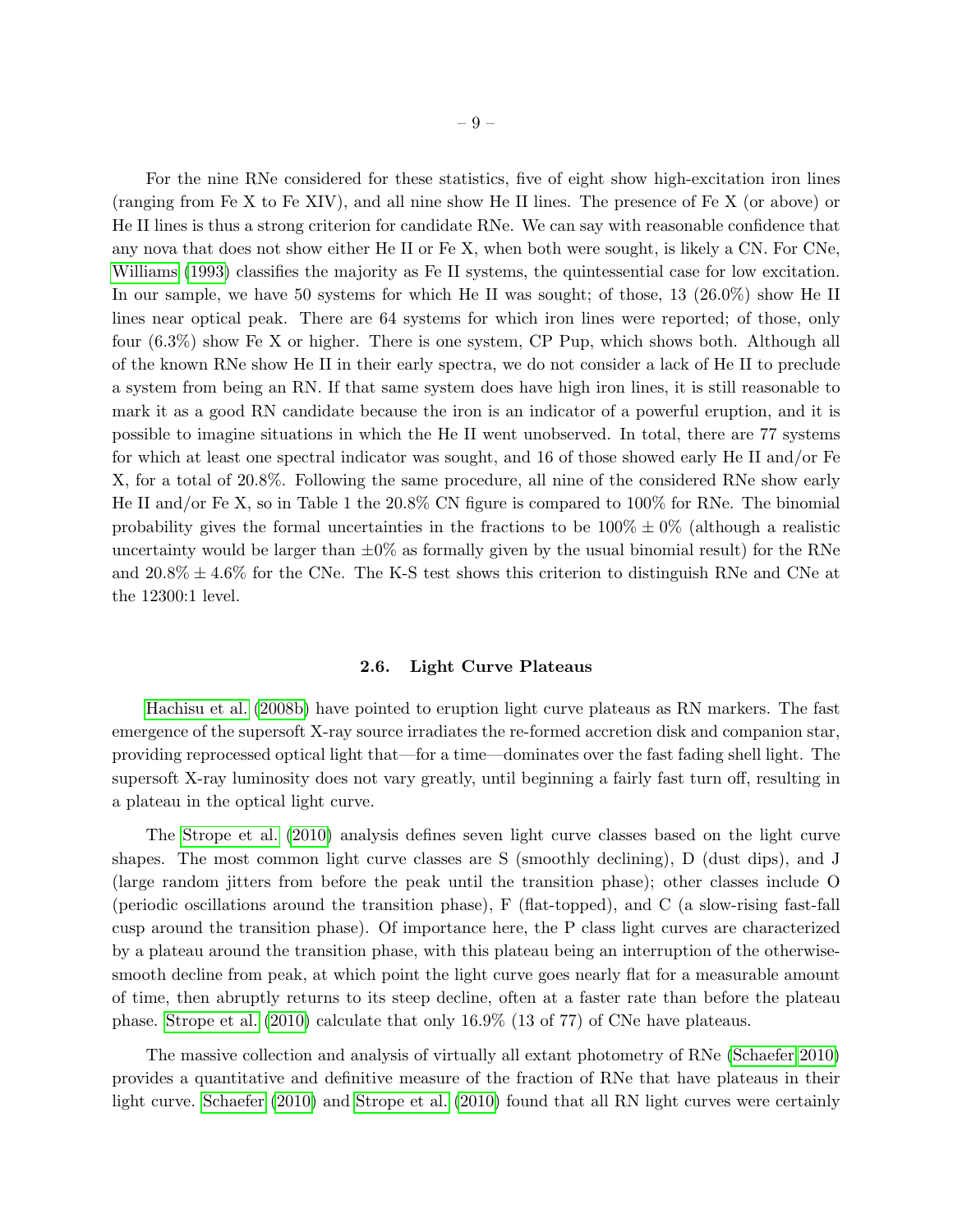For the nine RNe considered for these statistics, five of eight show high-excitation iron lines (ranging from Fe X to Fe XIV), and all nine show He II lines. The presence of Fe X (or above) or He II lines is thus a strong criterion for candidate RNe. We can say with reasonable confidence that any nova that does not show either He II or Fe X, when both were sought, is likely a CN. For CNe, Williams (1993) classifies the majority as Fe II systems, the quintessential case for low excitation. In our sample, we have 50 systems for which He II was sought; of those, 13 (26.0%) show He II lines near optical peak. There are 64 systems for which iron lines were reported; of those, only four (6.3%) show Fe X or higher. There is one system, CP Pup, which shows both. Although all of the known RNe show He II in their early spectra, we do not consider a lack of He II to preclude a system from being an RN. If that same system does have high iron lines, it is still reasonable to mark it as a good RN candidate because the iron is an indicator of a powerful eruption, and it is possible to imagine situations in which the He II went unobserved. In total, there are 77 systems for which at least one spectral indicator was sought, and 16 of those showed early He II and/or Fe X, for a total of 20.8%. Following the same procedure, all nine of the considered RNe show early He II and/or Fe X, so in Table 1 the 20.8% CN figure is compared to 100% for RNe. The binomial probability gives the formal uncertainties in the fractions to be $100\% \pm 0\%$ (although a realistic uncertainty would be larger than $\pm 0\%$ as formally given by the usual binomial result) for the RNe and $20.8\% \pm 4.6\%$ for the CNe. The K-S test shows this criterion to distinguish RNe and CNe at the 12300:1 level.

### 2.6. Light Curve Plateaus

Hachisu et al. (2008b) have pointed to eruption light curve plateaus as RN markers. The fast emergence of the supersoft X-ray source irradiates the re-formed accretion disk and companion star, providing reprocessed optical light that—for a time—dominates over the fast fading shell light. The supersoft X-ray luminosity does not vary greatly, until beginning a fairly fast turn off, resulting in a plateau in the optical light curve.

The Strope et al. (2010) analysis defines seven light curve classes based on the light curve shapes. The most common light curve classes are S (smoothly declining), D (dust dips), and J (large random jitters from before the peak until the transition phase); other classes include O (periodic oscillations around the transition phase), F (flat-topped), and C (a slow-rising fast-fall cusp around the transition phase). Of importance here, the P class light curves are characterized by a plateau around the transition phase, with this plateau being an interruption of the otherwise-smooth decline from peak, at which point the light curve goes nearly flat for a measurable amount of time, then abruptly returns to its steep decline, often at a faster rate than before the plateau phase. Strope et al. (2010) calculate that only 16.9% (13 of 77) of CNe have plateaus.

The massive collection and analysis of virtually all extant photometry of RNe (Schaefer 2010) provides a quantitative and definitive measure of the fraction of RNe that have plateaus in their light curve. Schaefer (2010) and Strope et al. (2010) found that all RN light curves were certainly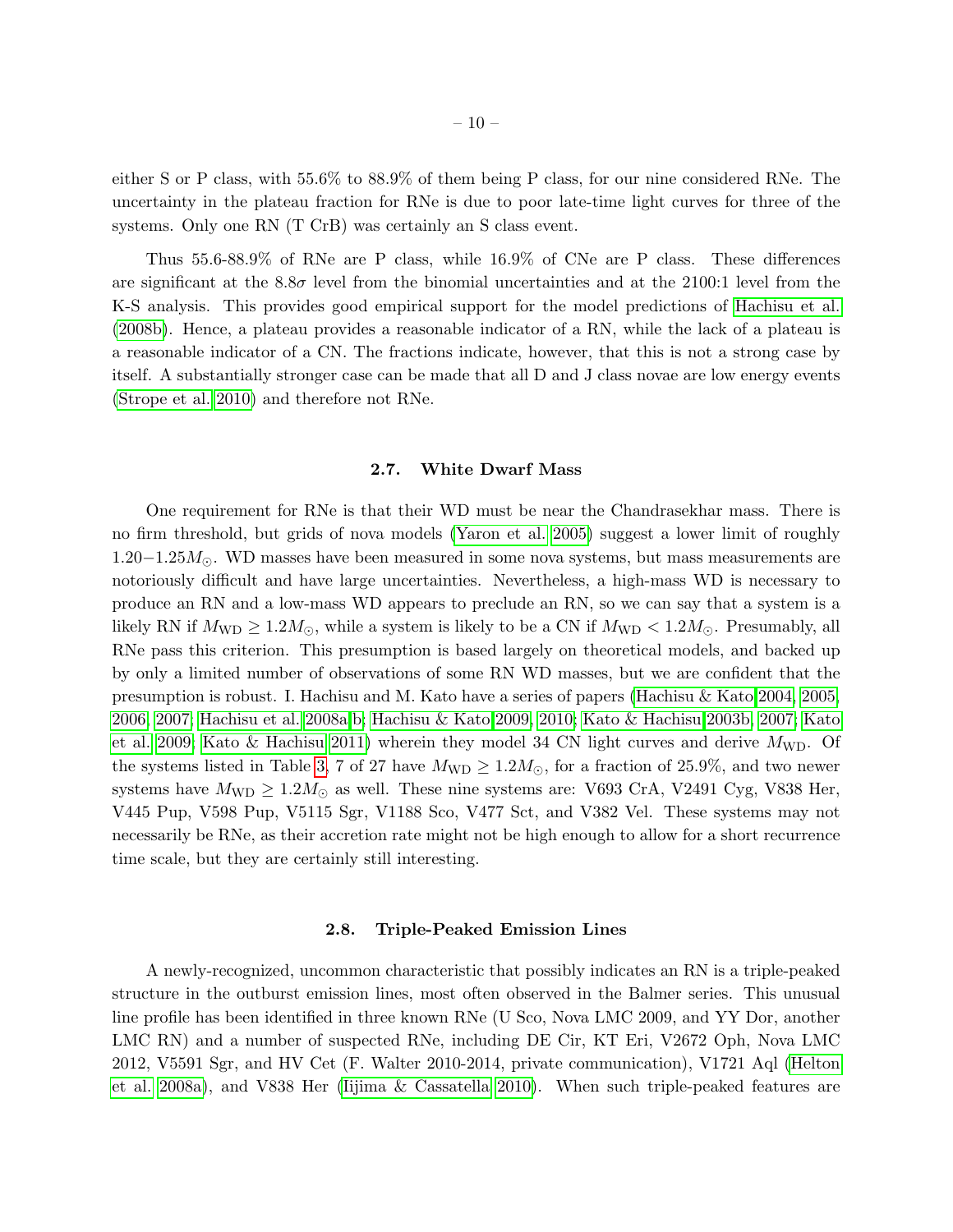either S or P class, with 55.6% to 88.9% of them being P class, for our nine considered RNe. The uncertainty in the plateau fraction for RNe is due to poor late-time light curves for three of the systems. Only one RN (T CrB) was certainly an S class event.

Thus 55.6-88.9% of RNe are P class, while 16.9% of CNe are P class. These differences are significant at the $8.8\sigma$ level from the binomial uncertainties and at the 2100:1 level from the K-S analysis. This provides good empirical support for the model predictions of Hachisu et al. (2008b). Hence, a plateau provides a reasonable indicator of a RN, while the lack of a plateau is a reasonable indicator of a CN. The fractions indicate, however, that this is not a strong case by itself. A substantially stronger case can be made that all D and J class novae are low energy events (Strope et al. 2010) and therefore not RNe.

### 2.7. White Dwarf Mass

One requirement for RNe is that their WD must be near the Chandrasekhar mass. There is no firm threshold, but grids of nova models (Yaron et al. 2005) suggest a lower limit of roughly $1.20-1.25M_{\odot}$. WD masses have been measured in some nova systems, but mass measurements are notoriously difficult and have large uncertainties. Nevertheless, a high-mass WD is necessary to produce an RN and a low-mass WD appears to preclude an RN, so we can say that a system is a likely RN if $M_{\rm WD} \geq 1.2M_{\odot}$, while a system is likely to be a CN if $M_{\rm WD} < 1.2M_{\odot}$. Presumably, all RNe pass this criterion. This presumption is based largely on theoretical models, and backed up by only a limited number of observations of some RN WD masses, but we are confident that the presumption is robust. I. Hachisu and M. Kato have a series of papers (Hachisu & Kato 2004, 2005, 2006, 2007; Hachisu et al. 2008a,b; Hachisu & Kato 2009, 2010; Kato & Hachisu 2003b, 2007; Kato et al. 2009; Kato & Hachisu 2011) wherein they model 34 CN light curves and derive $M_{\rm WD}$. Of the systems listed in Table 3, 7 of 27 have $M_{\rm WD} \geq 1.2M_{\odot}$, for a fraction of 25.9%, and two newer systems have $M_{\rm WD} \geq 1.2M_{\odot}$ as well. These nine systems are: V693 CrA, V2491 Cyg, V838 Her, V445 Pup, V598 Pup, V5115 Sgr, V1188 Sco, V477 Sct, and V382 Vel. These systems may not necessarily be RNe, as their accretion rate might not be high enough to allow for a short recurrence time scale, but they are certainly still interesting.

### 2.8. Triple-Peaked Emission Lines

A newly-recognized, uncommon characteristic that possibly indicates an RN is a triple-peaked structure in the outburst emission lines, most often observed in the Balmer series. This unusual line profile has been identified in three known RNe (U Sco, Nova LMC 2009, and YY Dor, another LMC RN) and a number of suspected RNe, including DE Cir, KT Eri, V2672 Oph, Nova LMC 2012, V5591 Sgr, and HV Cet (F. Walter 2010-2014, private communication), V1721 Aql (Helton et al. 2008a), and V838 Her (Iijima & Cassatella 2010). When such triple-peaked features are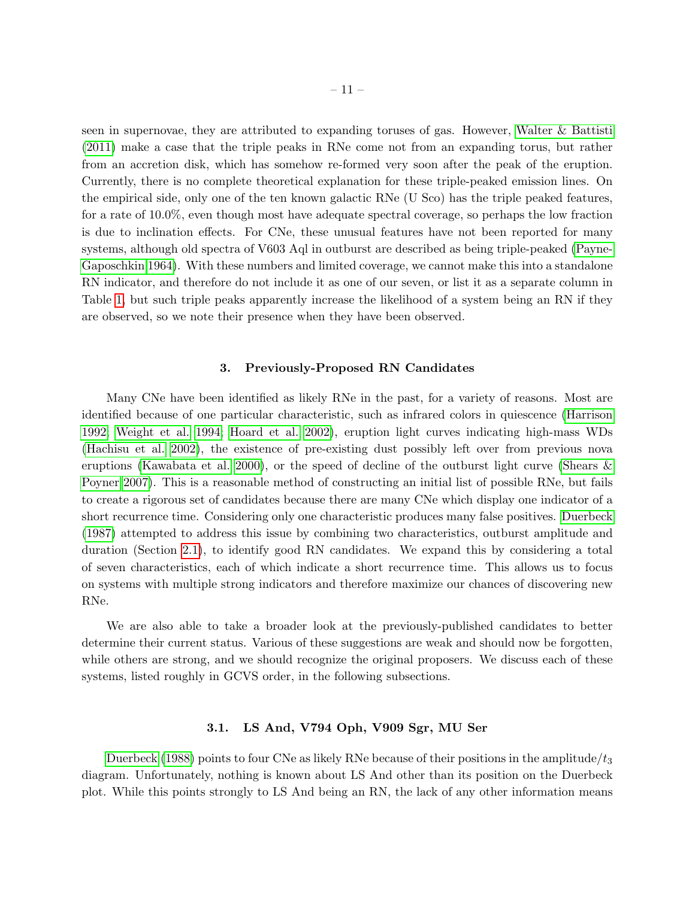seen in supernovae, they are attributed to expanding toruses of gas. However, Walter & Battisti (2011) make a case that the triple peaks in RNe come not from an expanding torus, but rather from an accretion disk, which has somehow re-formed very soon after the peak of the eruption. Currently, there is no complete theoretical explanation for these triple-peaked emission lines. On the empirical side, only one of the ten known galactic RNe (U Sco) has the triple peaked features, for a rate of 10.0%, even though most have adequate spectral coverage, so perhaps the low fraction is due to inclination effects. For CNe, these unusual features have not been reported for many systems, although old spectra of V603 Aql in outburst are described as being triple-peaked (Payne-Gaposchkin 1964). With these numbers and limited coverage, we cannot make this into a standalone RN indicator, and therefore do not include it as one of our seven, or list it as a separate column in Table 1, but such triple peaks apparently increase the likelihood of a system being an RN if they are observed, so we note their presence when they have been observed.

## 3. Previously-Proposed RN Candidates

Many CNe have been identified as likely RNe in the past, for a variety of reasons. Most are identified because of one particular characteristic, such as infrared colors in quiescence (Harrison 1992; Weight et al. 1994; Hoard et al. 2002), eruption light curves indicating high-mass WDs (Hachisu et al. 2002), the existence of pre-existing dust possibly left over from previous nova eruptions (Kawabata et al. 2000), or the speed of decline of the outburst light curve (Shears & Poyner 2007). This is a reasonable method of constructing an initial list of possible RNe, but fails to create a rigorous set of candidates because there are many CNe which display one indicator of a short recurrence time. Considering only one characteristic produces many false positives. Duerbeck (1987) attempted to address this issue by combining two characteristics, outburst amplitude and duration (Section 2.1), to identify good RN candidates. We expand this by considering a total of seven characteristics, each of which indicate a short recurrence time. This allows us to focus on systems with multiple strong indicators and therefore maximize our chances of discovering new RNe.

We are also able to take a broader look at the previously-published candidates to better determine their current status. Various of these suggestions are weak and should now be forgotten, while others are strong, and we should recognize the original proposers. We discuss each of these systems, listed roughly in GCVS order, in the following subsections.

### 3.1. LS And, V794 Oph, V909 Sgr, MU Ser

Duerbeck (1988) points to four CNe as likely RNe because of their positions in the amplitude/$t_3$ diagram. Unfortunately, nothing is known about LS And other than its position on the Duerbeck plot. While this points strongly to LS And being an RN, the lack of any other information means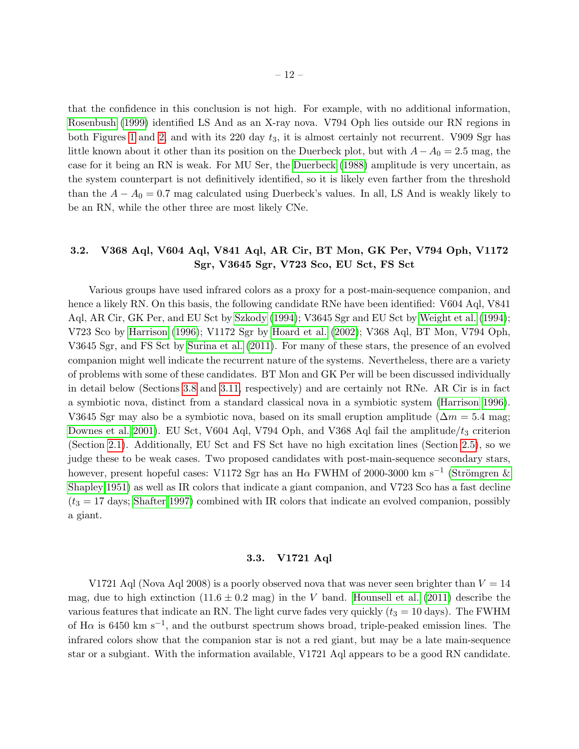that the confidence in this conclusion is not high. For example, with no additional information, Rosenbush (1999) identified LS And as an X-ray nova. V794 Oph lies outside our RN regions in both Figures 1 and 2, and with its 220 day $t_3$, it is almost certainly not recurrent. V909 Sgr has little known about it other than its position on the Duerbeck plot, but with $A - A_0 = 2.5$ mag, the case for it being an RN is weak. For MU Ser, the Duerbeck (1988) amplitude is very uncertain, as the system counterpart is not definitively identified, so it is likely even farther from the threshold than the $A - A_0 = 0.7$ mag calculated using Duerbeck's values. In all, LS And is weakly likely to be an RN, while the other three are most likely CNe.

### 3.2. V368 Aql, V604 Aql, V841 Aql, AR Cir, BT Mon, GK Per, V794 Oph, V1172 Sgr, V3645 Sgr, V723 Sco, EU Sct, FS Sct

Various groups have used infrared colors as a proxy for a post-main-sequence companion, and hence a likely RN. On this basis, the following candidate RNe have been identified: V604 Aql, V841 Aql, AR Cir, GK Per, and EU Sct by Szkody (1994); V3645 Sgr and EU Sct by Weight et al. (1994); V723 Sco by Harrison (1996); V1172 Sgr by Hoard et al. (2002); V368 Aql, BT Mon, V794 Oph, V3645 Sgr, and FS Sct by Surina et al. (2011). For many of these stars, the presence of an evolved companion might well indicate the recurrent nature of the systems. Nevertheless, there are a variety of problems with some of these candidates. BT Mon and GK Per will be been discussed individually in detail below (Sections 3.8 and 3.11, respectively) and are certainly not RNe. AR Cir is in fact a symbiotic nova, distinct from a standard classical nova in a symbiotic system (Harrison 1996). V3645 Sgr may also be a symbiotic nova, based on its small eruption amplitude ($\Delta m = 5.4$ mag; Downes et al. 2001). EU Sct, V604 Aql, V794 Oph, and V368 Aql fail the amplitude/$t_3$ criterion (Section 2.1). Additionally, EU Sct and FS Sct have no high excitation lines (Section 2.5), so we judge these to be weak cases. Two proposed candidates with post-main-sequence secondary stars, however, present hopeful cases: V1172 Sgr has an H$\alpha$ FWHM of 2000-3000 km s$^{-1}$ (Strömgren & Shapley 1951) as well as IR colors that indicate a giant companion, and V723 Sco has a fast decline ($t_3 = 17$ days; Shafter 1997) combined with IR colors that indicate an evolved companion, possibly a giant.

### 3.3. V1721 Aql

V1721 Aql (Nova Aql 2008) is a poorly observed nova that was never seen brighter than $V = 14$ mag, due to high extinction ($11.6 \pm 0.2$ mag) in the $V$ band. Hounsell et al. (2011) describe the various features that indicate an RN. The light curve fades very quickly ($t_3 = 10$ days). The FWHM of H$\alpha$ is 6450 km s$^{-1}$, and the outburst spectrum shows broad, triple-peaked emission lines. The infrared colors show that the companion star is not a red giant, but may be a late main-sequence star or a subgiant. With the information available, V1721 Aql appears to be a good RN candidate.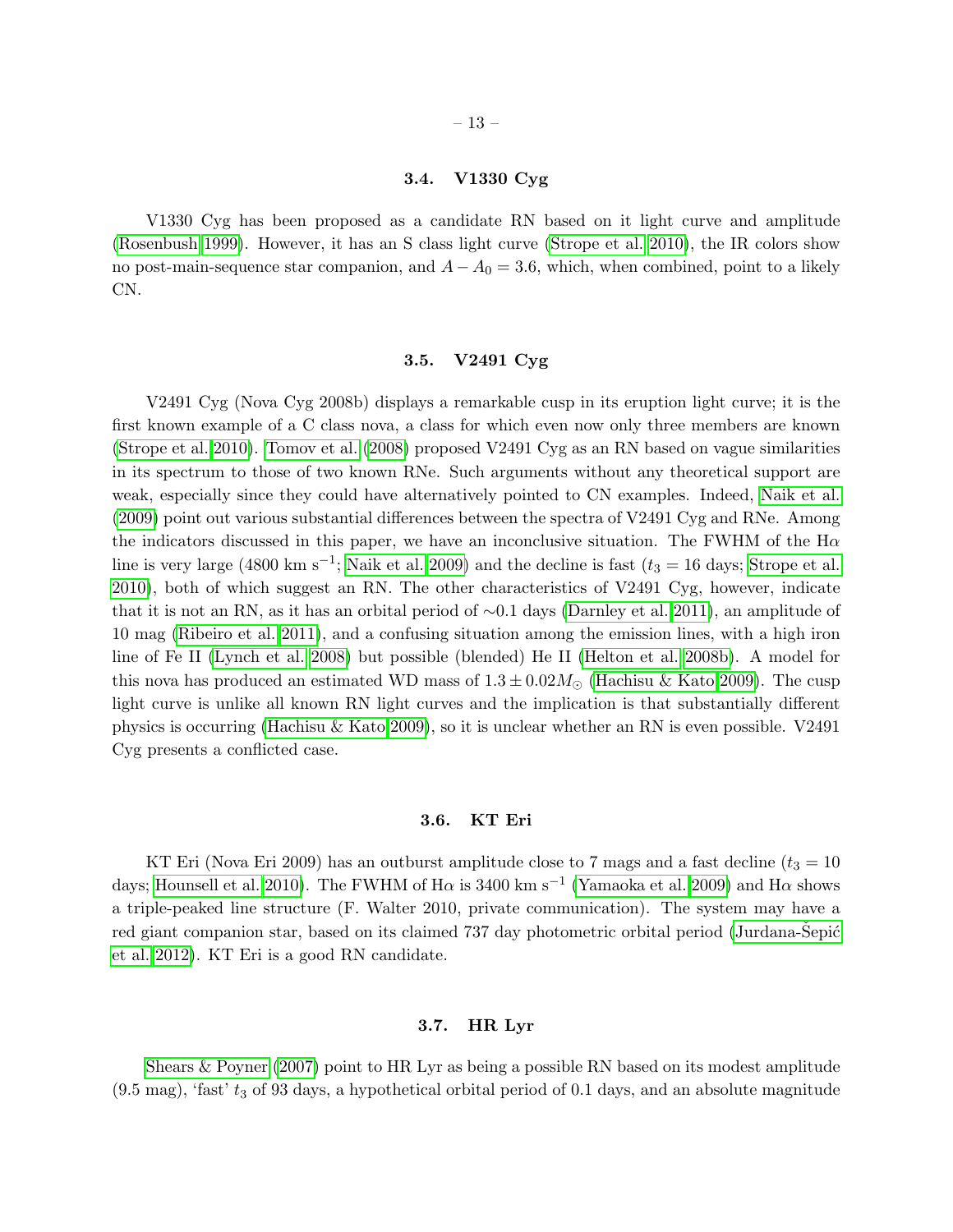### 3.4. V1330 Cyg

V1330 Cyg has been proposed as a candidate RN based on it light curve and amplitude (Rosenbush 1999). However, it has an S class light curve (Strope et al. 2010), the IR colors show no post-main-sequence star companion, and $A - A_0 = 3.6$, which, when combined, point to a likely CN.

### 3.5. V2491 Cyg

V2491 Cyg (Nova Cyg 2008b) displays a remarkable cusp in its eruption light curve; it is the first known example of a C class nova, a class for which even now only three members are known (Strope et al. 2010). Tomov et al. (2008) proposed V2491 Cyg as an RN based on vague similarities in its spectrum to those of two known RNe. Such arguments without any theoretical support are weak, especially since they could have alternatively pointed to CN examples. Indeed, Naik et al. (2009) point out various substantial differences between the spectra of V2491 Cyg and RNe. Among the indicators discussed in this paper, we have an inconclusive situation. The FWHM of the H$\alpha$ line is very large (4800 km s$^{-1}$; Naik et al. 2009) and the decline is fast ($t_3 = 16$ days; Strope et al. 2010), both of which suggest an RN. The other characteristics of V2491 Cyg, however, indicate that it is not an RN, as it has an orbital period of $\sim$0.1 days (Darnley et al. 2011), an amplitude of 10 mag (Ribeiro et al. 2011), and a confusing situation among the emission lines, with a high iron line of Fe II (Lynch et al. 2008) but possible (blended) He II (Helton et al. 2008b). A model for this nova has produced an estimated WD mass of $1.3 \pm 0.02 M_{\odot}$ (Hachisu & Kato 2009). The cusp light curve is unlike all known RN light curves and the implication is that substantially different physics is occurring (Hachisu & Kato 2009), so it is unclear whether an RN is even possible. V2491 Cyg presents a conflicted case.

### 3.6. KT Eri

KT Eri (Nova Eri 2009) has an outburst amplitude close to 7 mags and a fast decline ($t_3 = 10$ days; Hounsell et al. 2010). The FWHM of H$\alpha$ is 3400 km s$^{-1}$ (Yamaoka et al. 2009) and H$\alpha$ shows a triple-peaked line structure (F. Walter 2010, private communication). The system may have a red giant companion star, based on its claimed 737 day photometric orbital period (Jurdana-Šepić et al. 2012). KT Eri is a good RN candidate.

### 3.7. HR Lyr

Shears & Poyner (2007) point to HR Lyr as being a possible RN based on its modest amplitude (9.5 mag), 'fast' $t_3$ of 93 days, a hypothetical orbital period of 0.1 days, and an absolute magnitude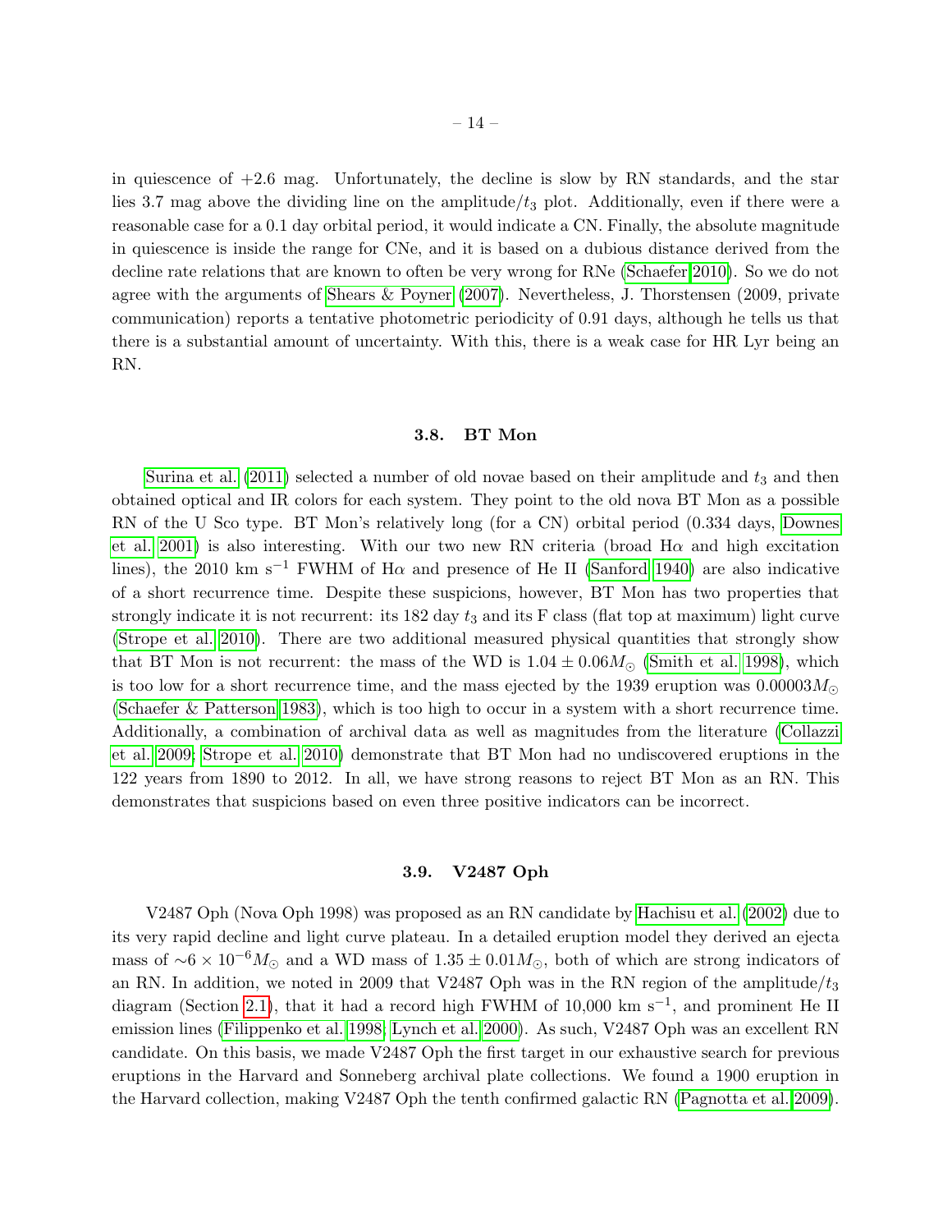in quiescence of +2.6 mag. Unfortunately, the decline is slow by RN standards, and the star lies 3.7 mag above the dividing line on the amplitude/$t_3$ plot. Additionally, even if there were a reasonable case for a 0.1 day orbital period, it would indicate a CN. Finally, the absolute magnitude in quiescence is inside the range for CNe, and it is based on a dubious distance derived from the decline rate relations that are known to often be very wrong for RNe (Schaefer 2010). So we do not agree with the arguments of Shears & Poyner (2007). Nevertheless, J. Thorstensen (2009, private communication) reports a tentative photometric periodicity of 0.91 days, although he tells us that there is a substantial amount of uncertainty. With this, there is a weak case for HR Lyr being an RN.

### 3.8. BT Mon

Surina et al. (2011) selected a number of old novae based on their amplitude and $t_3$ and then obtained optical and IR colors for each system. They point to the old nova BT Mon as a possible RN of the U Sco type. BT Mon's relatively long (for a CN) orbital period (0.334 days, Downes et al. 2001) is also interesting. With our two new RN criteria (broad H$\alpha$ and high excitation lines), the 2010 km s$^{-1}$ FWHM of H$\alpha$ and presence of He II (Sanford 1940) are also indicative of a short recurrence time. Despite these suspicions, however, BT Mon has two properties that strongly indicate it is not recurrent: its 182 day $t_3$ and its F class (flat top at maximum) light curve (Strope et al. 2010). There are two additional measured physical quantities that strongly show that BT Mon is not recurrent: the mass of the WD is $1.04 \pm 0.06 M_{\odot}$ (Smith et al. 1998), which is too low for a short recurrence time, and the mass ejected by the 1939 eruption was $0.00003 M_{\odot}$ (Schaefer & Patterson 1983), which is too high to occur in a system with a short recurrence time. Additionally, a combination of archival data as well as magnitudes from the literature (Collazzi et al. 2009; Strope et al. 2010) demonstrate that BT Mon had no undiscovered eruptions in the 122 years from 1890 to 2012. In all, we have strong reasons to reject BT Mon as an RN. This demonstrates that suspicions based on even three positive indicators can be incorrect.

### 3.9. V2487 Oph

V2487 Oph (Nova Oph 1998) was proposed as an RN candidate by Hachisu et al. (2002) due to its very rapid decline and light curve plateau. In a detailed eruption model they derived an ejecta mass of $\sim 6 \times 10^{-6} M_{\odot}$ and a WD mass of $1.35 \pm 0.01 M_{\odot}$, both of which are strong indicators of an RN. In addition, we noted in 2009 that V2487 Oph was in the RN region of the amplitude/$t_3$ diagram (Section 2.1), that it had a record high FWHM of 10,000 km s$^{-1}$, and prominent He II emission lines (Filippenko et al. 1998; Lynch et al. 2000). As such, V2487 Oph was an excellent RN candidate. On this basis, we made V2487 Oph the first target in our exhaustive search for previous eruptions in the Harvard and Sonneberg archival plate collections. We found a 1900 eruption in the Harvard collection, making V2487 Oph the tenth confirmed galactic RN (Pagnotta et al. 2009).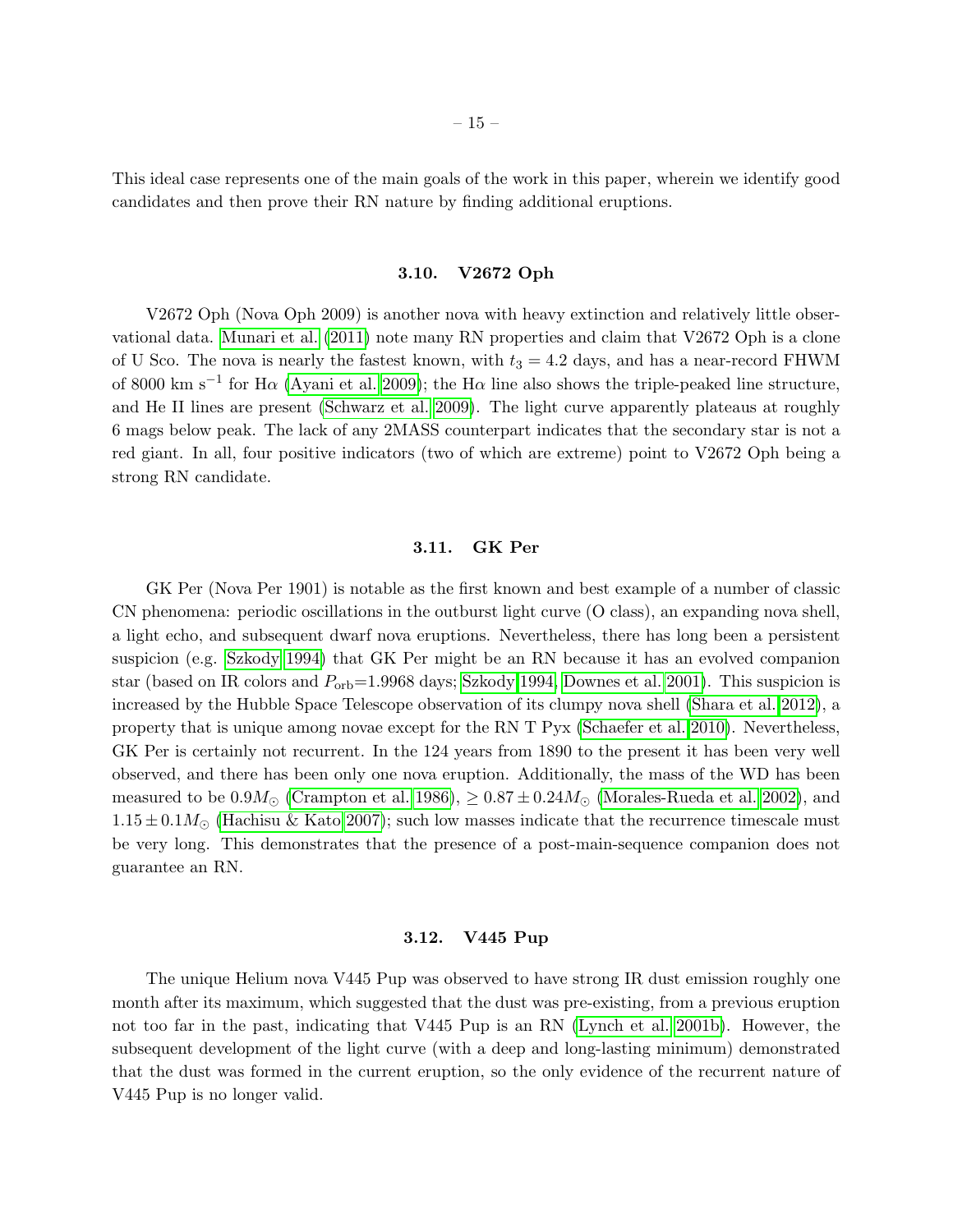This ideal case represents one of the main goals of the work in this paper, wherein we identify good candidates and then prove their RN nature by finding additional eruptions.

### 3.10. V2672 Oph

V2672 Oph (Nova Oph 2009) is another nova with heavy extinction and relatively little observational data. Munari et al. (2011) note many RN properties and claim that V2672 Oph is a clone of U Sco. The nova is nearly the fastest known, with $t_3 = 4.2$ days, and has a near-record FHWM of 8000 km s$^{-1}$ for H$\alpha$ (Ayani et al. 2009); the H$\alpha$ line also shows the triple-peaked line structure, and He II lines are present (Schwarz et al. 2009). The light curve apparently plateaus at roughly 6 mags below peak. The lack of any 2MASS counterpart indicates that the secondary star is not a red giant. In all, four positive indicators (two of which are extreme) point to V2672 Oph being a strong RN candidate.

### 3.11. GK Per

GK Per (Nova Per 1901) is notable as the first known and best example of a number of classic CN phenomena: periodic oscillations in the outburst light curve (O class), an expanding nova shell, a light echo, and subsequent dwarf nova eruptions. Nevertheless, there has long been a persistent suspicion (e.g. Szkody 1994) that GK Per might be an RN because it has an evolved companion star (based on IR colors and $P_{\rm orb}$=1.9968 days; Szkody 1994, Downes et al. 2001). This suspicion is increased by the Hubble Space Telescope observation of its clumpy nova shell (Shara et al. 2012), a property that is unique among novae except for the RN T Pyx (Schaefer et al. 2010). Nevertheless, GK Per is certainly not recurrent. In the 124 years from 1890 to the present it has been very well observed, and there has been only one nova eruption. Additionally, the mass of the WD has been measured to be $0.9M_{\odot}$ (Crampton et al. 1986), $\geq 0.87 \pm 0.24M_{\odot}$ (Morales-Rueda et al. 2002), and $1.15 \pm 0.1M_{\odot}$ (Hachisu & Kato 2007); such low masses indicate that the recurrence timescale must be very long. This demonstrates that the presence of a post-main-sequence companion does not guarantee an RN.

### 3.12. V445 Pup

The unique Helium nova V445 Pup was observed to have strong IR dust emission roughly one month after its maximum, which suggested that the dust was pre-existing, from a previous eruption not too far in the past, indicating that V445 Pup is an RN (Lynch et al. 2001b). However, the subsequent development of the light curve (with a deep and long-lasting minimum) demonstrated that the dust was formed in the current eruption, so the only evidence of the recurrent nature of V445 Pup is no longer valid.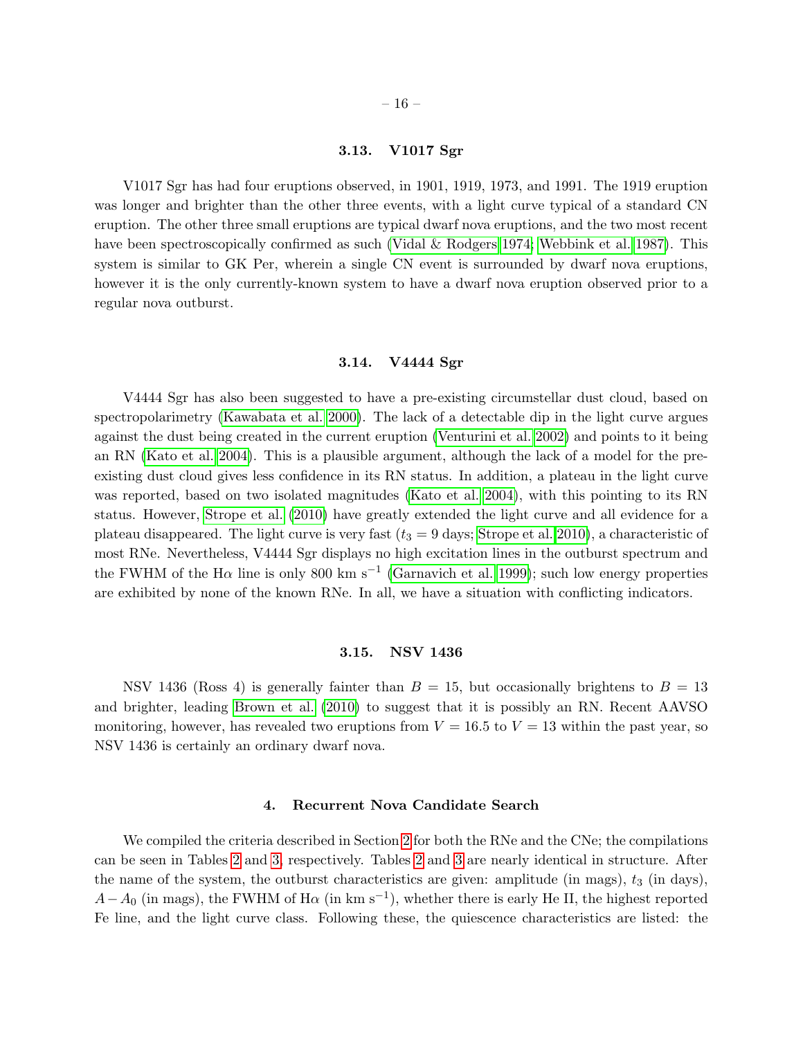### 3.13. V1017 Sgr

V1017 Sgr has had four eruptions observed, in 1901, 1919, 1973, and 1991. The 1919 eruption was longer and brighter than the other three events, with a light curve typical of a standard CN eruption. The other three small eruptions are typical dwarf nova eruptions, and the two most recent have been spectroscopically confirmed as such (Vidal & Rodgers 1974; Webbink et al. 1987). This system is similar to GK Per, wherein a single CN event is surrounded by dwarf nova eruptions, however it is the only currently-known system to have a dwarf nova eruption observed prior to a regular nova outburst.

### 3.14. V4444 Sgr

V4444 Sgr has also been suggested to have a pre-existing circumstellar dust cloud, based on spectropolarimetry (Kawabata et al. 2000). The lack of a detectable dip in the light curve argues against the dust being created in the current eruption (Venturini et al. 2002) and points to it being an RN (Kato et al. 2004). This is a plausible argument, although the lack of a model for the pre-existing dust cloud gives less confidence in its RN status. In addition, a plateau in the light curve was reported, based on two isolated magnitudes (Kato et al. 2004), with this pointing to its RN status. However, Strope et al. (2010) have greatly extended the light curve and all evidence for a plateau disappeared. The light curve is very fast ($t_3 = 9$ days; Strope et al. 2010), a characteristic of most RNe. Nevertheless, V4444 Sgr displays no high excitation lines in the outburst spectrum and the FWHM of the H$\alpha$ line is only 800 km s$^{-1}$ (Garnavich et al. 1999); such low energy properties are exhibited by none of the known RNe. In all, we have a situation with conflicting indicators.

### 3.15. NSV 1436

NSV 1436 (Ross 4) is generally fainter than $B = 15$, but occasionally brightens to $B = 13$ and brighter, leading Brown et al. (2010) to suggest that it is possibly an RN. Recent AAVSO monitoring, however, has revealed two eruptions from $V = 16.5$ to $V = 13$ within the past year, so NSV 1436 is certainly an ordinary dwarf nova.

## 4. Recurrent Nova Candidate Search

We compiled the criteria described in Section 2 for both the RNe and the CNe; the compilations can be seen in Tables 2 and 3, respectively. Tables 2 and 3 are nearly identical in structure. After the name of the system, the outburst characteristics are given: amplitude (in mags), $t_3$ (in days), $A - A_0$ (in mags), the FWHM of H$\alpha$ (in km s$^{-1}$), whether there is early He II, the highest reported Fe line, and the light curve class. Following these, the quiescence characteristics are listed: the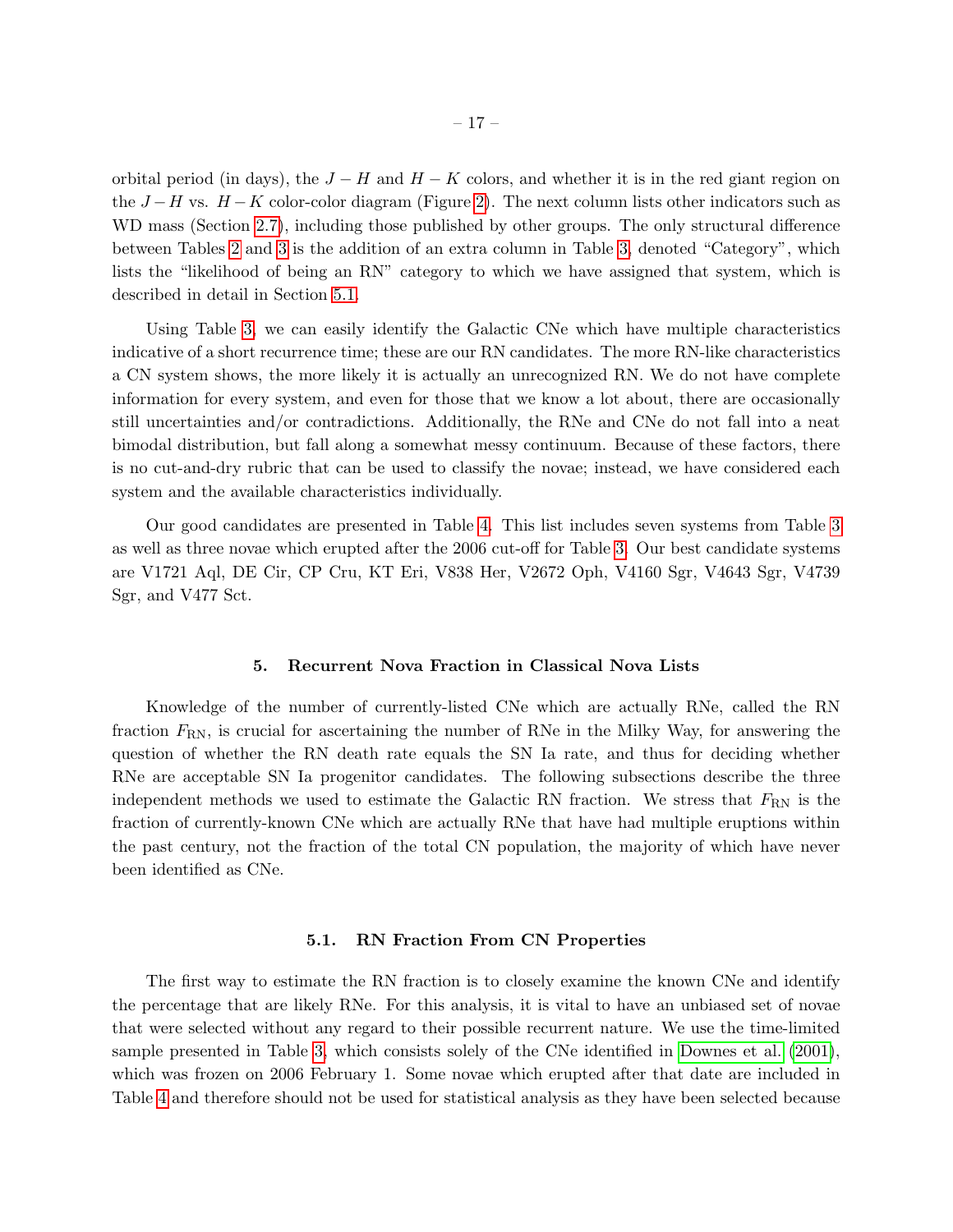orbital period (in days), the $J - H$ and $H - K$ colors, and whether it is in the red giant region on the $J - H$ vs. $H - K$ color-color diagram (Figure 2). The next column lists other indicators such as WD mass (Section 2.7), including those published by other groups. The only structural difference between Tables 2 and 3 is the addition of an extra column in Table 3, denoted "Category", which lists the "likelihood of being an RN" category to which we have assigned that system, which is described in detail in Section 5.1.

Using Table 3, we can easily identify the Galactic CNe which have multiple characteristics indicative of a short recurrence time; these are our RN candidates. The more RN-like characteristics a CN system shows, the more likely it is actually an unrecognized RN. We do not have complete information for every system, and even for those that we know a lot about, there are occasionally still uncertainties and/or contradictions. Additionally, the RNe and CNe do not fall into a neat bimodal distribution, but fall along a somewhat messy continuum. Because of these factors, there is no cut-and-dry rubric that can be used to classify the novae; instead, we have considered each system and the available characteristics individually.

Our good candidates are presented in Table 4. This list includes seven systems from Table 3 as well as three novae which erupted after the 2006 cut-off for Table 3. Our best candidate systems are V1721 Aql, DE Cir, CP Cru, KT Eri, V838 Her, V2672 Oph, V4160 Sgr, V4643 Sgr, V4739 Sgr, and V477 Sct.

## 5. Recurrent Nova Fraction in Classical Nova Lists

Knowledge of the number of currently-listed CNe which are actually RNe, called the RN fraction $F_{\rm RN}$, is crucial for ascertaining the number of RNe in the Milky Way, for answering the question of whether the RN death rate equals the SN Ia rate, and thus for deciding whether RNe are acceptable SN Ia progenitor candidates. The following subsections describe the three independent methods we used to estimate the Galactic RN fraction. We stress that $F_{\rm RN}$ is the fraction of currently-known CNe which are actually RNe that have had multiple eruptions within the past century, not the fraction of the total CN population, the majority of which have never been identified as CNe.

### 5.1. RN Fraction From CN Properties

The first way to estimate the RN fraction is to closely examine the known CNe and identify the percentage that are likely RNe. For this analysis, it is vital to have an unbiased set of novae that were selected without any regard to their possible recurrent nature. We use the time-limited sample presented in Table 3, which consists solely of the CNe identified in Downes et al. (2001), which was frozen on 2006 February 1. Some novae which erupted after that date are included in Table 4 and therefore should not be used for statistical analysis as they have been selected because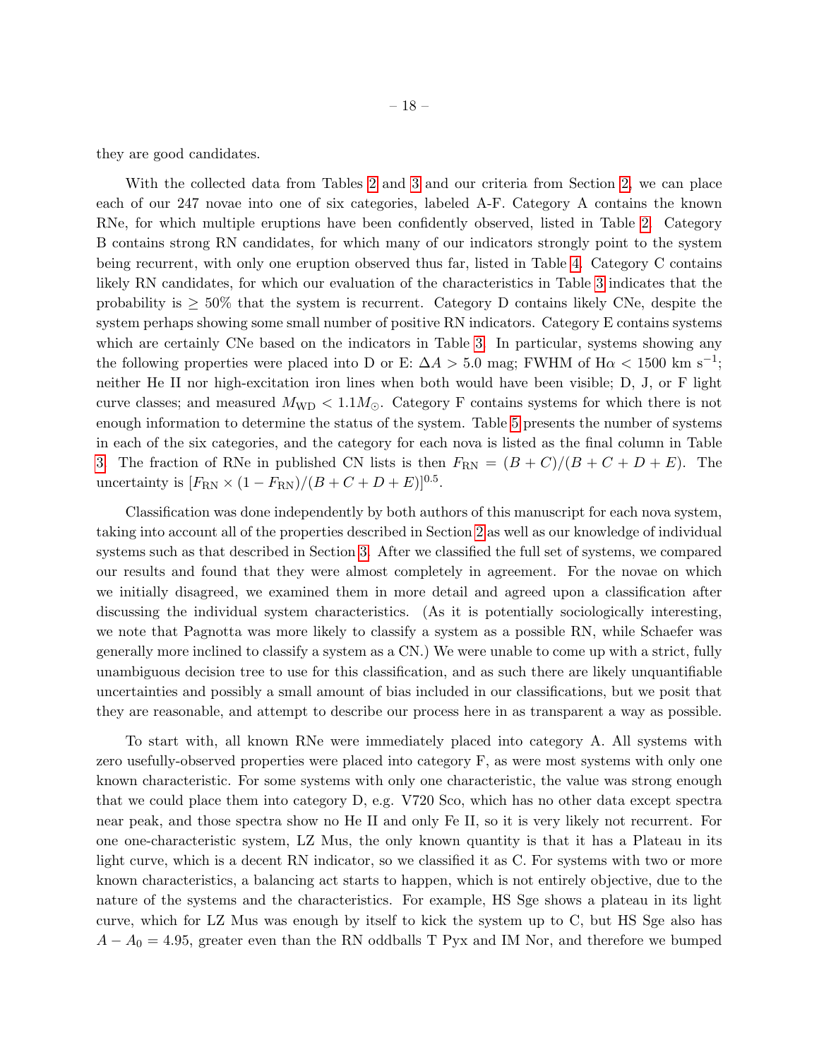they are good candidates.

With the collected data from Tables 2 and 3 and our criteria from Section 2, we can place each of our 247 novae into one of six categories, labeled A-F. Category A contains the known RNe, for which multiple eruptions have been confidently observed, listed in Table 2. Category B contains strong RN candidates, for which many of our indicators strongly point to the system being recurrent, with only one eruption observed thus far, listed in Table 4. Category C contains likely RN candidates, for which our evaluation of the characteristics in Table 3 indicates that the probability is $\geq 50\%$ that the system is recurrent. Category D contains likely CNe, despite the system perhaps showing some small number of positive RN indicators. Category E contains systems which are certainly CNe based on the indicators in Table 3. In particular, systems showing any the following properties were placed into D or E: $\Delta A > 5.0$ mag; FWHM of H$\alpha$ $< 1500$ km s$^{-1}$; neither He II nor high-excitation iron lines when both would have been visible; D, J, or F light curve classes; and measured $M_{\rm WD} < 1.1 M_{\odot}$. Category F contains systems for which there is not enough information to determine the status of the system. Table 5 presents the number of systems in each of the six categories, and the category for each nova is listed as the final column in Table 3. The fraction of RNe in published CN lists is then $F_{\rm RN} = (B + C)/(B + C + D + E)$. The uncertainty is $[F_{\rm RN} \times (1 - F_{\rm RN})/(B + C + D + E)]^{0.5}$.

Classification was done independently by both authors of this manuscript for each nova system, taking into account all of the properties described in Section 2 as well as our knowledge of individual systems such as that described in Section 3. After we classified the full set of systems, we compared our results and found that they were almost completely in agreement. For the novae on which we initially disagreed, we examined them in more detail and agreed upon a classification after discussing the individual system characteristics. (As it is potentially sociologically interesting, we note that Pagnotta was more likely to classify a system as a possible RN, while Schaefer was generally more inclined to classify a system as a CN.) We were unable to come up with a strict, fully unambiguous decision tree to use for this classification, and as such there are likely unquantifiable uncertainties and possibly a small amount of bias included in our classifications, but we posit that they are reasonable, and attempt to describe our process here in as transparent a way as possible.

To start with, all known RNe were immediately placed into category A. All systems with zero usefully-observed properties were placed into category F, as were most systems with only one known characteristic. For some systems with only one characteristic, the value was strong enough that we could place them into category D, e.g. V720 Sco, which has no other data except spectra near peak, and those spectra show no He II and only Fe II, so it is very likely not recurrent. For one one-characteristic system, LZ Mus, the only known quantity is that it has a Plateau in its light curve, which is a decent RN indicator, so we classified it as C. For systems with two or more known characteristics, a balancing act starts to happen, which is not entirely objective, due to the nature of the systems and the characteristics. For example, HS Sge shows a plateau in its light curve, which for LZ Mus was enough by itself to kick the system up to C, but HS Sge also has $A - A_0 = 4.95$, greater even than the RN oddballs T Pyx and IM Nor, and therefore we bumped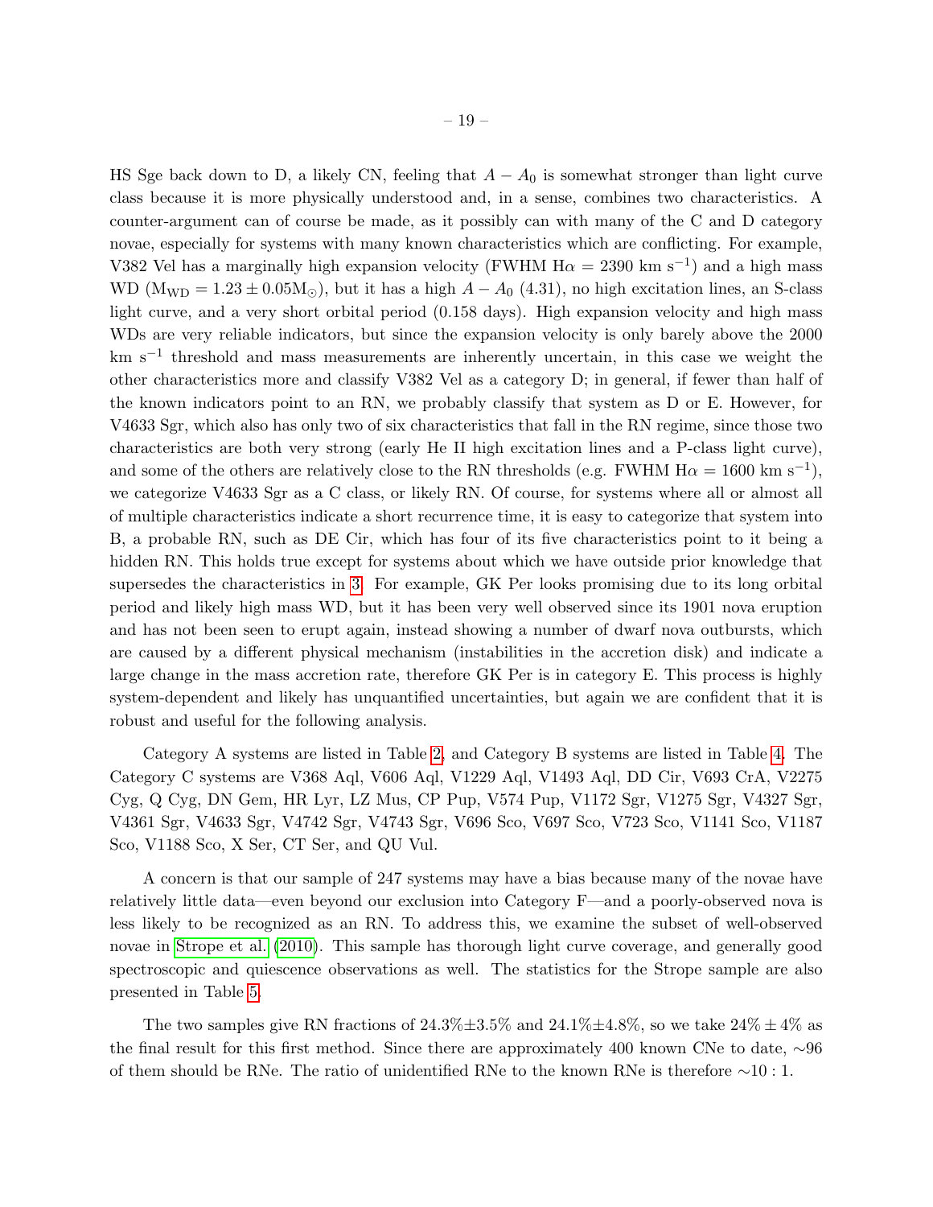HS Sge back down to D, a likely CN, feeling that $A - A_0$ is somewhat stronger than light curve class because it is more physically understood and, in a sense, combines two characteristics. A counter-argument can of course be made, as it possibly can with many of the C and D category novae, especially for systems with many known characteristics which are conflicting. For example, V382 Vel has a marginally high expansion velocity (FWHM H$\alpha$ = 2390 km s$^{-1}$) and a high mass WD ($M_{WD} = 1.23 \pm 0.05 M_{\odot}$), but it has a high $A - A_0$ (4.31), no high excitation lines, an S-class light curve, and a very short orbital period (0.158 days). High expansion velocity and high mass WDs are very reliable indicators, but since the expansion velocity is only barely above the 2000 km s$^{-1}$ threshold and mass measurements are inherently uncertain, in this case we weight the other characteristics more and classify V382 Vel as a category D; in general, if fewer than half of the known indicators point to an RN, we probably classify that system as D or E. However, for V4633 Sgr, which also has only two of six characteristics that fall in the RN regime, since those two characteristics are both very strong (early He II high excitation lines and a P-class light curve), and some of the others are relatively close to the RN thresholds (e.g. FWHM H$\alpha$ = 1600 km s$^{-1}$), we categorize V4633 Sgr as a C class, or likely RN. Of course, for systems where all or almost all of multiple characteristics indicate a short recurrence time, it is easy to categorize that system into B, a probable RN, such as DE Cir, which has four of its five characteristics point to it being a hidden RN. This holds true except for systems about which we have outside prior knowledge that supersedes the characteristics in 3. For example, GK Per looks promising due to its long orbital period and likely high mass WD, but it has been very well observed since its 1901 nova eruption and has not been seen to erupt again, instead showing a number of dwarf nova outbursts, which are caused by a different physical mechanism (instabilities in the accretion disk) and indicate a large change in the mass accretion rate, therefore GK Per is in category E. This process is highly system-dependent and likely has unquantified uncertainties, but again we are confident that it is robust and useful for the following analysis.

Category A systems are listed in Table 2, and Category B systems are listed in Table 4. The Category C systems are V368 Aql, V606 Aql, V1229 Aql, V1493 Aql, DD Cir, V693 CrA, V2275 Cyg, Q Cyg, DN Gem, HR Lyr, LZ Mus, CP Pup, V574 Pup, V1172 Sgr, V1275 Sgr, V4327 Sgr, V4361 Sgr, V4633 Sgr, V4742 Sgr, V4743 Sgr, V696 Sco, V697 Sco, V723 Sco, V1141 Sco, V1187 Sco, V1188 Sco, X Ser, CT Ser, and QU Vul.

A concern is that our sample of 247 systems may have a bias because many of the novae have relatively little data—even beyond our exclusion into Category F—and a poorly-observed nova is less likely to be recognized as an RN. To address this, we examine the subset of well-observed novae in Strope et al. (2010). This sample has thorough light curve coverage, and generally good spectroscopic and quiescence observations as well. The statistics for the Strope sample are also presented in Table 5.

The two samples give RN fractions of 24.3%±3.5% and 24.1%±4.8%, so we take $24\% \pm 4\%$ as the final result for this first method. Since there are approximately 400 known CNe to date, ∼96 of them should be RNe. The ratio of unidentified RNe to the known RNe is therefore ∼10 : 1.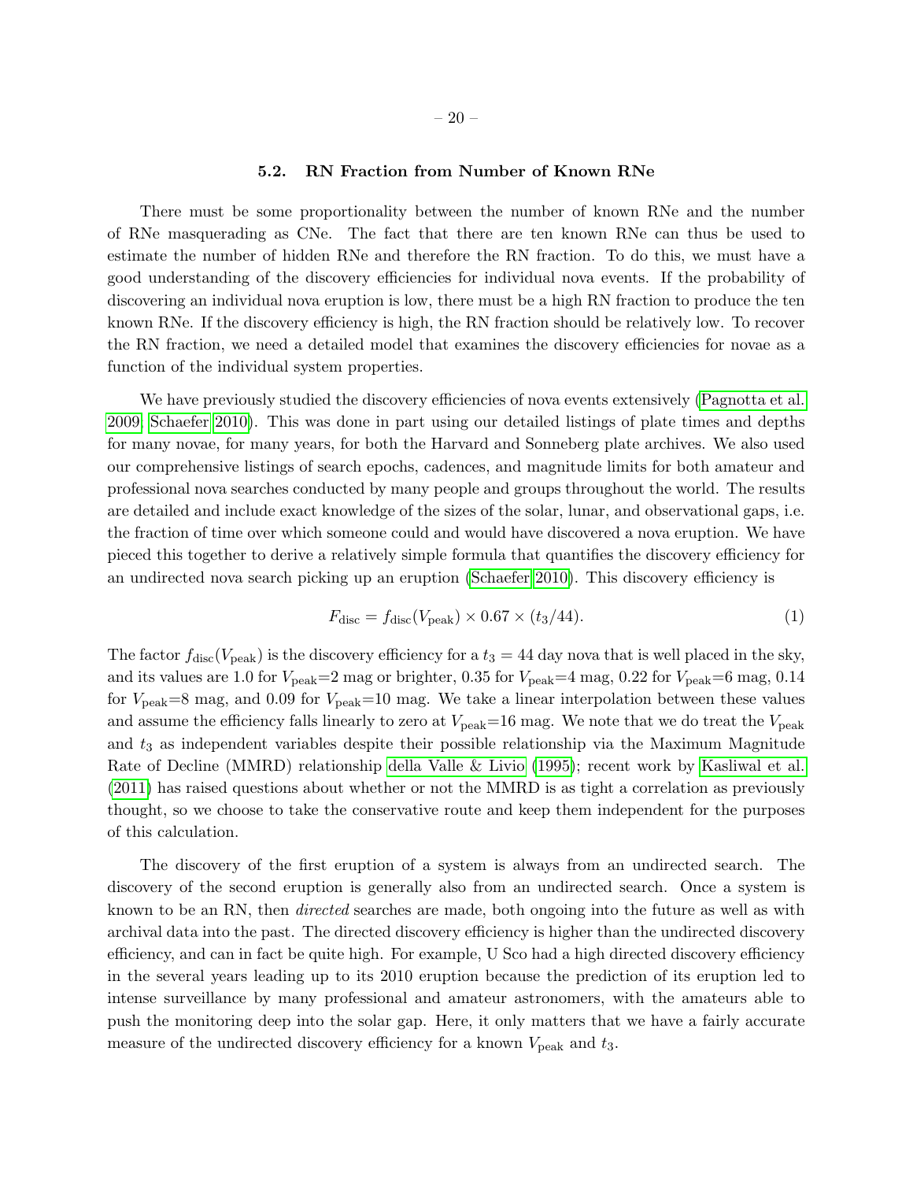### 5.2. RN Fraction from Number of Known RNe

There must be some proportionality between the number of known RNe and the number of RNe masquerading as CNe. The fact that there are ten known RNe can thus be used to estimate the number of hidden RNe and therefore the RN fraction. To do this, we must have a good understanding of the discovery efficiencies for individual nova events. If the probability of discovering an individual nova eruption is low, there must be a high RN fraction to produce the ten known RNe. If the discovery efficiency is high, the RN fraction should be relatively low. To recover the RN fraction, we need a detailed model that examines the discovery efficiencies for novae as a function of the individual system properties.

We have previously studied the discovery efficiencies of nova events extensively (Pagnotta et al. 2009; Schaefer 2010). This was done in part using our detailed listings of plate times and depths for many novae, for many years, for both the Harvard and Sonneberg plate archives. We also used our comprehensive listings of search epochs, cadences, and magnitude limits for both amateur and professional nova searches conducted by many people and groups throughout the world. The results are detailed and include exact knowledge of the sizes of the solar, lunar, and observational gaps, i.e. the fraction of time over which someone could and would have discovered a nova eruption. We have pieced this together to derive a relatively simple formula that quantifies the discovery efficiency for an undirected nova search picking up an eruption (Schaefer 2010). This discovery efficiency is

$$F_{\rm disc} = f_{\rm disc}(V_{\rm peak}) \times 0.67 \times (t_3/44). \tag{1}$$

The factor $f_{\rm disc}(V_{\rm peak})$ is the discovery efficiency for a $t_3 = 44$ day nova that is well placed in the sky, and its values are 1.0 for $V_{\rm peak}$=2 mag or brighter, 0.35 for $V_{\rm peak}$=4 mag, 0.22 for $V_{\rm peak}$=6 mag, 0.14 for $V_{\rm peak}$=8 mag, and 0.09 for $V_{\rm peak}$=10 mag. We take a linear interpolation between these values and assume the efficiency falls linearly to zero at $V_{\rm peak}$=16 mag. We note that we do treat the $V_{\rm peak}$ and $t_3$ as independent variables despite their possible relationship via the Maximum Magnitude Rate of Decline (MMRD) relationship della Valle & Livio (1995); recent work by Kasliwal et al. (2011) has raised questions about whether or not the MMRD is as tight a correlation as previously thought, so we choose to take the conservative route and keep them independent for the purposes of this calculation.

The discovery of the first eruption of a system is always from an undirected search. The discovery of the second eruption is generally also from an undirected search. Once a system is known to be an RN, then *directed* searches are made, both ongoing into the future as well as with archival data into the past. The directed discovery efficiency is higher than the undirected discovery efficiency, and can in fact be quite high. For example, U Sco had a high directed discovery efficiency in the several years leading up to its 2010 eruption because the prediction of its eruption led to intense surveillance by many professional and amateur astronomers, with the amateurs able to push the monitoring deep into the solar gap. Here, it only matters that we have a fairly accurate measure of the undirected discovery efficiency for a known $V_{\rm peak}$ and $t_3$.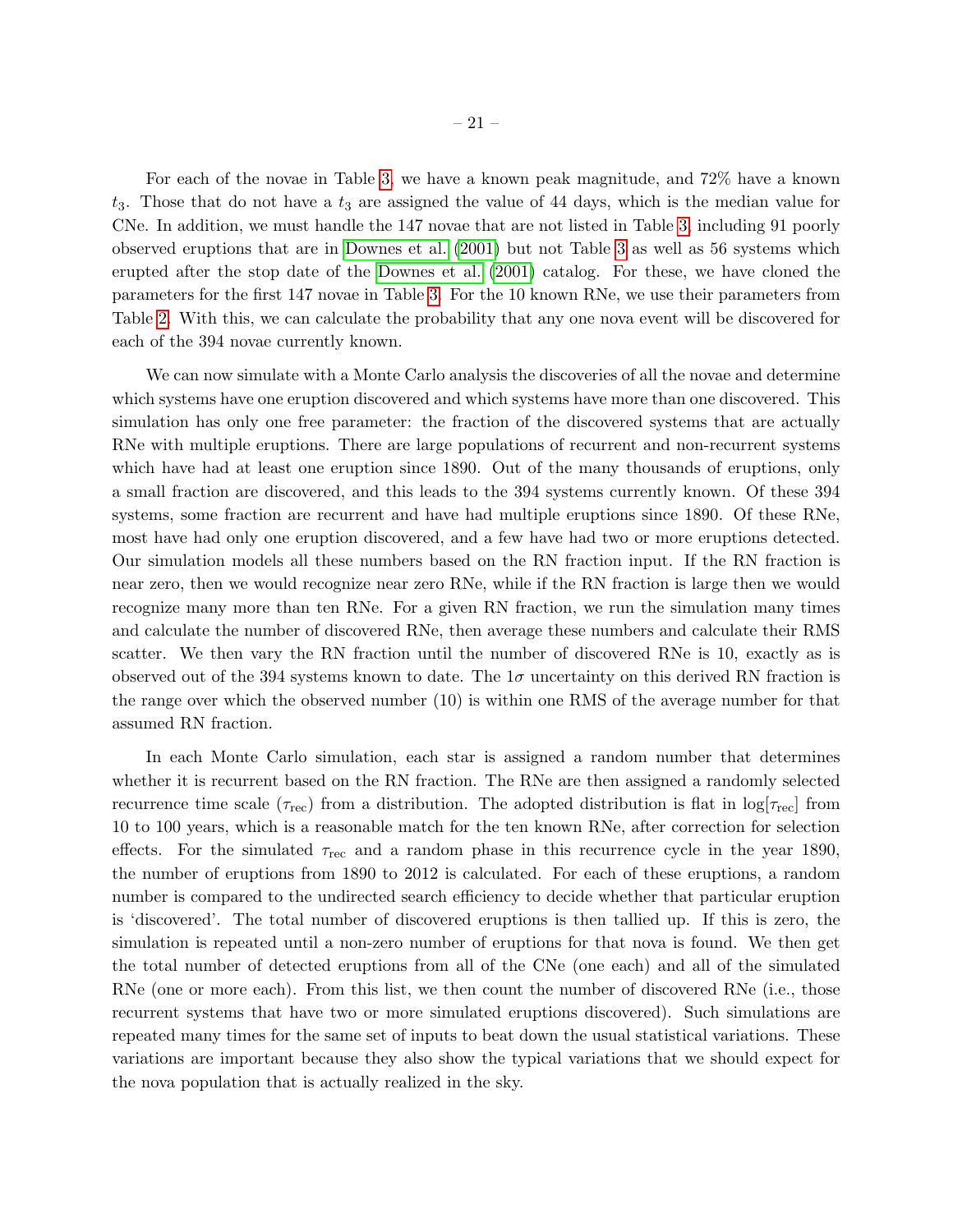For each of the novae in Table 3, we have a known peak magnitude, and 72% have a known $t_3$. Those that do not have a $t_3$ are assigned the value of 44 days, which is the median value for CNe. In addition, we must handle the 147 novae that are not listed in Table 3, including 91 poorly observed eruptions that are in Downes et al. (2001) but not Table 3 as well as 56 systems which erupted after the stop date of the Downes et al. (2001) catalog. For these, we have cloned the parameters for the first 147 novae in Table 3. For the 10 known RNe, we use their parameters from Table 2. With this, we can calculate the probability that any one nova event will be discovered for each of the 394 novae currently known.

We can now simulate with a Monte Carlo analysis the discoveries of all the novae and determine which systems have one eruption discovered and which systems have more than one discovered. This simulation has only one free parameter: the fraction of the discovered systems that are actually RNe with multiple eruptions. There are large populations of recurrent and non-recurrent systems which have had at least one eruption since 1890. Out of the many thousands of eruptions, only a small fraction are discovered, and this leads to the 394 systems currently known. Of these 394 systems, some fraction are recurrent and have had multiple eruptions since 1890. Of these RNe, most have had only one eruption discovered, and a few have had two or more eruptions detected. Our simulation models all these numbers based on the RN fraction input. If the RN fraction is near zero, then we would recognize near zero RNe, while if the RN fraction is large then we would recognize many more than ten RNe. For a given RN fraction, we run the simulation many times and calculate the number of discovered RNe, then average these numbers and calculate their RMS scatter. We then vary the RN fraction until the number of discovered RNe is 10, exactly as is observed out of the 394 systems known to date. The $1\sigma$ uncertainty on this derived RN fraction is the range over which the observed number (10) is within one RMS of the average number for that assumed RN fraction.

In each Monte Carlo simulation, each star is assigned a random number that determines whether it is recurrent based on the RN fraction. The RNe are then assigned a randomly selected recurrence time scale ($\tau_{\rm rec}$) from a distribution. The adopted distribution is flat in $\log[\tau_{\rm rec}]$ from 10 to 100 years, which is a reasonable match for the ten known RNe, after correction for selection effects. For the simulated $\tau_{\rm rec}$ and a random phase in this recurrence cycle in the year 1890, the number of eruptions from 1890 to 2012 is calculated. For each of these eruptions, a random number is compared to the undirected search efficiency to decide whether that particular eruption is 'discovered'. The total number of discovered eruptions is then tallied up. If this is zero, the simulation is repeated until a non-zero number of eruptions for that nova is found. We then get the total number of detected eruptions from all of the CNe (one each) and all of the simulated RNe (one or more each). From this list, we then count the number of discovered RNe (i.e., those recurrent systems that have two or more simulated eruptions discovered). Such simulations are repeated many times for the same set of inputs to beat down the usual statistical variations. These variations are important because they also show the typical variations that we should expect for the nova population that is actually realized in the sky.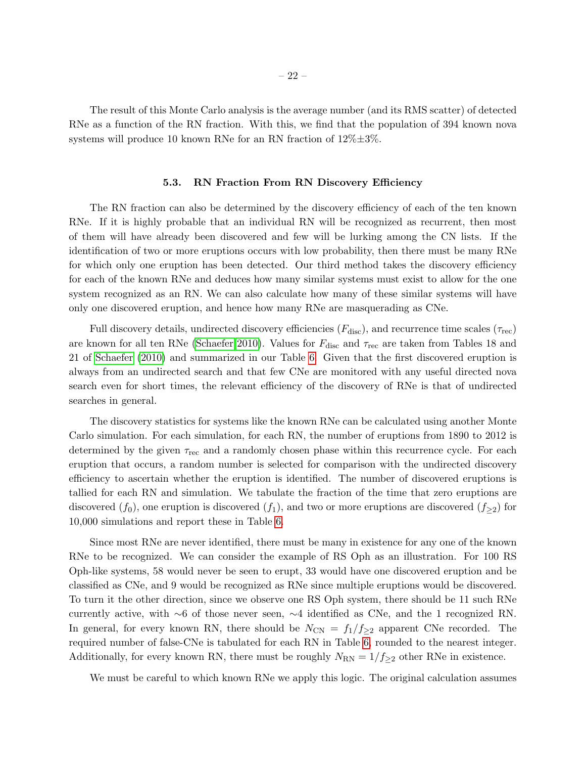The result of this Monte Carlo analysis is the average number (and its RMS scatter) of detected RNe as a function of the RN fraction. With this, we find that the population of 394 known nova systems will produce 10 known RNe for an RN fraction of 12%±3%.

### 5.3. RN Fraction From RN Discovery Efficiency

The RN fraction can also be determined by the discovery efficiency of each of the ten known RNe. If it is highly probable that an individual RN will be recognized as recurrent, then most of them will have already been discovered and few will be lurking among the CN lists. If the identification of two or more eruptions occurs with low probability, then there must be many RNe for which only one eruption has been detected. Our third method takes the discovery efficiency for each of the known RNe and deduces how many similar systems must exist to allow for the one system recognized as an RN. We can also calculate how many of these similar systems will have only one discovered eruption, and hence how many RNe are masquerading as CNe.

Full discovery details, undirected discovery efficiencies ($F_{\rm disc}$), and recurrence time scales ($\tau_{\rm rec}$) are known for all ten RNe (Schaefer 2010). Values for $F_{\rm disc}$ and $\tau_{\rm rec}$ are taken from Tables 18 and 21 of Schaefer (2010) and summarized in our Table 6. Given that the first discovered eruption is always from an undirected search and that few CNe are monitored with any useful directed nova search even for short times, the relevant efficiency of the discovery of RNe is that of undirected searches in general.

The discovery statistics for systems like the known RNe can be calculated using another Monte Carlo simulation. For each simulation, for each RN, the number of eruptions from 1890 to 2012 is determined by the given $\tau_{\rm rec}$ and a randomly chosen phase within this recurrence cycle. For each eruption that occurs, a random number is selected for comparison with the undirected discovery efficiency to ascertain whether the eruption is identified. The number of discovered eruptions is tallied for each RN and simulation. We tabulate the fraction of the time that zero eruptions are discovered ($f_0$), one eruption is discovered ($f_1$), and two or more eruptions are discovered ($f_{\geq 2}$) for 10,000 simulations and report these in Table 6.

Since most RNe are never identified, there must be many in existence for any one of the known RNe to be recognized. We can consider the example of RS Oph as an illustration. For 100 RS Oph-like systems, 58 would never be seen to erupt, 33 would have one discovered eruption and be classified as CNe, and 9 would be recognized as RNe since multiple eruptions would be discovered. To turn it the other direction, since we observe one RS Oph system, there should be 11 such RNe currently active, with ∼6 of those never seen, ∼4 identified as CNe, and the 1 recognized RN. In general, for every known RN, there should be $N_{\rm CN} = f_1/f_{\geq 2}$ apparent CNe recorded. The required number of false-CNe is tabulated for each RN in Table 6, rounded to the nearest integer. Additionally, for every known RN, there must be roughly $N_{\rm RN} = 1/f_{\geq 2}$ other RNe in existence.

We must be careful to which known RNe we apply this logic. The original calculation assumes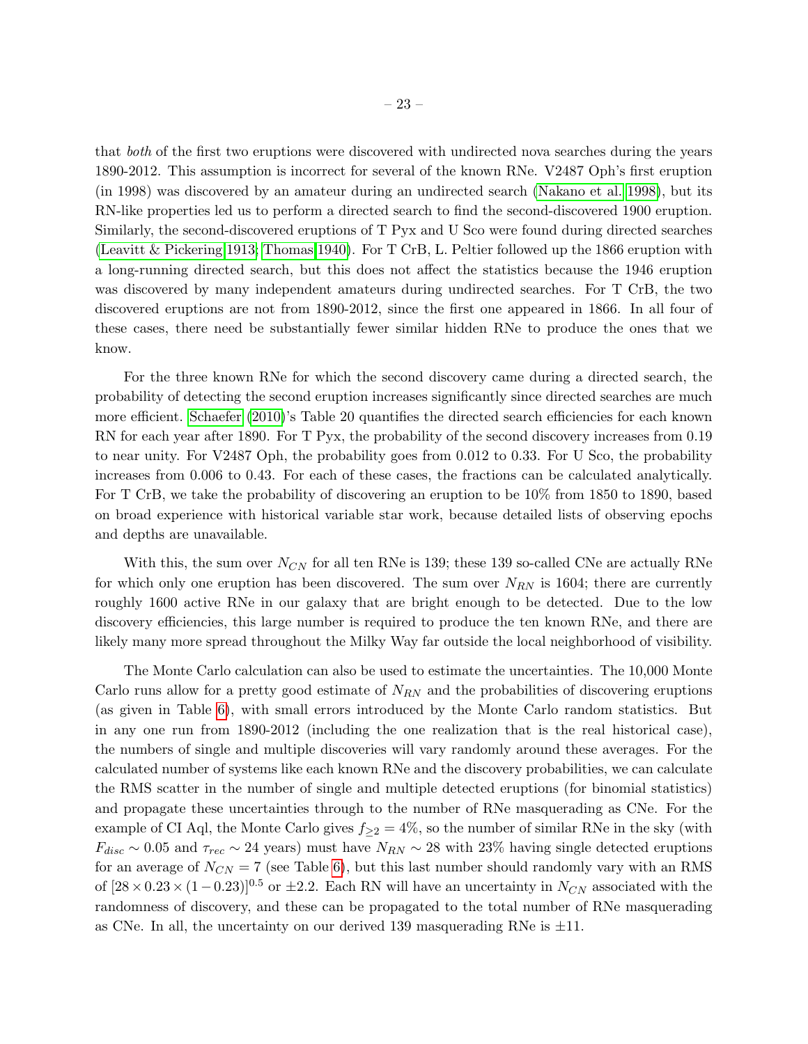that *both* of the first two eruptions were discovered with undirected nova searches during the years 1890-2012. This assumption is incorrect for several of the known RNe. V2487 Oph's first eruption (in 1998) was discovered by an amateur during an undirected search (Nakano et al. 1998), but its RN-like properties led us to perform a directed search to find the second-discovered 1900 eruption. Similarly, the second-discovered eruptions of T Pyx and U Sco were found during directed searches (Leavitt & Pickering 1913; Thomas 1940). For T CrB, L. Peltier followed up the 1866 eruption with a long-running directed search, but this does not affect the statistics because the 1946 eruption was discovered by many independent amateurs during undirected searches. For T CrB, the two discovered eruptions are not from 1890-2012, since the first one appeared in 1866. In all four of these cases, there need be substantially fewer similar hidden RNe to produce the ones that we know.

For the three known RNe for which the second discovery came during a directed search, the probability of detecting the second eruption increases significantly since directed searches are much more efficient. Schaefer (2010)'s Table 20 quantifies the directed search efficiencies for each known RN for each year after 1890. For T Pyx, the probability of the second discovery increases from 0.19 to near unity. For V2487 Oph, the probability goes from 0.012 to 0.33. For U Sco, the probability increases from 0.006 to 0.43. For each of these cases, the fractions can be calculated analytically. For T CrB, we take the probability of discovering an eruption to be 10% from 1850 to 1890, based on broad experience with historical variable star work, because detailed lists of observing epochs and depths are unavailable.

With this, the sum over $N_{CN}$ for all ten RNe is 139; these 139 so-called CNe are actually RNe for which only one eruption has been discovered. The sum over $N_{RN}$ is 1604; there are currently roughly 1600 active RNe in our galaxy that are bright enough to be detected. Due to the low discovery efficiencies, this large number is required to produce the ten known RNe, and there are likely many more spread throughout the Milky Way far outside the local neighborhood of visibility.

The Monte Carlo calculation can also be used to estimate the uncertainties. The 10,000 Monte Carlo runs allow for a pretty good estimate of $N_{RN}$ and the probabilities of discovering eruptions (as given in Table 6), with small errors introduced by the Monte Carlo random statistics. But in any one run from 1890-2012 (including the one realization that is the real historical case), the numbers of single and multiple discoveries will vary randomly around these averages. For the calculated number of systems like each known RNe and the discovery probabilities, we can calculate the RMS scatter in the number of single and multiple detected eruptions (for binomial statistics) and propagate these uncertainties through to the number of RNe masquerading as CNe. For the example of CI Aql, the Monte Carlo gives $f_{\geq 2} = 4\%$, so the number of similar RNe in the sky (with $F_{disc} \sim 0.05$ and $\tau_{rec} \sim 24$ years) must have $N_{RN} \sim 28$ with 23% having single detected eruptions for an average of $N_{CN} = 7$ (see Table 6), but this last number should randomly vary with an RMS of $[28 \times 0.23 \times (1 - 0.23)]^{0.5}$ or $\pm 2.2$. Each RN will have an uncertainty in $N_{CN}$ associated with the randomness of discovery, and these can be propagated to the total number of RNe masquerading as CNe. In all, the uncertainty on our derived 139 masquerading RNe is $\pm 11$.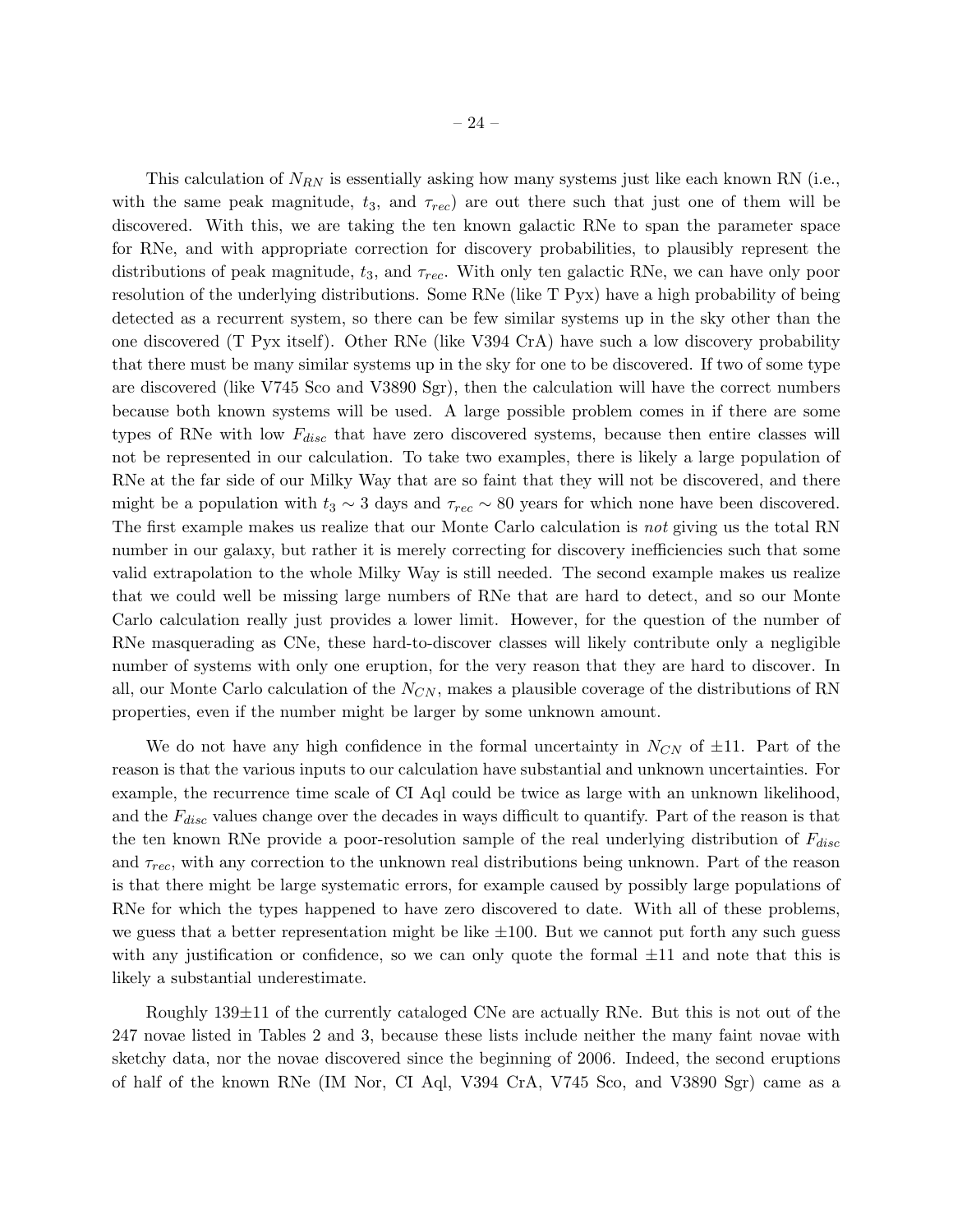This calculation of $N_{RN}$ is essentially asking how many systems just like each known RN (i.e., with the same peak magnitude, $t_3$, and $\tau_{rec}$) are out there such that just one of them will be discovered. With this, we are taking the ten known galactic RNe to span the parameter space for RNe, and with appropriate correction for discovery probabilities, to plausibly represent the distributions of peak magnitude, $t_3$, and $\tau_{rec}$. With only ten galactic RNe, we can have only poor resolution of the underlying distributions. Some RNe (like T Pyx) have a high probability of being detected as a recurrent system, so there can be few similar systems up in the sky other than the one discovered (T Pyx itself). Other RNe (like V394 CrA) have such a low discovery probability that there must be many similar systems up in the sky for one to be discovered. If two of some type are discovered (like V745 Sco and V3890 Sgr), then the calculation will have the correct numbers because both known systems will be used. A large possible problem comes in if there are some types of RNe with low $F_{disc}$ that have zero discovered systems, because then entire classes will not be represented in our calculation. To take two examples, there is likely a large population of RNe at the far side of our Milky Way that are so faint that they will not be discovered, and there might be a population with $t_3 \sim 3$ days and $\tau_{rec} \sim 80$ years for which none have been discovered. The first example makes us realize that our Monte Carlo calculation is *not* giving us the total RN number in our galaxy, but rather it is merely correcting for discovery inefficiencies such that some valid extrapolation to the whole Milky Way is still needed. The second example makes us realize that we could well be missing large numbers of RNe that are hard to detect, and so our Monte Carlo calculation really just provides a lower limit. However, for the question of the number of RNe masquerading as CNe, these hard-to-discover classes will likely contribute only a negligible number of systems with only one eruption, for the very reason that they are hard to discover. In all, our Monte Carlo calculation of the $N_{CN}$, makes a plausible coverage of the distributions of RN properties, even if the number might be larger by some unknown amount.

We do not have any high confidence in the formal uncertainty in $N_{CN}$ of $\pm 11$. Part of the reason is that the various inputs to our calculation have substantial and unknown uncertainties. For example, the recurrence time scale of CI Aql could be twice as large with an unknown likelihood, and the $F_{disc}$ values change over the decades in ways difficult to quantify. Part of the reason is that the ten known RNe provide a poor-resolution sample of the real underlying distribution of $F_{disc}$ and $\tau_{rec}$, with any correction to the unknown real distributions being unknown. Part of the reason is that there might be large systematic errors, for example caused by possibly large populations of RNe for which the types happened to have zero discovered to date. With all of these problems, we guess that a better representation might be like $\pm 100$. But we cannot put forth any such guess with any justification or confidence, so we can only quote the formal $\pm 11$ and note that this is likely a substantial underestimate.

Roughly $139 \pm 11$ of the currently cataloged CNe are actually RNe. But this is not out of the 247 novae listed in Tables 2 and 3, because these lists include neither the many faint novae with sketchy data, nor the novae discovered since the beginning of 2006. Indeed, the second eruptions of half of the known RNe (IM Nor, CI Aql, V394 CrA, V745 Sco, and V3890 Sgr) came as a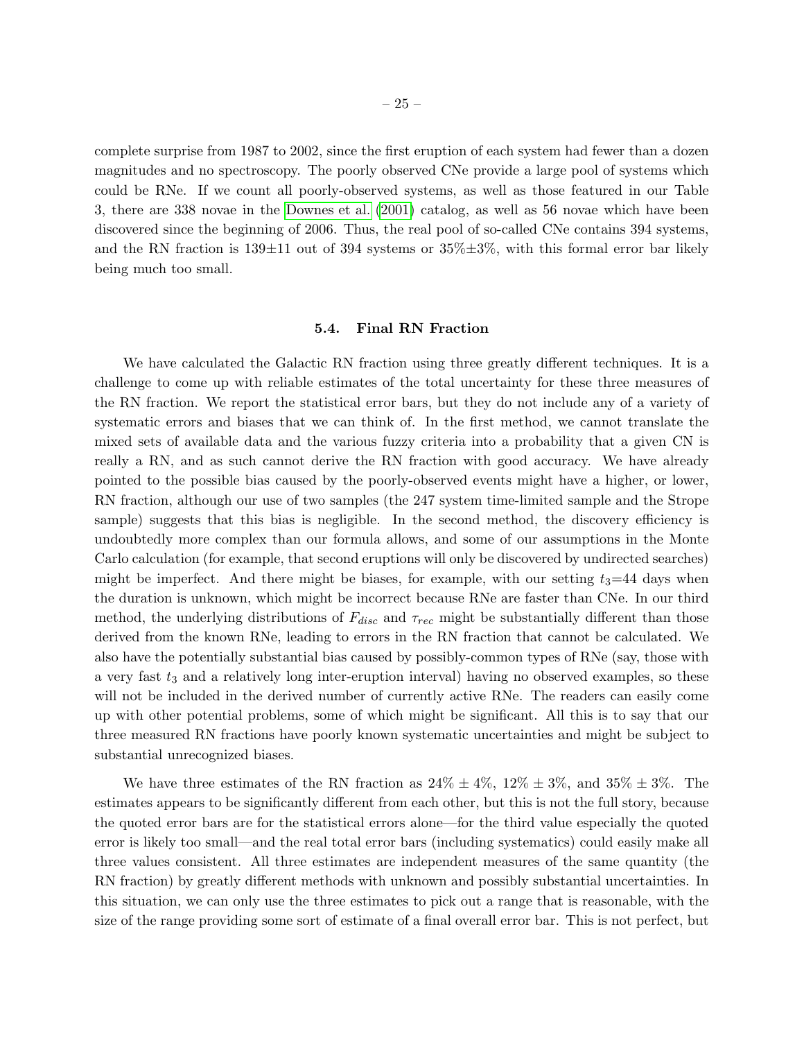complete surprise from 1987 to 2002, since the first eruption of each system had fewer than a dozen magnitudes and no spectroscopy. The poorly observed CNe provide a large pool of systems which could be RNe. If we count all poorly-observed systems, as well as those featured in our Table 3, there are 338 novae in the Downes et al. (2001) catalog, as well as 56 novae which have been discovered since the beginning of 2006. Thus, the real pool of so-called CNe contains 394 systems, and the RN fraction is 139±11 out of 394 systems or 35%±3%, with this formal error bar likely being much too small.

### 5.4. Final RN Fraction

We have calculated the Galactic RN fraction using three greatly different techniques. It is a challenge to come up with reliable estimates of the total uncertainty for these three measures of the RN fraction. We report the statistical error bars, but they do not include any of a variety of systematic errors and biases that we can think of. In the first method, we cannot translate the mixed sets of available data and the various fuzzy criteria into a probability that a given CN is really a RN, and as such cannot derive the RN fraction with good accuracy. We have already pointed to the possible bias caused by the poorly-observed events might have a higher, or lower, RN fraction, although our use of two samples (the 247 system time-limited sample and the Strope sample) suggests that this bias is negligible. In the second method, the discovery efficiency is undoubtedly more complex than our formula allows, and some of our assumptions in the Monte Carlo calculation (for example, that second eruptions will only be discovered by undirected searches) might be imperfect. And there might be biases, for example, with our setting $t_3$=44 days when the duration is unknown, which might be incorrect because RNe are faster than CNe. In our third method, the underlying distributions of $F_{disc}$ and $\tau_{rec}$ might be substantially different than those derived from the known RNe, leading to errors in the RN fraction that cannot be calculated. We also have the potentially substantial bias caused by possibly-common types of RNe (say, those with a very fast $t_3$ and a relatively long inter-eruption interval) having no observed examples, so these will not be included in the derived number of currently active RNe. The readers can easily come up with other potential problems, some of which might be significant. All this is to say that our three measured RN fractions have poorly known systematic uncertainties and might be subject to substantial unrecognized biases.

We have three estimates of the RN fraction as 24% ± 4%, 12% ± 3%, and 35% ± 3%. The estimates appears to be significantly different from each other, but this is not the full story, because the quoted error bars are for the statistical errors alone—for the third value especially the quoted error is likely too small—and the real total error bars (including systematics) could easily make all three values consistent. All three estimates are independent measures of the same quantity (the RN fraction) by greatly different methods with unknown and possibly substantial uncertainties. In this situation, we can only use the three estimates to pick out a range that is reasonable, with the size of the range providing some sort of estimate of a final overall error bar. This is not perfect, but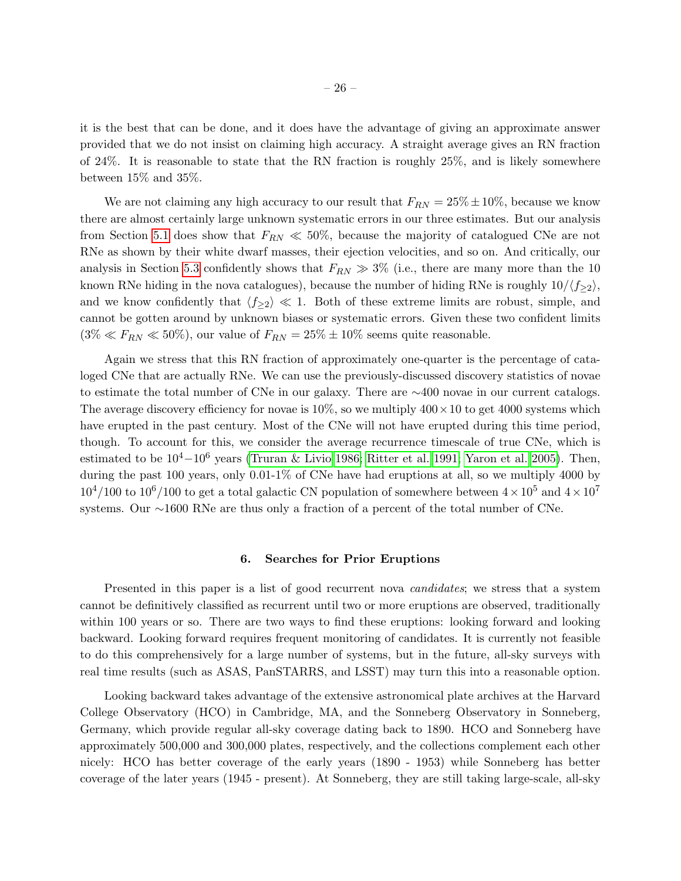it is the best that can be done, and it does have the advantage of giving an approximate answer provided that we do not insist on claiming high accuracy. A straight average gives an RN fraction of 24%. It is reasonable to state that the RN fraction is roughly 25%, and is likely somewhere between 15% and 35%.

We are not claiming any high accuracy to our result that $F_{RN} = 25\% \pm 10\%$, because we know there are almost certainly large unknown systematic errors in our three estimates. But our analysis from Section 5.1 does show that $F_{RN} \ll 50\%$, because the majority of catalogued CNe are not RNe as shown by their white dwarf masses, their ejection velocities, and so on. And critically, our analysis in Section 5.3 confidently shows that $F_{RN} \gg 3\%$ (i.e., there are many more than the 10 known RNe hiding in the nova catalogues), because the number of hiding RNe is roughly $10/\langle f_{\geq 2} \rangle$, and we know confidently that $\langle f_{\geq 2} \rangle \ll 1$. Both of these extreme limits are robust, simple, and cannot be gotten around by unknown biases or systematic errors. Given these two confident limits ($3\% \ll F_{RN} \ll 50\%$), our value of $F_{RN} = 25\% \pm 10\%$ seems quite reasonable.

Again we stress that this RN fraction of approximately one-quarter is the percentage of cataloged CNe that are actually RNe. We can use the previously-discussed discovery statistics of novae to estimate the total number of CNe in our galaxy. There are $\sim$400 novae in our current catalogs. The average discovery efficiency for novae is 10%, so we multiply $400 \times 10$ to get 4000 systems which have erupted in the past century. Most of the CNe will not have erupted during this time period, though. To account for this, we consider the average recurrence timescale of true CNe, which is estimated to be $10^4 - 10^6$ years (Truran & Livio 1986; Ritter et al. 1991; Yaron et al. 2005). Then, during the past 100 years, only 0.01-1% of CNe have had eruptions at all, so we multiply 4000 by $10^4/100$ to $10^6/100$ to get a total galactic CN population of somewhere between $4 \times 10^5$ and $4 \times 10^7$ systems. Our $\sim$1600 RNe are thus only a fraction of a percent of the total number of CNe.

## 6. Searches for Prior Eruptions

Presented in this paper is a list of good recurrent nova *candidates*; we stress that a system cannot be definitively classified as recurrent until two or more eruptions are observed, traditionally within 100 years or so. There are two ways to find these eruptions: looking forward and looking backward. Looking forward requires frequent monitoring of candidates. It is currently not feasible to do this comprehensively for a large number of systems, but in the future, all-sky surveys with real time results (such as ASAS, PanSTARRS, and LSST) may turn this into a reasonable option.

Looking backward takes advantage of the extensive astronomical plate archives at the Harvard College Observatory (HCO) in Cambridge, MA, and the Sonneberg Observatory in Sonneberg, Germany, which provide regular all-sky coverage dating back to 1890. HCO and Sonneberg have approximately 500,000 and 300,000 plates, respectively, and the collections complement each other nicely: HCO has better coverage of the early years (1890 - 1953) while Sonneberg has better coverage of the later years (1945 - present). At Sonneberg, they are still taking large-scale, all-sky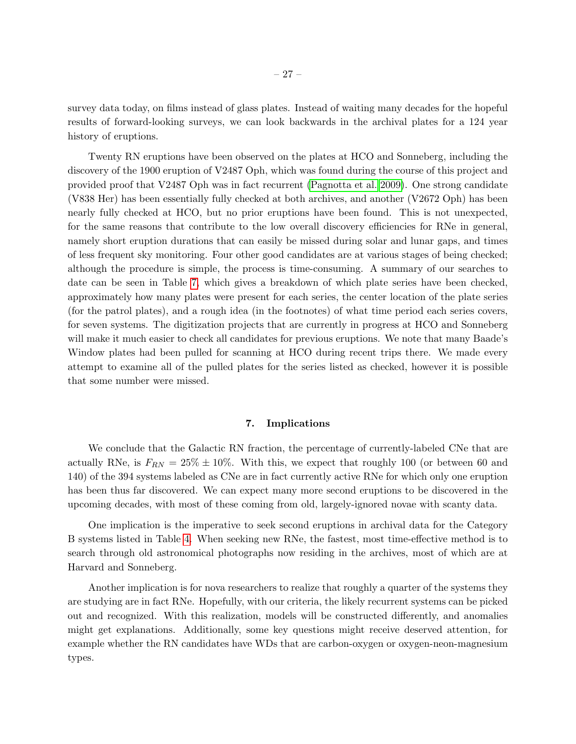survey data today, on films instead of glass plates. Instead of waiting many decades for the hopeful results of forward-looking surveys, we can look backwards in the archival plates for a 124 year history of eruptions.

Twenty RN eruptions have been observed on the plates at HCO and Sonneberg, including the discovery of the 1900 eruption of V2487 Oph, which was found during the course of this project and provided proof that V2487 Oph was in fact recurrent (Pagnotta et al. 2009). One strong candidate (V838 Her) has been essentially fully checked at both archives, and another (V2672 Oph) has been nearly fully checked at HCO, but no prior eruptions have been found. This is not unexpected, for the same reasons that contribute to the low overall discovery efficiencies for RNe in general, namely short eruption durations that can easily be missed during solar and lunar gaps, and times of less frequent sky monitoring. Four other good candidates are at various stages of being checked; although the procedure is simple, the process is time-consuming. A summary of our searches to date can be seen in Table 7, which gives a breakdown of which plate series have been checked, approximately how many plates were present for each series, the center location of the plate series (for the patrol plates), and a rough idea (in the footnotes) of what time period each series covers, for seven systems. The digitization projects that are currently in progress at HCO and Sonneberg will make it much easier to check all candidates for previous eruptions. We note that many Baade's Window plates had been pulled for scanning at HCO during recent trips there. We made every attempt to examine all of the pulled plates for the series listed as checked, however it is possible that some number were missed.

## 7. Implications

We conclude that the Galactic RN fraction, the percentage of currently-labeled CNe that are actually RNe, is $F_{RN} = 25\% \pm 10\%$. With this, we expect that roughly 100 (or between 60 and 140) of the 394 systems labeled as CNe are in fact currently active RNe for which only one eruption has been thus far discovered. We can expect many more second eruptions to be discovered in the upcoming decades, with most of these coming from old, largely-ignored novae with scanty data.

One implication is the imperative to seek second eruptions in archival data for the Category B systems listed in Table 4. When seeking new RNe, the fastest, most time-effective method is to search through old astronomical photographs now residing in the archives, most of which are at Harvard and Sonneberg.

Another implication is for nova researchers to realize that roughly a quarter of the systems they are studying are in fact RNe. Hopefully, with our criteria, the likely recurrent systems can be picked out and recognized. With this realization, models will be constructed differently, and anomalies might get explanations. Additionally, some key questions might receive deserved attention, for example whether the RN candidates have WDs that are carbon-oxygen or oxygen-neon-magnesium types.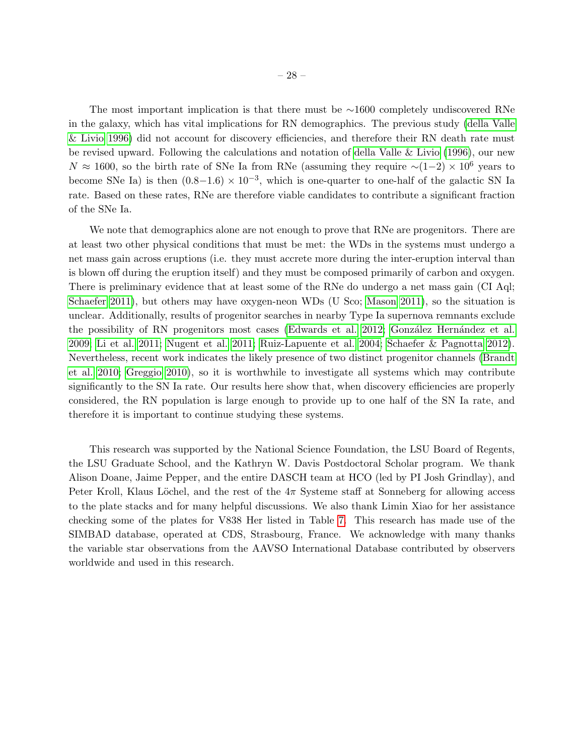The most important implication is that there must be $\sim$1600 completely undiscovered RNe in the galaxy, which has vital implications for RN demographics. The previous study (della Valle & Livio 1996) did not account for discovery efficiencies, and therefore their RN death rate must be revised upward. Following the calculations and notation of della Valle & Livio (1996), our new $N \approx 1600$, so the birth rate of SNe Ia from RNe (assuming they require $\sim(1-2) \times 10^6$ years to become SNe Ia) is then $(0.8-1.6) \times 10^{-3}$, which is one-quarter to one-half of the galactic SN Ia rate. Based on these rates, RNe are therefore viable candidates to contribute a significant fraction of the SNe Ia.

We note that demographics alone are not enough to prove that RNe are progenitors. There are at least two other physical conditions that must be met: the WDs in the systems must undergo a net mass gain across eruptions (i.e. they must accrete more during the inter-eruption interval than is blown off during the eruption itself) and they must be composed primarily of carbon and oxygen. There is preliminary evidence that at least some of the RNe do undergo a net mass gain (CI Aql; Schaefer 2011), but others may have oxygen-neon WDs (U Sco; Mason 2011), so the situation is unclear. Additionally, results of progenitor searches in nearby Type Ia supernova remnants exclude the possibility of RN progenitors most cases (Edwards et al. 2012; González Hernández et al. 2009; Li et al. 2011; Nugent et al. 2011; Ruiz-Lapuente et al. 2004; Schaefer & Pagnotta 2012). Nevertheless, recent work indicates the likely presence of two distinct progenitor channels (Brandt et al. 2010; Greggio 2010), so it is worthwhile to investigate all systems which may contribute significantly to the SN Ia rate. Our results here show that, when discovery efficiencies are properly considered, the RN population is large enough to provide up to one half of the SN Ia rate, and therefore it is important to continue studying these systems.

This research was supported by the National Science Foundation, the LSU Board of Regents, the LSU Graduate School, and the Kathryn W. Davis Postdoctoral Scholar program. We thank Alison Doane, Jaime Pepper, and the entire DASCH team at HCO (led by PI Josh Grindlay), and Peter Kroll, Klaus Löchel, and the rest of the $4\pi$ Systeme staff at Sonneberg for allowing access to the plate stacks and for many helpful discussions. We also thank Limin Xiao for her assistance checking some of the plates for V838 Her listed in Table 7. This research has made use of the SIMBAD database, operated at CDS, Strasbourg, France. We acknowledge with many thanks the variable star observations from the AAVSO International Database contributed by observers worldwide and used in this research.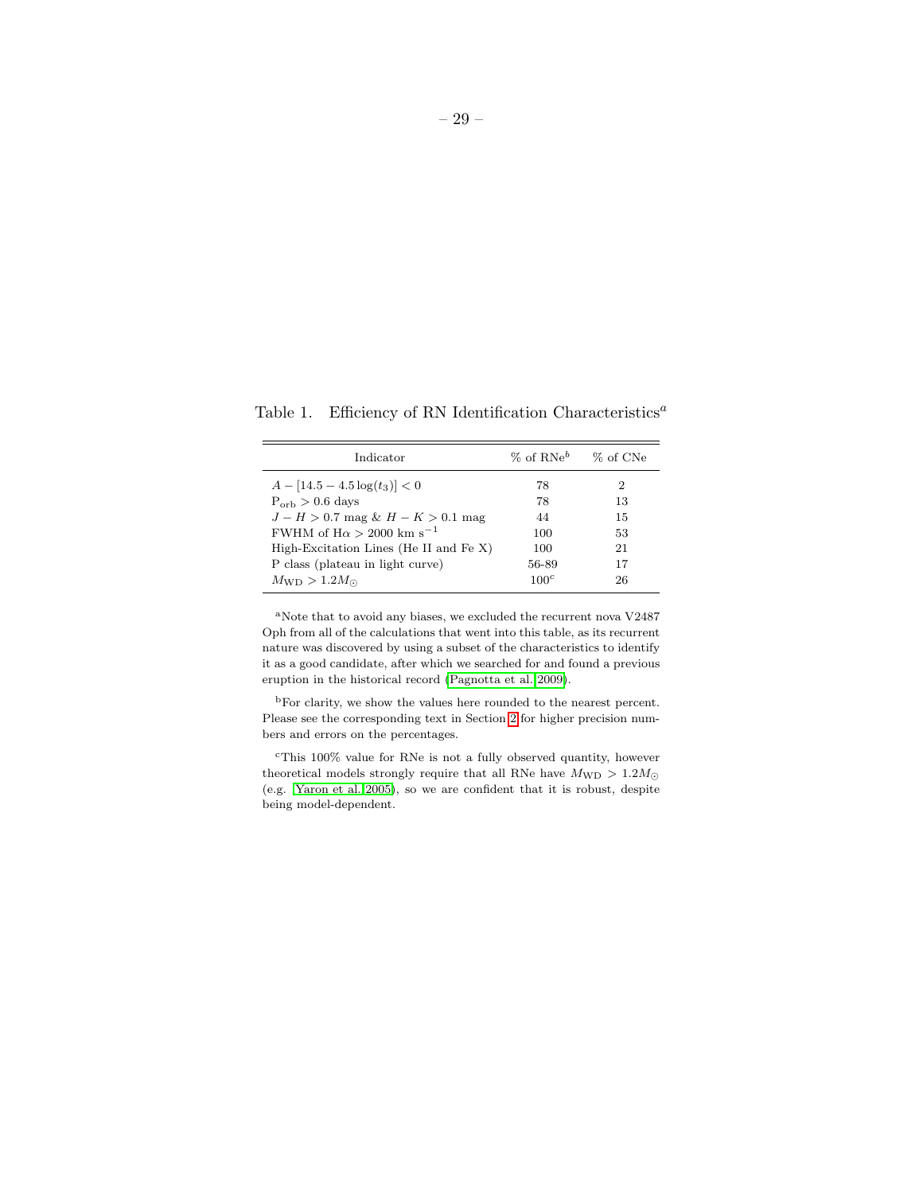Table 1. Efficiency of RN Identification Characteristics[a]

| Indicator | % of RNe[b] | % of CNe |
|---|---|---|
| $A - [14.5 - 4.5 \log(t_3)] < 0$ | 78 | 2 |
| $\mathrm{P_{orb}} > 0.6$ days | 78 | 13 |
| $J - H > 0.7$ mag & $H - K > 0.1$ mag | 44 | 15 |
| FWHM of H$\alpha > 2000$ km s$^{-1}$ | 100 | 53 |
| High-Excitation Lines (He II and Fe X) | 100 | 21 |
| P class (plateau in light curve) | 56-89 | 17 |
| $M_{\mathrm{WD}} > 1.2 M_{\odot}$ | 100[c] | 26 |

[a]Note that to avoid any biases, we excluded the recurrent nova V2487 Oph from all of the calculations that went into this table, as its recurrent nature was discovered by using a subset of the characteristics to identify it as a good candidate, after which we searched for and found a previous eruption in the historical record (Pagnotta et al. 2009).

[b]For clarity, we show the values here rounded to the nearest percent. Please see the corresponding text in Section 2 for higher precision numbers and errors on the percentages.

[c]This 100% value for RNe is not a fully observed quantity, however theoretical models strongly require that all RNe have $M_{\mathrm{WD}} > 1.2 M_{\odot}$ (e.g. Yaron et al. 2005), so we are confident that it is robust, despite being model-dependent.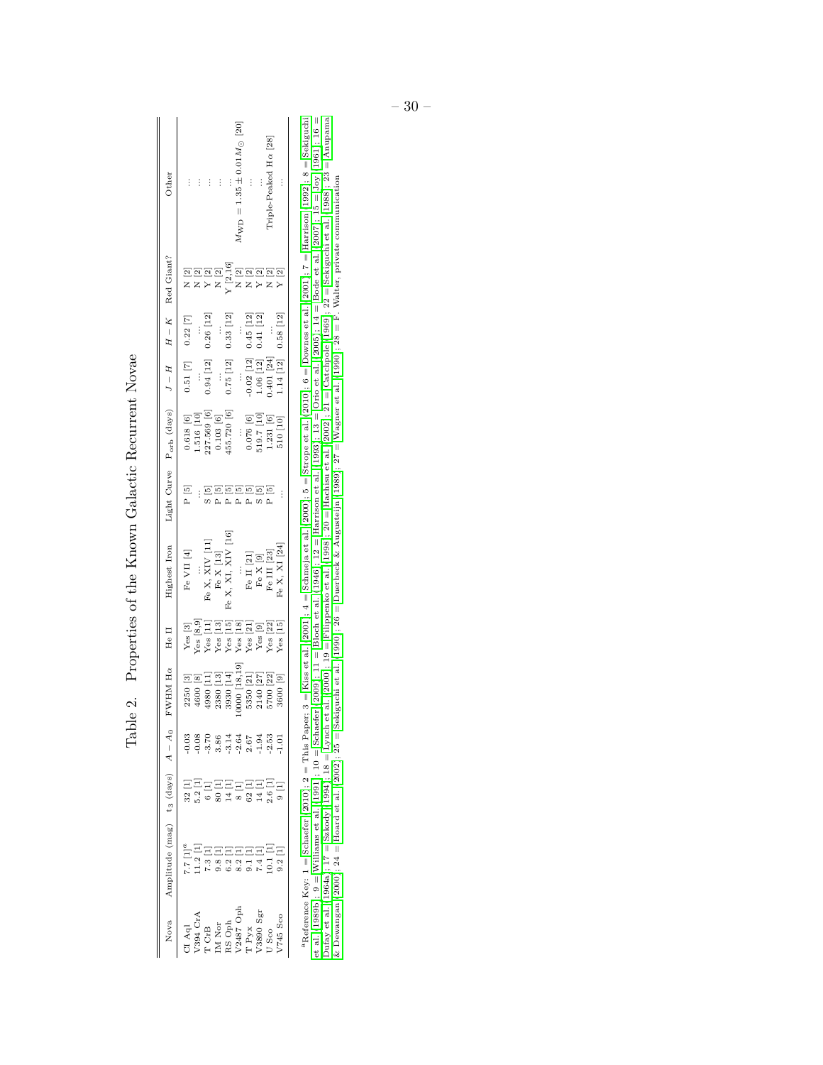# Table 2. Properties of the Known Galactic Recurrent Novae

| Nova | Amplitude (mag) | $t_3$ (days) | $A - A_0$ | FWHM Hα | He II | Highest Iron | Light Curve | $P_{orb}$ (days) | $J - H$ | $H - K$ | Red Giant? | Other |
|---|---|---|---|---|---|---|---|---|---|---|---|---|
| CI Aql | 7.7 [1][a] | 32 [1] | -0.03 | 2250 [3] | Yes [3] | Fe VII [4] | P [5] | 0.618 [6] | 0.51 [7] | 0.22 [7] | N [2] | ... |
| V394 CrA | 11.2 [1] | 5.2 [1] | -0.08 | 4600 [8] | Yes [8,9] | ... | ... | 1.516 [10] | ... | ... | N [2] | ... |
| T CrB | 7.3 [1] | 6 [1] | -3.70 | 4980 [11] | Yes [11] | Fe X, XIV [11] | S [5] | 227.569 [6] | 0.94 [12] | 0.26 [12] | Y [2] | ... |
| IM Nor | 9.8 [1] | 80 [1] | 3.86 | 2380 [13] | Yes [13] | Fe X [13] | P [5] | 0.103 [6] | ... | ... | N [2] | ... |
| RS Oph | 6.2 [1] | 14 [1] | -3.14 | 3930 [14] | Yes [15] | Fe X, XI, XIV [16] | P [5] | 455.720 [6] | 0.75 [12] | 0.33 [12] | Y [2,16] | ... |
| V2487 Oph | 8.2 [1] | 8 [1] | -2.64 | 10000 [18,19] | Yes [18] | ... | P [5] | ... | ... | ... | N [2] | $M_{WD} = 1.35 \pm 0.01 M_{\odot}$ [20] |
| T Pyx | 9.1 [1] | 62 [1] | 2.67 | 5350 [21] | Yes [21] | Fe II [21] | P [5] | 0.076 [6] | -0.02 [12] | 0.45 [12] | N [2] | ... |
| V3890 Sgr | 7.4 [1] | 14 [1] | -1.94 | 2140 [27] | Yes [9] | Fe X [9] | S [5] | 519.7 [10] | 1.06 [12] | 0.41 [12] | Y [2] | ... |
| U Sco | 10.1 [1] | 2.6 [1] | -2.53 | 5700 [22] | Yes [22] | Fe III [23] | P [5] | 1.231 [6] | 0.401 [24] | ... | N [2] | Triple-Peaked Hα [28] |
| V745 Sco | 9.2 [1] | 9 [1] | -1.01 | 3600 [9] | Yes [15] | Fe X, XI [24] | ... | 510 [10] | 1.14 [12] | 0.58 [12] | Y [2] | ... |

[a]Reference Key: 1 = Schaefer 2010; 2 = This Paper; 3 = Kiss et al. 2001; 4 = Schmeja et al. 2000; 5 = Strope et al. 2010; 6 = Downes et al. 2001; 7 = Harrison 1992; 8 = Sekiguchi et al. 1989b; 9 = Williams et al. 1991; 10 = Schaefer 2009; 11 = Bloch et al. 1946; 12 = Harrison et al. 1993; 13 = Orio et al. 2005; 14 = Bode et al. 2007; 15 = Joy 1961; 16 = Dufay et al. 1964a; 17 = Szkody 1994; 18 = Lynch et al. 2000; 19 = Filippenko et al. 1998; 20 = Hachisu et al. 2002; 21 = Catchpole 1969; 22 = Sekiguchi et al. 1988; 23 = Anupama & Dewangan 2000; 24 = Hoard et al. 2002; 25 = Sekiguchi et al. 1990; 26 = Duerbeck & Augusteijn 1989; 27 = Wagner et al. 1990; 28 = F. Walter, private communication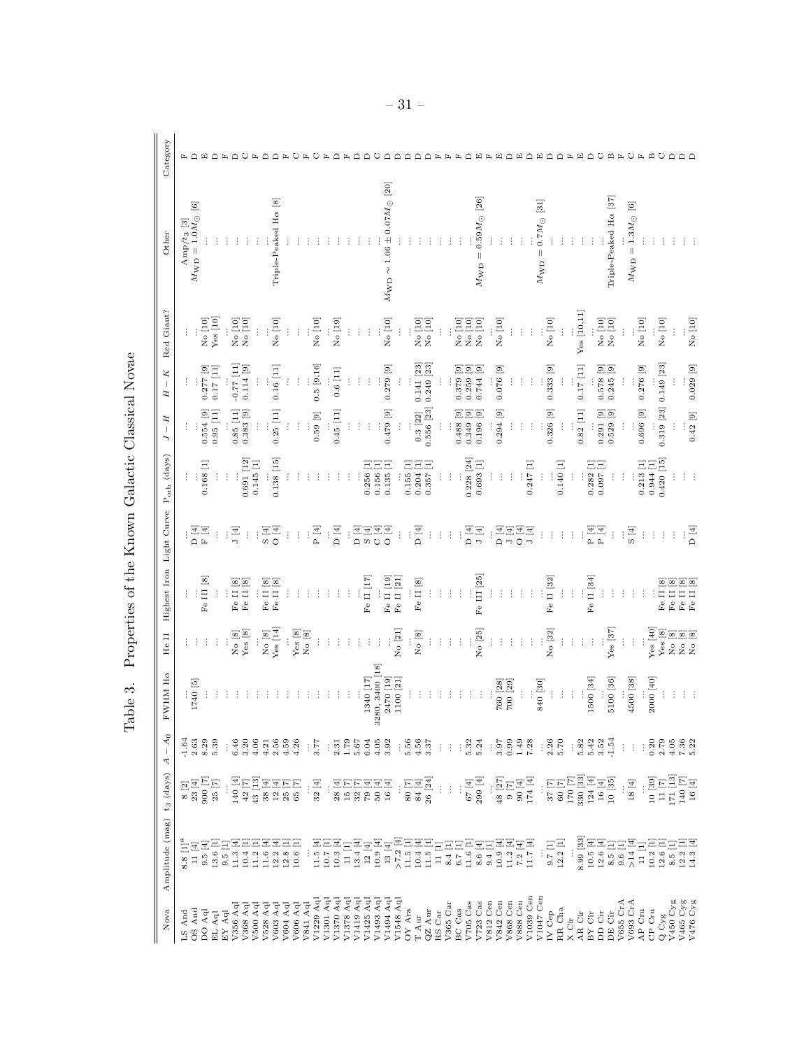Table 3. Properties of the Known Galactic Classical Novae

| Nova | Amplitude (mag) | $t_3$ (days) | $A - A_0$ | FWHM Hα | He II | Highest Iron | Light Curve | $P_{orb}$ (days) | $J - H$ | $H - K$ | Red Giant? | Other | Category |
|---|---|---|---|---|---|---|---|---|---|---|---|---|---|
| LS And | 8.8 [1][a] | 8 [2] | -1.64 | ... | ... | ... | ... | ... | ... | ... | ... | Amp/$t_3$ [3] | F |
| OS And | 11 [4] | 23 [4] | 2.63 | 1740 [5] | ... | ... | D [4] | ... | ... | ... | ... | $M_{WD} = 1.0 M_\odot$ [6] | D |
| DO Aql | 9.5 [4] | 900 [7] | 8.29 | ... | ... | Fe III [8] | F [4] | 0.168 [1] | 0.554 [9] | 0.277 [9] | No [10] | ... | E |
| EL Aql | 13.6 [1] | 25 [7] | 5.39 | ... | ... | ... | ... | ... | 0.95 [11] | 0.17 [11] | Yes [10] | ... | D |
| EY Aql | 9.5 [1] | ... | ... | ... | ... | ... | ... | ... | ... | ... | ... | ... | F |
| V356 Aql | 11.3 [4] | 140 [4] | 6.46 | ... | No [8] | Fe II [8] | J [4] | ... | 0.85 [11] | -0.77 [11] | No [10] | ... | D |
| V368 Aql | 10.4 [1] | 42 [7] | 3.20 | ... | Yes [8] | Fe II [8] | ... | 0.691 [12] | 0.383 [9] | 0.114 [9] | No [10] | ... | C |
| V500 Aql | 11.2 [1] | 43 [13] | 4.06 | ... | ... | ... | ... | 0.145 [1] | ... | ... | ... | ... | F |
| V528 Aql | 11.6 [4] | 38 [4] | 4.21 | ... | No [8] | Fe II [8] | S [4] | ... | ... | ... | ... | ... | D |
| V603 Aql | 12.2 [4] | 12 [4] | 2.56 | ... | Yes [14] | Fe II [8] | O [4] | 0.138 [15] | 0.25 [11] | 0.16 [11] | No [10] | Triple-Peaked Hα [8] | D |
| V604 Aql | 12.8 [1] | 25 [7] | 4.59 | ... | ... | ... | ... | ... | ... | ... | ... | ... | F |
| V606 Aql | 10.6 [1] | 65 [7] | 4.26 | ... | Yes [8] | ... | ... | ... | ... | ... | ... | ... | C |
| V841 Aql | ... | ... | ... | ... | No [8] | ... | ... | ... | ... | ... | ... | ... | F |
| V1229 Aql | 11.5 [4] | 32 [4] | 3.77 | ... | ... | ... | P [4] | ... | 0.59 [9] | 0.5 [9,16] | No [10] | ... | C |
| V1301 Aql | 10.7 [1] | ... | ... | ... | ... | ... | ... | ... | ... | ... | ... | ... | F |
| V1370 Aql | 10.3 [4] | 28 [4] | 2.31 | ... | ... | ... | D [4] | ... | 0.45 [11] | 0.6 [11] | No [19] | ... | D |
| V1378 Aql | 11 [1] | 15 [7] | 1.79 | ... | ... | ... | ... | ... | ... | ... | ... | ... | F |
| V1419 Aql | 13.4 [4] | 32 [7] | 5.67 | ... | ... | ... | D [4] | ... | ... | ... | ... | ... | D |
| V1425 Aql | 12 [4] | 79 [4] | 6.04 | 1340 [17] | ... | Fe II [17] | S [4] | 0.256 [1] | ... | ... | ... | ... | D |
| V1493 Aql | 10.9 [4] | 50 [4] | 4.05 | 3280, 3400 [18] | ... | ... | C [4] | 0.156 [1] | ... | ... | ... | ... | C |
| V1494 Aql | 13 [4] | 16 [4] | 3.92 | 2470 [19] | ... | Fe II [19] | O [4] | 0.135 [1] | 0.479 [9] | 0.279 [9] | No [10] | $M_{WD} \sim 1.06 \pm 0.07 M_\odot$ [20] | D |
| V1548 Aql | >7.2 [4] | ... | ... | 1100 [21] | No [21] | Fe II [21] | ... | ... | ... | ... | ... | ... | D |
| OY Ara | 11.5 [1] | 80 [7] | 5.56 | ... | ... | ... | ... | 0.155 [1] | ... | ... | ... | ... | D |
| T Aur | 10.4 [4] | 84 [4] | 4.56 | ... | No [8] | Fe II [8] | D [4] | 0.204 [1] | 0.3 [22] | 0.141 [23] | No [10] | ... | D |
| QZ Aur | 11.5 [1] | 26 [24] | 3.37 | ... | ... | ... | ... | 0.357 [1] | 0.556 [23] | 0.249 [23] | No [10] | ... | D |
| RS Car | 11 [1] | ... | ... | ... | ... | ... | ... | ... | ... | ... | ... | ... | F |
| V365 Car | 8.4 [1] | ... | ... | ... | ... | ... | ... | ... | ... | ... | ... | ... | F |
| BC Cas | 6.7 [1] | ... | ... | ... | ... | ... | ... | ... | ... | ... | ... | ... | F |
| V705 Cas | 11.6 [1] | 67 [4] | 5.32 | ... | ... | ... | D [4] | 0.228 [24] | 0.488 [9] | 0.379 [9] | No [10] | ... | D |
| V723 Cas | 8.6 [4] | 299 [4] | 5.24 | ... | No [25] | Fe III [25] | J [4] | 0.693 [1] | 0.349 [9] | 0.259 [9] | No [10] | $M_{WD} = 0.59 M_\odot$ [26] | E |
| V812 Cen | 9.4 [1] | ... | ... | ... | ... | ... | ... | ... | 0.196 [9] | 0.744 [9] | No [10] | ... | F |
| V842 Cen | 10.9 [4] | 48 [27] | 3.97 | 760 [28] | ... | ... | D [4] | ... | 0.294 [9] | 0.076 [9] | No [10] | ... | E |
| V868 Cen | 11.2 [4] | 9 [7] | 0.99 | 700 [29] | ... | ... | J [4] | ... | ... | ... | ... | ... | D |
| V888 Cen | 7.2 [4] | 90 [4] | 1.49 | ... | ... | ... | O [4] | ... | ... | ... | ... | ... | E |
| V1039 Cen | 11.7 [4] | 174 [4] | 7.28 | ... | ... | ... | J [4] | 0.247 [1] | ... | ... | ... | ... | D |
| V1047 Cen | ... | ... | ... | 840 [30] | ... | ... | ... | ... | ... | ... | ... | $M_{WD} = 0.7 M_\odot$ [31] | E |
| IV Cep | 9.7 [1] | 37 [7] | 2.26 | ... | No [32] | Fe II [32] | ... | ... | 0.326 [9] | 0.333 [9] | No [10] | ... | D |
| RR Cha | 12.2 [1] | 60 [7] | 5.70 | ... | ... | ... | ... | 0.140 [1] | ... | ... | ... | ... | D |
| X Cir | ... | 170 [7] | ... | ... | ... | ... | ... | ... | ... | ... | ... | ... | F |
| AR Cir | 8.99 [33] | 330 [33] | 5.82 | ... | ... | ... | ... | ... | 0.82 [11] | 0.17 [11] | Yes [10,11] | ... | E |
| BY Cir | 10.5 [4] | 124 [4] | 5.42 | 1500 [34] | ... | Fe II [34] | P [4] | 0.282 [1] | ... | ... | ... | ... | D |
| DD Cir | 12.6 [4] | 16 [4] | 3.52 | ... | ... | ... | P [4] | 0.097 [1] | 0.291 [9] | 0.578 [9] | No [10] | ... | C |
| DE Cir | 8.5 [1] | 10 [35] | -1.54 | 5100 [36] | Yes [37] | ... | ... | ... | 0.529 [9] | 0.245 [9] | No [10] | Triple-Peaked Hα [37] | B |
| V655 CrA | 9.6 [1] | ... | ... | ... | ... | ... | ... | ... | ... | ... | ... | ... | F |
| V693 CrA | >14 [4] | 18 [4] | ... | 4500 [38] | ... | ... | S [4] | ... | ... | ... | ... | $M_{WD} = 1.3 M_\odot$ [6] | C |
| AP Cru | 11 [1] | ... | ... | ... | ... | ... | ... | 0.213 [1] | 0.696 [9] | 0.276 [9] | No [10] | ... | F |
| CP Cru | 10.2 [1] | 10 [39] | 0.20 | 2000 [40] | Yes [40] | ... | ... | 0.944 [1] | ... | ... | ... | ... | B |
| Q Cyg | 12.6 [1] | 11 [7] | 2.79 | ... | Yes [8] | Fe II [8] | ... | 0.420 [15] | 0.319 [23] | 0.149 [23] | No [10] | ... | C |
| V450 Cyg | 8.5 [1] | 171 [13] | 4.05 | ... | No [8] | Fe II [8] | ... | ... | ... | ... | ... | ... | D |
| V465 Cyg | 12.2 [1] | 140 [7] | 7.36 | ... | No [8] | Fe II [8] | ... | ... | ... | ... | ... | ... | D |
| V476 Cyg | 14.3 [4] | 16 [4] | 5.22 | ... | No [8] | Fe II [8] | D [4] | ... | 0.42 [9] | 0.029 [9] | No [10] | ... | D |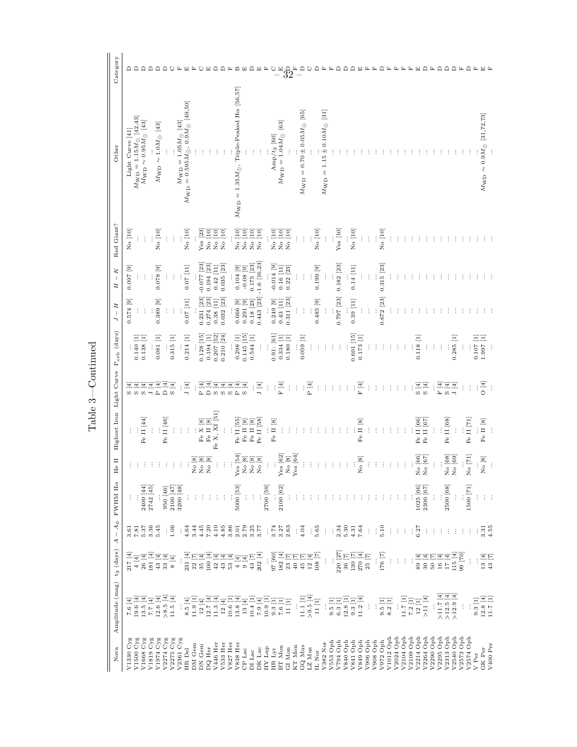Table 3—Continued

| Nova | Amplitude (mag) | $t_3$ (days) | $A-A_0$ | FWHM H$\alpha$ | He II | Highest Iron | Light Curve | $P_{\rm orb}$ (days) | $J-H$ | $H-K$ | Red Giant? | Other | Category |
|---|---|---|---|---|---|---|---|---|---|---|---|---|---|
| V1330 Cyg | 7.6 [4] | 217 [4] | 3.61 | ... | ... | ... | S [4] | ... | 0.574 [9] | 0.097 [9] | No [10] | Light Curve [41] | D |
| V1500 Cyg | 19.6 [4] | 4 [4] | 7.81 | ... | ... | ... | S [4] | 0.140 [1] | ... | ... | ... | $M_{\rm WD}=1.15M_{\odot}$ [42,43] | D |
| V1668 Cyg | 13.5 [4] | 26 [4] | 5.37 | 2400 [44] | ... | Fe II [44] | S [4] | 0.138 [1] | ... | ... | ... | $M_{\rm WD}\sim0.95M_{\odot}$ [43] | D |
| V1819 Cyg | 7.7 [4] | 181 [4] | 3.36 | 2742 [45] | ... | ... | J [4] | ... | ... | ... | ... | ... | D |
| V1974 Cyg | 12.6 [4] | 43 [4] | 5.45 | ... | ... | ... | P [4] | 0.081 [1] | 0.389 [9] | 0.078 [9] | No [10] | $M_{\rm WD}\sim1.0M_{\odot}$ [43] | D |
| V2274 Cyg | >8.5 [4] | 33 [4] | ... | 950 [46] | ... | Fe II [46] | D [4] | ... | ... | ... | ... | ... | D |
| V2275 Cyg | 11.5 [4] | 8 [4] | 1.06 | 2100 [47] | ... | ... | S [4] | 0.315 [1] | ... | ... | ... | ... | C |
| V2361 Cyg | ... | ... | ... | 3200 [48] | ... | ... | ... | ... | ... | ... | ... | $M_{\rm WD}=1.05M_{\odot}$ [43] | F |
| HR Del | 8.5 [4] | 231 [4] | 4.64 | ... | ... | ... | J [4] | 0.214 [1] | 0.07 [11] | 0.07 [11] | No [10] | $M_{\rm WD}=0.595M_{\odot}$, $0.9M_{\odot}$ [49,50] | E |
| DM Gem | 11.9 [1] | 22 [7] | 3.44 | ... | No [8] | ... | ... | ... | ... | ... | ... | ... | F |
| DN Gem | 12 [4] | 35 [4] | 4.45 | ... | No [8] | Fe X [8] | P [4] | 0.128 [15] | 0.231 [23] | -0.077 [23] | Yes [23] | ... | C |
| DQ Her | 12.7 [4] | 100 [4] | 7.20 | ... | No [8] | Fe II [8] | D [4] | 0.194 [1] | 0.274 [23] | 0.194 [23] | No [10] | ... | E |
| V446 Her | 11.3 [4] | 42 [4] | 4.10 | ... | ... | Fe X, XI [51] | S [4] | 0.207 [52] | 0.38 [11] | 0.42 [11] | No [10] | ... | D |
| V533 Her | 12 [4] | 43 [4] | 4.85 | ... | ... | ... | S [4] | 0.210 [24] | 0.032 [23] | 0.035 [23] | No [10] | ... | D |
| V827 Her | 10.6 [1] | 53 [4] | 3.86 | ... | ... | ... | S [4] | ... | ... | ... | ... | ... | F |
| V838 Her | 13.8 [4] | 4 [4] | 2.01 | 5000 [53] | Yes [54] | Fe II [55] | P [4] | 0.298 [1] | 0.666 [9] | 0.104 [9] | No [10] | $M_{\rm WD}=1.35M_{\odot}$, Triple-Peaked H$\alpha$ [56,57] | B |
| CP Lac | 13 [4] | 9 [4] | 2.79 | ... | No [8] | Fe II [8] | S [4] | 0.145 [15] | 0.291 [9] | -0.08 [9] | No [10] | ... | E |
| DI Lac | 10.4 [1] | 43 [7] | 3.25 | ... | No [8] | Fe II [8] | ... | 0.544 [1] | 0.18 [23] | 0.175 [23] | No [10] | ... | D |
| DK Lac | 7.9 [4] | 202 [4] | 3.77 | ... | No [8] | Fe II [58] | J [4] | ... | 0.443 [23] | -1.6 [16,23] | No [10] | ... | E |
| HY Lup | 10.9 [1] | ... | ... | 2700 [59] | ... | ... | ... | ... | ... | ... | ... | ... | F |
| HR Lyr | 9.3 [1] | 97 [60] | 3.74 | ... | ... | Fe II [8] | ... | 0.91: [61] | 0.249 [9] | -0.014 [9] | No [10] | Amp/$t_3$ [60] | C |
| BT Mon | 7.6 [1] | 182 [4] | 3.27 | 2100 [62] | Yes [62] | ... | F [4] | 0.334 [1] | 0.43 [11] | 0.16 [11] | No [10] | $M_{\rm WD}=1.04M_{\odot}$ [63] | E |
| GI Mon | 11 [1] | 23 [7] | 2.63 | ... | No [8] | ... | ... | 0.180 [1] | 0.311 [23] | 0.22 [23] | No [10] | ... | D |
| KT Mon | ... | 40 [7] | ... | ... | Yes [64] | ... | ... | ... | ... | ... | ... | ... | F |
| GQ Mus | 11.1 [1] | 45 [7] | 4.04 | ... | ... | ... | ... | 0.059 [1] | ... | ... | ... | $M_{\rm WD}=0.70\pm0.05M_{\odot}$ [65] | D |
| LZ Mus | >9.5 [4] | 12 [4] | ... | ... | ... | ... | P [4] | ... | ... | ... | ... | ... | C |
| IL Nor | 11 [1] | 108 [7] | 5.65 | ... | ... | ... | ... | ... | 0.485 [9] | 0.199 [9] | No [10] | $M_{\rm WD}=1.15\pm0.10M_{\odot}$ [31] | D |
| V382 Nor | ... | ... | ... | ... | ... | ... | ... | ... | ... | ... | ... | ... | F |
| V553 Oph | 9.5 [1] | ... | ... | ... | ... | ... | ... | ... | ... | ... | ... | ... | F |
| V794 Oph | 6.3 [1] | 220 [27] | 2.34 | ... | ... | ... | ... | ... | 0.797 [23] | 0.182 [23] | Yes [10] | ... | D |
| V840 Oph | 12.8 [1] | 36 [7] | 5.30 | ... | ... | ... | ... | ... | ... | ... | ... | ... | D |
| V841 Oph | 9.3 [1] | 130 [7] | 4.31 | ... | ... | ... | ... | 0.601 [15] | 0.39 [11] | 0.14 [11] | No [10] | ... | D |
| V849 Oph | 11.2 [4] | 270 [4] | 7.64 | ... | No [8] | Fe II [8] | F [4] | 0.173 [1] | ... | ... | ... | ... | E |
| V906 Oph | ... | 25 [7] | ... | ... | ... | ... | ... | ... | ... | ... | ... | ... | F |
| V908 Oph | ... | ... | ... | ... | ... | ... | ... | ... | ... | ... | ... | ... | F |
| V972 Oph | 9.5 [1] | 176 [7] | 5.10 | ... | ... | ... | ... | ... | 0.672 [23] | 0.315 [23] | No [10] | ... | D |
| V1012 Oph | 8.2 [1] | ... | ... | ... | ... | ... | ... | ... | ... | ... | ... | ... | F |
| V2024 Oph | ... | ... | ... | ... | ... | ... | ... | ... | ... | ... | ... | ... | F |
| V2104 Oph | 11.7 [1] | ... | ... | ... | ... | ... | ... | ... | ... | ... | ... | ... | F |
| V2109 Oph | 7.2 [1] | ... | ... | ... | ... | ... | ... | ... | ... | ... | ... | ... | E |
| V2214 Oph | 12 [1] | 89 [4] | 6.27 | 1025 [66] | No [66] | Fe II [66] | S [4] | 0.118 [1] | ... | ... | ... | ... | D |
| V2264 Oph | >11 [4] | 30 [4] | ... | 2300 [67] | No [67] | Fe II [67] | S [4] | ... | ... | ... | ... | ... | F |
| V2290 Oph | ... | 50 [7] | ... | ... | ... | ... | ... | ... | ... | ... | ... | ... | D |
| V2295 Oph | >11.7 [4] | 16 [4] | ... | ... | ... | ... | F [4] | ... | ... | ... | ... | ... | D |
| V2313 Oph | >12.5 [4] | 17 [4] | ... | 2500 [68] | No [68] | Fe II [68] | S [4] | ... | ... | ... | ... | ... | D |
| V2540 Oph | >12.9 [4] | 115 [4] | ... | ... | No [69] | ... | J [4] | 0.285 [1] | ... | ... | ... | ... | F |
| V2573 Oph | ... | 99 [70] | ... | ... | ... | ... | ... | ... | ... | ... | ... | ... | D |
| V2574 Oph | ... | ... | ... | 1500 [71] | No [71] | Fe II [71] | ... | ... | ... | ... | ... | ... | F |
| V Per | 9.3 [1] | ... | ... | ... | ... | ... | ... | 0.107 [1] | ... | ... | ... | ... | F |
| GK Per | 12.8 [4] | 13 [4] | 3.31 | ... | No [8] | Fe II [8] | O [4] | 1.997 [1] | ... | ... | ... | $M_{\rm WD}\sim0.9M_{\odot}$ [31,72,73] | E |
| V400 Per | 11.7 [1] | 43 [7] | 4.55 | ... | ... | ... | ... | ... | ... | ... | ... | ... | F |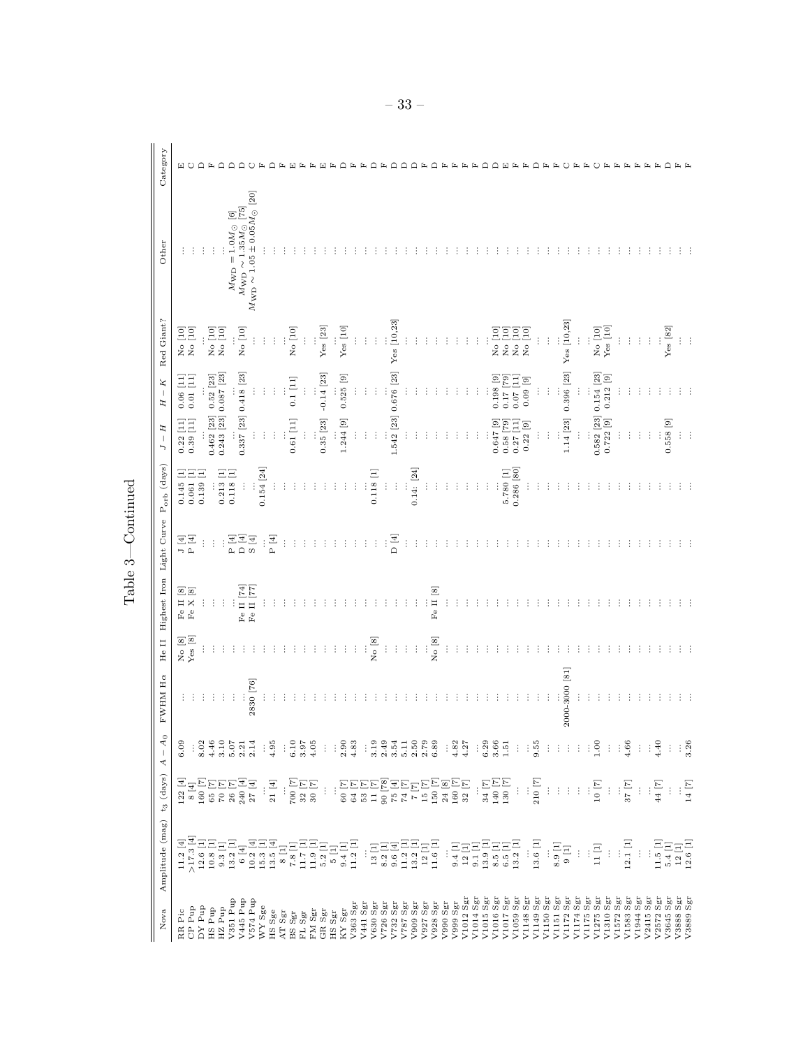Table 3—Continued

| Nova | Amplitude (mag) | $t_3$ (days) | $A-A_0$ | FWHM Hα | He II | Highest Iron | Light Curve | $P_{\rm orb}$ (days) | $J-H$ | $H-K$ | Red Giant? | Other | Category |
|---|---|---|---|---|---|---|---|---|---|---|---|---|---|
| RR Pic | 11.2 [4] | 122 [4] | 6.09 | ... | No [8] | Fe II [8] | J [4] | 0.145 [1] | 0.22 [11] | 0.06 [11] | No [10] | ... | E |
| CP Pup | >17.3 [4] | 8 [4] | ... | ... | Yes [8] | Fe X [8] | P [4] | 0.061 [1] | 0.39 [11] | 0.01 [11] | No [10] | ... | C |
| DY Pup | 12.6 [1] | 160 [7] | 8.02 | ... | ... | ... | ... | 0.139 [1] | ... | ... | ... | ... | D |
| HS Pup | 10.8 [1] | 65 [7] | 4.46 | ... | ... | ... | ... | ... | 0.462 [23] | 0.52 [23] | No [10] | ... | F |
| HZ Pup | 9.3 [1] | 70 [7] | 3.10 | ... | ... | ... | ... | 0.213 [1] | 0.243 [23] | 0.087 [23] | No [10] | ... | D |
| V351 Pup | 13.2 [1] | 26 [7] | 5.07 | ... | ... | ... | P [4] | 0.118 [1] | ... | ... | ... | $M_{\rm WD} = 1.0 M_\odot$ [6] | D |
| V445 Pup | 6 [4] | 240 [4] | 2.21 | ... | ... | Fe II [74] | D [4] | ... | 0.337 [23] | 0.418 [23] | No [10] | $M_{\rm WD} \sim 1.35 M_\odot$ [75] | D |
| V574 Pup | 10.2 [4] | 27 [4] | 2.14 | 2830 [76] | ... | Fe II [77] | S [4] | ... | ... | ... | ... | $M_{\rm WD} \sim 1.05 \pm 0.05 M_\odot$ [20] | C |
| WY Sge | 15.3 [1] | ... | ... | ... | ... | ... | ... | 0.154 [24] | ... | ... | ... | ... | F |
| HS Sge | 13.5 [4] | 21 [4] | 4.95 | ... | ... | ... | P [4] | ... | ... | ... | ... | ... | D |
| AT Sgr | 8 [1] | ... | ... | ... | ... | ... | ... | ... | ... | ... | ... | ... | F |
| BS Sgr | 7.8 [1] | 700 [7] | 6.10 | ... | ... | ... | ... | ... | 0.61 [11] | 0.1 [11] | No [10] | ... | E |
| FL Sgr | 11.7 [1] | 32 [7] | 3.97 | ... | ... | ... | ... | ... | ... | ... | ... | ... | F |
| FM Sgr | 11.9 [1] | 30 [7] | 4.05 | ... | ... | ... | ... | ... | ... | ... | ... | ... | F |
| GR Sgr | 5.2 [1] | ... | ... | ... | ... | ... | ... | ... | 0.35 [23] | -0.14 [23] | Yes [23] | ... | E |
| HS Sgr | 5 [1] | ... | ... | ... | ... | ... | ... | ... | ... | ... | ... | ... | F |
| KY Sgr | 9.4 [1] | 60 [7] | 2.90 | ... | ... | ... | ... | ... | 1.244 [9] | 0.525 [9] | Yes [10] | ... | D |
| V363 Sgr | 11.2 [1] | 64 [7] | 4.83 | ... | ... | ... | ... | ... | ... | ... | ... | ... | F |
| V441 Sgr | ... | 53 [7] | ... | ... | ... | ... | ... | ... | ... | ... | ... | ... | F |
| V630 Sgr | 13 [1] | 11 [7] | 3.19 | ... | No [8] | ... | ... | 0.118 [1] | ... | ... | ... | ... | D |
| V726 Sgr | 8.2 [1] | 90 [78] | 2.49 | ... | ... | ... | ... | ... | ... | ... | ... | ... | F |
| V732 Sgr | 9.6 [4] | 75 [4] | 3.54 | ... | ... | ... | D [4] | ... | 1.542 [23] | 0.676 [23] | Yes [10,23] | ... | D |
| V787 Sgr | 11.2 [1] | 74 [7] | 5.11 | ... | ... | ... | ... | ... | ... | ... | ... | ... | D |
| V909 Sgr | 13.2 [1] | 7 [7] | 2.50 | ... | ... | ... | ... | 0.14: [24] | ... | ... | ... | ... | D |
| V927 Sgr | 12 [1] | 15 [7] | 2.79 | ... | ... | ... | ... | ... | ... | ... | ... | ... | F |
| V928 Sgr | 11.6 [1] | 150 [7] | 6.89 | ... | No [8] | Fe II [8] | ... | ... | ... | ... | ... | ... | D |
| V990 Sgr | ... | 24 [8] | ... | ... | ... | ... | ... | ... | ... | ... | ... | ... | F |
| V999 Sgr | 9.4 [1] | 160 [7] | 4.82 | ... | ... | ... | ... | ... | ... | ... | ... | ... | F |
| V1012 Sgr | 12 [1] | 32 [7] | 4.27 | ... | ... | ... | ... | ... | ... | ... | ... | ... | F |
| V1014 Sgr | 9.1 [1] | ... | ... | ... | ... | ... | ... | ... | ... | ... | ... | ... | F |
| V1015 Sgr | 13.9 [1] | 34 [7] | 6.29 | ... | ... | ... | ... | ... | ... | ... | ... | ... | D |
| V1016 Sgr | 8.5 [1] | 140 [7] | 3.66 | ... | ... | ... | ... | ... | 0.647 [9] | 0.198 [9] | No [10] | ... | D |
| V1017 Sgr | 6.5 [1] | 130 [7] | 1.51 | ... | ... | ... | ... | 5.780 [1] | 0.58 [79] | 0.17 [79] | No [10] | ... | E |
| V1059 Sgr | 13.2 [1] | ... | ... | ... | ... | ... | ... | 0.286 [80] | 0.27 [11] | 0.07 [11] | No [10] | ... | F |
| V1148 Sgr | ... | ... | ... | ... | ... | ... | ... | ... | 0.22 [9] | 0.09 [9] | No [10] | ... | F |
| V1149 Sgr | 13.6 [1] | 210 [7] | 9.55 | ... | ... | ... | ... | ... | ... | ... | ... | ... | D |
| V1150 Sgr | ... | ... | ... | ... | ... | ... | ... | ... | ... | ... | ... | ... | F |
| V1151 Sgr | 8.9 [1] | ... | ... | ... | ... | ... | ... | ... | ... | ... | ... | ... | F |
| V1172 Sgr | 9 [1] | ... | ... | 2000-3000 [81] | ... | ... | ... | ... | 1.14 [23] | 0.396 [23] | Yes [10,23] | ... | C |
| V1174 Sgr | ... | ... | ... | ... | ... | ... | ... | ... | ... | ... | ... | ... | F |
| V1175 Sgr | ... | ... | ... | ... | ... | ... | ... | ... | ... | ... | ... | ... | F |
| V1275 Sgr | 11 [1] | 10 [7] | 1.00 | ... | ... | ... | ... | ... | 0.582 [23] | 0.154 [23] | No [10] | ... | C |
| V1310 Sgr | ... | ... | ... | ... | ... | ... | ... | ... | 0.722 [9] | 0.212 [9] | Yes [10] | ... | F |
| V1572 Sgr | ... | ... | ... | ... | ... | ... | ... | ... | ... | ... | ... | ... | F |
| V1583 Sgr | 12.1 [1] | 37 [7] | 4.66 | ... | ... | ... | ... | ... | ... | ... | ... | ... | F |
| V1944 Sgr | ... | ... | ... | ... | ... | ... | ... | ... | ... | ... | ... | ... | F |
| V2415 Sgr | ... | ... | ... | ... | ... | ... | ... | ... | ... | ... | ... | ... | F |
| V2572 Sgr | 11.5 [1] | 44 [7] | 4.40 | ... | ... | ... | ... | ... | ... | ... | ... | ... | F |
| V3645 Sgr | 5.4 [1] | ... | ... | ... | ... | ... | ... | ... | 0.558 [9] | ... | Yes [82] | ... | D |
| V3888 Sgr | 12 [1] | ... | ... | ... | ... | ... | ... | ... | ... | ... | ... | ... | F |
| V3889 Sgr | 12.6 [1] | 14 [7] | 3.26 | ... | ... | ... | ... | ... | ... | ... | ... | ... | F |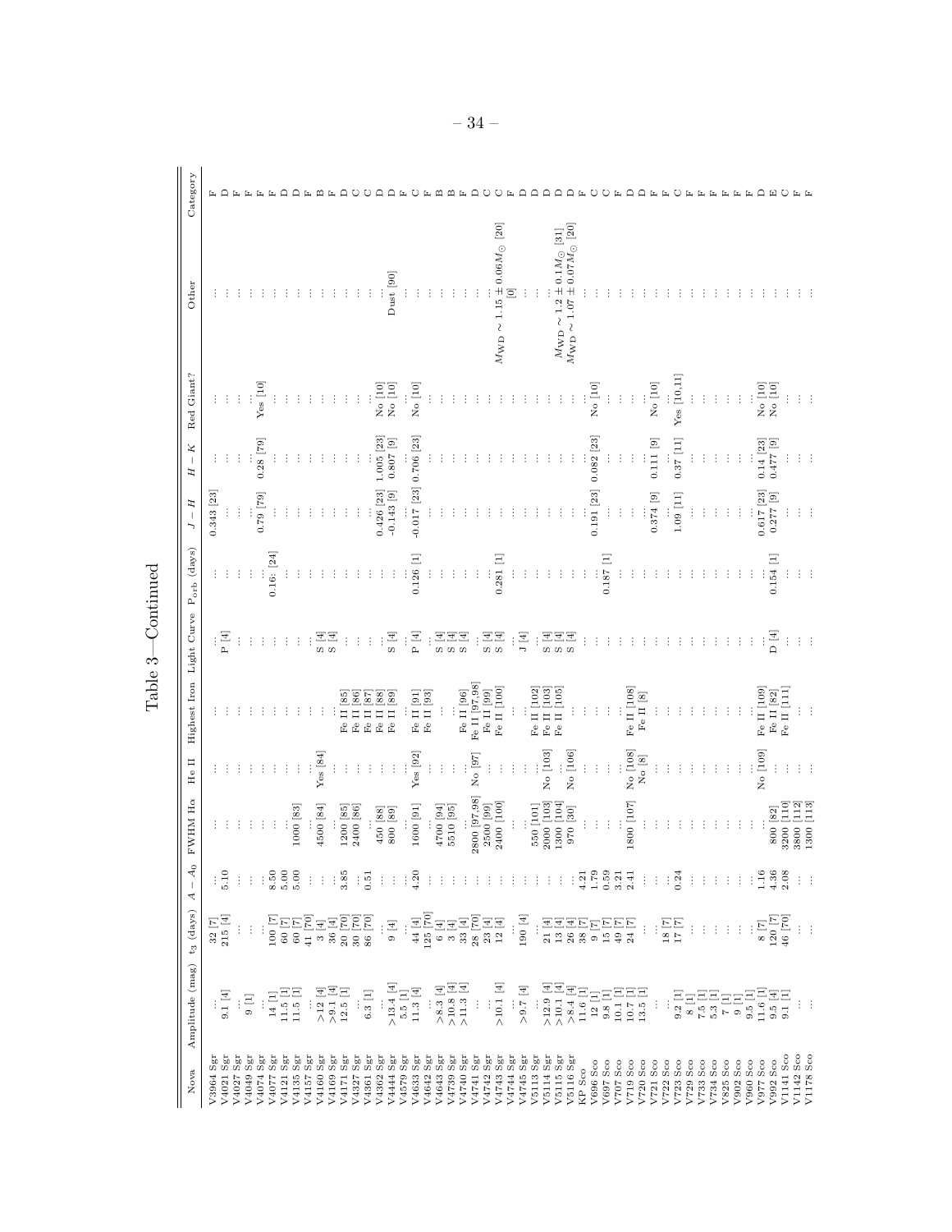Table 3—Continued

| Nova | Amplitude (mag) | $t_3$ (days) | $A - A_0$ | FWHM Hα | He II | Highest Iron | Light Curve | $P_{\rm orb}$ (days) | $J - H$ | $H - K$ | Red Giant? | Other | Category |
|---|---|---|---|---|---|---|---|---|---|---|---|---|---|
| V3964 Sgr | ... | 32 [7] | ... | ... | ... | ... | ... | ... | 0.343 [23] | ... | ... | ... | F |
| V4021 Sgr | 9.1 [4] | 215 [4] | 5.10 | ... | ... | ... | P [4] | ... | ... | ... | ... | ... | D |
| V4027 Sgr | ... | ... | ... | ... | ... | ... | ... | ... | ... | ... | ... | ... | F |
| V4049 Sgr | 9 [1] | ... | ... | ... | ... | ... | ... | ... | ... | ... | ... | ... | F |
| V4074 Sgr | ... | ... | ... | ... | ... | ... | ... | ... | 0.79 [79] | 0.28 [79] | Yes [10] | ... | F |
| V4077 Sgr | 14 [1] | 100 [7] | 8.50 | ... | ... | ... | ... | 0.16: [24] | ... | ... | ... | ... | F |
| V4121 Sgr | 11.5 [1] | 60 [7] | 5.00 | ... | ... | ... | ... | ... | ... | ... | ... | ... | D |
| V4135 Sgr | 11.5 [1] | 60 [7] | 5.00 | 1000 [83] | ... | ... | ... | ... | ... | ... | ... | ... | D |
| V4157 Sgr | ... | 41 [70] | ... | ... | ... | ... | ... | ... | ... | ... | ... | ... | F |
| V4160 Sgr | >12 [4] | 3 [4] | ... | 4500 [84] | Yes [84] | ... | S [4] | ... | ... | ... | ... | ... | B |
| V4169 Sgr | >9.1 [4] | 36 [4] | ... | ... | ... | ... | S [4] | ... | ... | ... | ... | ... | F |
| V4171 Sgr | 12.5 [1] | 20 [70] | 3.85 | 1200 [85] | ... | Fe II [85] | ... | ... | ... | ... | ... | ... | D |
| V4327 Sgr | ... | 30 [70] | ... | 2400 [86] | ... | Fe II [86] | ... | ... | ... | ... | ... | ... | C |
| V4361 Sgr | 6.3 [1] | 86 [70] | 0.51 | ... | ... | Fe II [87] | ... | ... | ... | ... | ... | ... | C |
| V4362 Sgr | ... | ... | ... | 450 [88] | ... | Fe II [88] | ... | ... | 0.426 [23] | 1.005 [23] | No [10] | ... | D |
| V4444 Sgr | >13.4 [4] | 9 [4] | ... | 800 [89] | ... | Fe II [89] | S [4] | ... | -0.143 [9] | 0.807 [9] | No [10] | Dust [90] | D |
| V4579 Sgr | 5.5 [1] | ... | ... | ... | ... | ... | ... | ... | ... | ... | ... | ... | F |
| V4633 Sgr | 11.3 [4] | 44 [4] | 4.20 | 1600 [91] | Yes [92] | Fe II [91] | P [4] | 0.126 [1] | -0.017 [23] | 0.706 [23] | No [10] | ... | C |
| V4642 Sgr | ... | 125 [70] | ... | ... | ... | Fe II [93] | ... | ... | ... | ... | ... | ... | F |
| V4643 Sgr | >8.3 [4] | 6 [4] | ... | 4700 [94] | ... | ... | S [4] | ... | ... | ... | ... | ... | B |
| V4739 Sgr | >10.8 [4] | 3 [4] | ... | 5510 [95] | ... | ... | S [4] | ... | ... | ... | ... | ... | B |
| V4740 Sgr | >11.3 [4] | 33 [4] | ... | ... | ... | Fe II [96] | S [4] | ... | ... | ... | ... | ... | F |
| V4741 Sgr | ... | 28 [70] | ... | 2800 [97,98] | No [97] | Fe II [97,98] | ... | ... | ... | ... | ... | ... | D |
| V4742 Sgr | ... | 23 [4] | ... | 2500 [99] | ... | Fe II [99] | S [4] | ... | ... | ... | ... | ... | C |
| V4743 Sgr | >10.1 [4] | 12 [4] | ... | 2400 [100] | ... | Fe II [100] | S [4] | 0.281 [1] | ... | ... | ... | $M_{\rm WD} \sim 1.15 \pm 0.06 M_{\odot}$ [20] | C |
| V4744 Sgr | ... | ... | ... | ... | ... | ... | ... | ... | ... | ... | ... | [0] | F |
| V4745 Sgr | >9.7 [4] | 190 [4] | ... | ... | ... | ... | J [4] | ... | ... | ... | ... | ... | D |
| V5113 Sgr | ... | ... | ... | 550 [101] | ... | Fe II [102] | ... | ... | ... | ... | ... | ... | D |
| V5114 Sgr | >12.9 [4] | 21 [4] | ... | 2000 [103] | No [103] | Fe II [103] | S [4] | ... | ... | ... | ... | ... | D |
| V5115 Sgr | >10.1 [4] | 13 [4] | ... | 1300 [104] | ... | Fe II [105] | S [4] | ... | ... | ... | ... | $M_{\rm WD} \sim 1.2 \pm 0.1 M_{\odot}$ [31] | D |
| V5116 Sgr | >8.4 [4] | 26 [4] | ... | 970 [30] | No [106] | ... | S [4] | ... | ... | ... | ... | $M_{\rm WD} \sim 1.07 \pm 0.07 M_{\odot}$ [20] | D |
| KP Sco | 11.6 [1] | 38 [7] | 4.21 | ... | ... | ... | ... | ... | ... | ... | ... | ... | F |
| V696 Sco | 12 [1] | 9 [7] | 1.79 | ... | ... | ... | ... | ... | 0.191 [23] | 0.082 [23] | No [10] | ... | C |
| V697 Sco | 9.8 [1] | 15 [7] | 0.59 | ... | ... | ... | ... | 0.187 [1] | ... | ... | ... | ... | C |
| V707 Sco | 10.1 [1] | 49 [7] | 3.21 | ... | ... | ... | ... | ... | ... | ... | ... | ... | F |
| V719 Sco | 10.7 [1] | 24 [7] | 2.41 | 1800 [107] | No [108] | Fe II [108] | ... | ... | ... | ... | ... | ... | D |
| V720 Sco | 13.5 [1] | ... | ... | ... | No [8] | Fe II [8] | ... | ... | ... | ... | ... | ... | D |
| V721 Sco | ... | ... | ... | ... | ... | ... | ... | ... | 0.374 [9] | 0.111 [9] | No [10] | ... | F |
| V722 Sco | ... | 18 [7] | ... | ... | ... | ... | ... | ... | ... | ... | ... | ... | F |
| V723 Sco | 9.2 [1] | 17 [7] | 0.24 | ... | ... | ... | ... | ... | 1.09 [11] | 0.37 [11] | Yes [10,11] | ... | C |
| V729 Sco | 8 [1] | ... | ... | ... | ... | ... | ... | ... | ... | ... | ... | ... | F |
| V733 Sco | 7.5 [1] | ... | ... | ... | ... | ... | ... | ... | ... | ... | ... | ... | F |
| V734 Sco | 5.3 [1] | ... | ... | ... | ... | ... | ... | ... | ... | ... | ... | ... | F |
| V825 Sco | 7 [1] | ... | ... | ... | ... | ... | ... | ... | ... | ... | ... | ... | F |
| V902 Sco | 9 [1] | ... | ... | ... | ... | ... | ... | ... | ... | ... | ... | ... | F |
| V960 Sco | 9.5 [1] | ... | ... | ... | ... | ... | ... | ... | ... | ... | ... | ... | F |
| V977 Sco | 11.6 [1] | 8 [7] | 1.16 | ... | No [109] | Fe II [109] | ... | ... | 0.617 [23] | 0.14 [23] | No [10] | ... | D |
| V992 Sco | 9.5 [4] | 120 [7] | 4.36 | 800 [82] | ... | Fe II [82] | D [4] | 0.154 [1] | 0.277 [9] | 0.477 [9] | No [10] | ... | E |
| V1141 Sco | 9.1 [1] | 46 [70] | 2.08 | 3200 [110] | ... | Fe II [111] | ... | ... | ... | ... | ... | ... | C |
| V1142 Sco | ... | ... | ... | 3800 [112] | ... | ... | ... | ... | ... | ... | ... | ... | F |
| V1178 Sco | ... | ... | ... | 1300 [113] | ... | ... | ... | ... | ... | ... | ... | ... | F |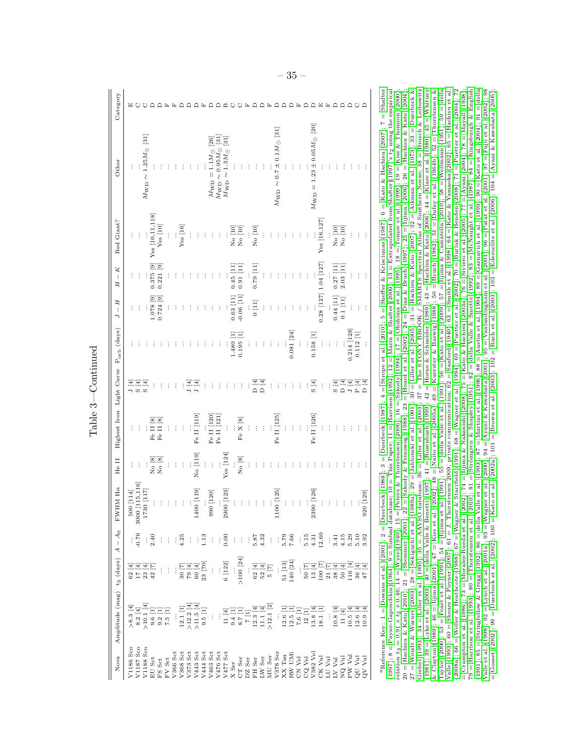Table 3—Continued

| Nova | Amplitude (mag) | $t_3$ (days) | $A-A_0$ | FWHM Hα | He II | Highest Iron | Light Curve | $P_{\rm orb}$ (days) | $J-H$ | $H-K$ | Red Giant? | Other | Category |
|---|---|---|---|---|---|---|---|---|---|---|---|---|---|
| V1186 Sco | >8.3 [4] | 62 [4] | ... | 500 [114] | ... | ... | J [4] | ... | ... | ... | ... | ... | E |
| V1187 Sco | 8.2 [4] | 17 [4] | -0.76 | 3000 [115,116] | ... | ... | S [4] | ... | ... | ... | ... | ... | C |
| V1188 Sco | >10.1 [4] | 23 [4] | ... | 1730 [117] | ... | ... | S [4] | ... | ... | ... | ... | $M_{\rm WD} \sim 1.25 M_\odot$ [31] | C |
| EU Sct | 9.6 [1] | 42 [7] | 2.40 | ... | No [8] | Fe II [8] | ... | ... | 1.078 [9] | 0.375 [9] | Yes [10,11,118] | ... | D |
| FS Sct | 9.2 [1] | ... | ... | ... | No [8] | Fe II [8] | ... | ... | 0.724 [9] | 0.221 [9] | Yes [10] | ... | D |
| FV Sct | 7.5 [1] | ... | ... | ... | ... | ... | ... | ... | ... | ... | ... | ... | F |
| V366 Sct | ... | ... | ... | ... | ... | ... | ... | ... | ... | ... | ... | ... | F |
| V368 Sct | 12.1 [1] | 30 [7] | 4.25 | ... | ... | ... | ... | ... | ... | ... | Yes [16] | ... | D |
| V373 Sct | >12.2 [4] | 79 [4] | ... | ... | ... | ... | J [4] | ... | ... | ... | ... | ... | D |
| V443 Sct | >11.5 [4] | 60 [4] | ... | 1400 [119] | No [119] | Fe II [119] | J [4] | ... | ... | ... | ... | ... | D |
| V444 Sct | 9.5 [1] | 23 [70] | 1.13 | ... | ... | ... | ... | ... | ... | ... | ... | ... | D |
| V463 Sct | ... | ... | ... | 990 [120] | ... | Fe II [120] | ... | ... | ... | ... | ... | ... | F |
| V476 Sct | ... | ... | ... | ... | ... | Fe II [121] | ... | ... | ... | ... | ... | $M_{\rm WD} = 1.1 M_\odot$ [26] | D |
| V477 Sct | 11 [4] | 6 [122] | 0.00 | 2900 [123] | Yes [124] | ... | ... | ... | ... | ... | ... | $M_{\rm WD} \sim 0.95 M_\odot$ [31] | D |
| X Ser | 9.4 [1] | ... | ... | ... | ... | ... | ... | 1.480 [1] | 0.63 [11] | 0.45 [11] | No [10] | $M_{\rm WD} \sim 1.3 M_\odot$ [31] | B |
| CT Ser | 8.7 [1] | >100 [24] | ... | ... | No [8] | Fe X [8] | ... | 0.195 [1] | -0.06 [11] | 0.91 [11] | No [10] | ... | C |
| DZ Ser | 7 [1] | ... | ... | ... | ... | ... | ... | ... | ... | ... | ... | ... | C |
| FH Ser | 12.3 [4] | 62 [4] | 5.87 | ... | ... | ... | D [4] | ... | 0 [11] | 0.79 [11] | No [10] | ... | F |
| LW Ser | 11.1 [4] | 52 [4] | 4.32 | ... | ... | ... | D [4] | ... | ... | ... | ... | ... | D |
| MU Ser | >12.1 [2] | 5 [7] | ... | ... | ... | ... | ... | ... | ... | ... | ... | ... | D |
| V378 Ser | ... | ... | ... | 1100 [125] | ... | Fe II [125] | ... | ... | ... | ... | ... | ... | F |
| XX Tau | 12.6 [1] | 51 [13] | 5.79 | ... | ... | ... | ... | ... | ... | ... | ... | $M_{\rm WD} \sim 0.7 \pm 0.1 M_\odot$ [31] | D |
| RW UMi | 12.5 [1] | 140 [24] | 7.66 | ... | ... | ... | ... | 0.081 [24] | ... | ... | ... | ... | D |
| CN Vel | 7.6 [1] | ... | ... | ... | ... | ... | ... | ... | ... | ... | ... | ... | F |
| CQ Vel | 12 [1] | 50 [7] | 5.15 | ... | ... | ... | ... | ... | ... | ... | ... | ... | D |
| V382 Vel | 13.8 [4] | 13 [4] | 4.31 | 2390 [126] | ... | Fe II [126] | S [4] | 0.158 [1] | ... | ... | ... | $M_{\rm WD} = 1.23 \pm 0.05 M_\odot$ [20] | D |
| CK Vul | 18.1 [1] | 100 [7] | 12.60 | ... | ... | ... | ... | ... | 0.28 [127] | 1.04 [127] | Yes [16,127] | ... | E |
| LU Vul | ... | 21 [7] | ... | ... | ... | ... | ... | ... | ... | ... | ... | ... | F |
| LV Vul | 10.8 [4] | 38 [4] | 3.41 | ... | ... | ... | S [4] | ... | 0.44 [11] | 0.27 [11] | No [10] | ... | D |
| NQ Vul | 11 [4] | 50 [4] | 4.15 | ... | ... | ... | D [4] | ... | 0.1 [11] | 2.03 [11] | No [10] | ... | D |
| PW Vul | 10.5 [4] | 116 [4] | 5.29 | ... | ... | ... | J [4] | 0.214 [128] | ... | ... | ... | ... | D |
| QU Vul | 12.6 [4] | 36 [4] | 5.10 | ... | ... | ... | P [4] | 0.112 [1] | ... | ... | ... | ... | C |
| QV Vul | 10.9 [4] | 47 [4] | 3.92 | 920 [129] | ... | ... | D [4] | ... | ... | ... | ... | ... | D |

[a]Reference Key: 1 = Downes et al. (2001); 2 = Duerbeck (1988); 3 = Duerbeck (1987); 4 = Strope et al. (2010); 5 = Sheffer & Kriscimnas (1987); 6 = Kato & Hachisu (2007); 7 = Shafter (1997); 8 = Payne-Gaposchkin (1964); 9 = Simbad database; 10 = This Paper; 11 = Harrison (1992); 12 = Marin & Shafter (2009); 13 = Extrapolated from Shafter (1997)'s $t_2$ using the empirical relation $t_3 = 0.91 \times t_2 + 0.46$; 14 = Wyse (1940); 15 = Peters & Thorstensen (2006); 16 = Szkody (1994); 17 = Ohshima et al. (1995); 18 = Tomov et al. (1999); 19 = Kiss & Thomson (2000); 20 = Hachisu & Kato (2010); 21 = Shemmer (2001); 22 = Szkody & Feinswog (1988); 23 = Hoard et al. (2002); 24 = Diaz & Bruch (1997); 25 = Iijima (2006); 26 = Hachisu & Kato (2004); 27 = Woudt & Warner (2003); 28 = Sekiguchi et al. (1989a); 29 = Jablonski et al. (1991); 30 = Liller et al. (2005); 31 = Hachisu & Kato (2007); 32 = Aikman et al. (1973); 33 = Duerbeck & Grebel (1993); 34 = Liller et al. (1995); 35 = AAVSO database; 36 = Liller et al. (2003); 37 = The STONY BROOK / SMARTS Spectral Atlas of Southern Novae; 38 = Brosch & Leibowitz (1981); 39 = Lyke et al. (2003); 40 = della Valle & Benetti (1997); 41 = Rosenbush (1999); 42 = Horne & Schneider (1989); 43 = Hachisu & Kato (2006); 44 = Klare et al. (1980); 45 = Whitney & Clayton (1989); 46 = Iijima (2001); 47 = Kiss et al. (2002); 48 = Naito et al. (2005a); 49 = Kuerster & Barwig (1988); 50 = Bruch (1982); 51 = Dufay et al. (1964b); 52 = Thorstensen & Taylor (2000); 53 = Feast et al. (1991); 54 = Iijima et al. (1991); 55 = della Valle et al. (1991); 56 = Kato et al. (2009); 57 = Iijima & Cassatella (2010); 58 = Wellmann (1951); 59 = della Valle (1993); 60 = Shears & Poyner (2007); 61 = J. Thorstensen 2009, private communication; 62 = Sanford (1940); 63 = Smith et al. (1998); 64 = Kato & Yamaoka (2002); 65 = Hachisu et al. (2008a); 66 = Weller & Heathcote (1988); 67 = Wagner & Starrfield (1991); 68 = Wagner et al. (1994); 69 = Puetter et al. (2002); 70 = Burlak & Henden (2008); 71 = Puetter et al. (2004); 72 = Crampton et al. (1986); 73 = Morales-Rueda et al. (2002); 74 = Iijima & Nakanishi (2008); 75 = Kato & Hachisu (2003a); 76 = Siviero et al. (2005); 77 = Ayani (2004); 78 = Mayall (1938); 79 = Harrison et al. (1993); 80 = Thorstensen et al. (2010); 81 = Strömgren & Shapley (1951); 82 = della Valle & Smette (1992); 83 = McNaught et al. (1987); 84 = Kingsburgh & English (1991); 85 = Stringfellow & Gregg (1992); 86 = della Valle et al. (1993); 87 = Martini et al. (1996); 88 = Austin et al. (1994); 89 = Garnavich et al. (1999); 90 = Kato et al. (2004); 91 = della Valle et al. (1998); 92 = Lynch et al. (2001a); 93 = Wagner et al. (2000); 94 = Ayani & Kawabata (2001); 95 = Vanlandingham et al. (2001); 96 = Patat et al. (2001); 97 = Fujii et al. (2002); 98 = Gosset (2002); 99 = Duerbeck et al. (2002); 100 = Kato et al. (2002a); 101 = Brown et al. (2003); 102 = Ruch et al. (2003); 103 = Ederoclite et al. (2006); 104 = Ayani & Kawabata (2005);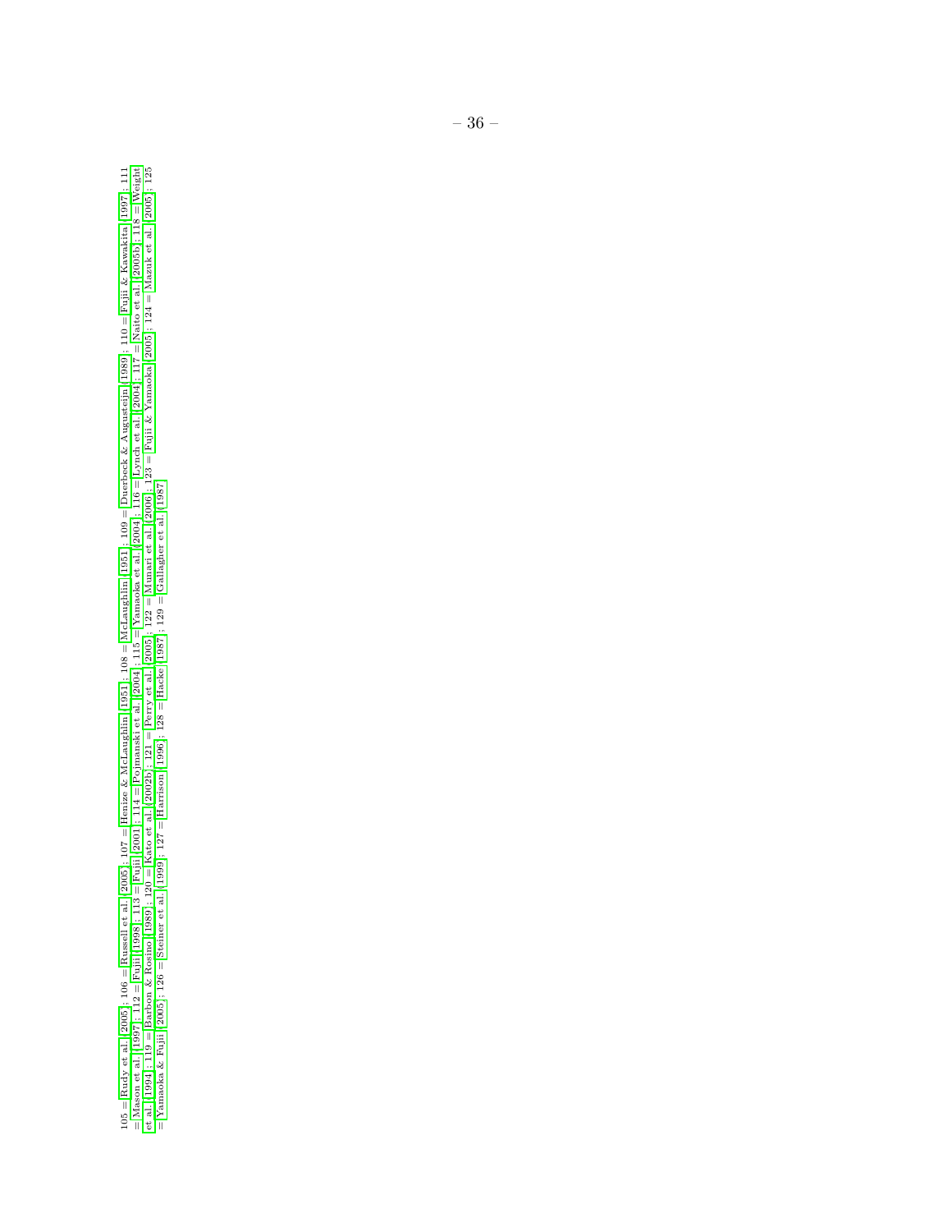105 = Rudy et al. (2005); 106 = Russell et al. (2005); 107 = Henize & McLaughlin (1951); 108 = McLaughlin (1951); 109 = Duerbeck & Augusteijn (1989); 110 = Fujii & Kawakita (1997); 111 = Mason et al. (1997); 112 = Fujii (1998); 113 = Fujii (2001); 114 = Pojmanski et al. (2004); 115 = Yamaoka et al. (2004); 116 = Lynch et al. (2004); 117 = Naito et al. (2005b); 118 = Weight et al. (1994); 119 = Barbon & Rosino (1989); 120 = Kato et al. (2002b); 121 = Perry et al. (2005); 122 = Munari et al. (2006); 123 = Fujii & Yamaoka (2005); 124 = Mazuk et al. (2005); 125 = Yamaoka & Fujii (2005); 126 = Steiner et al. (1999); 127 = Harrison (1996); 128 = Hacke (1987); 129 = Gallagher et al. (1987)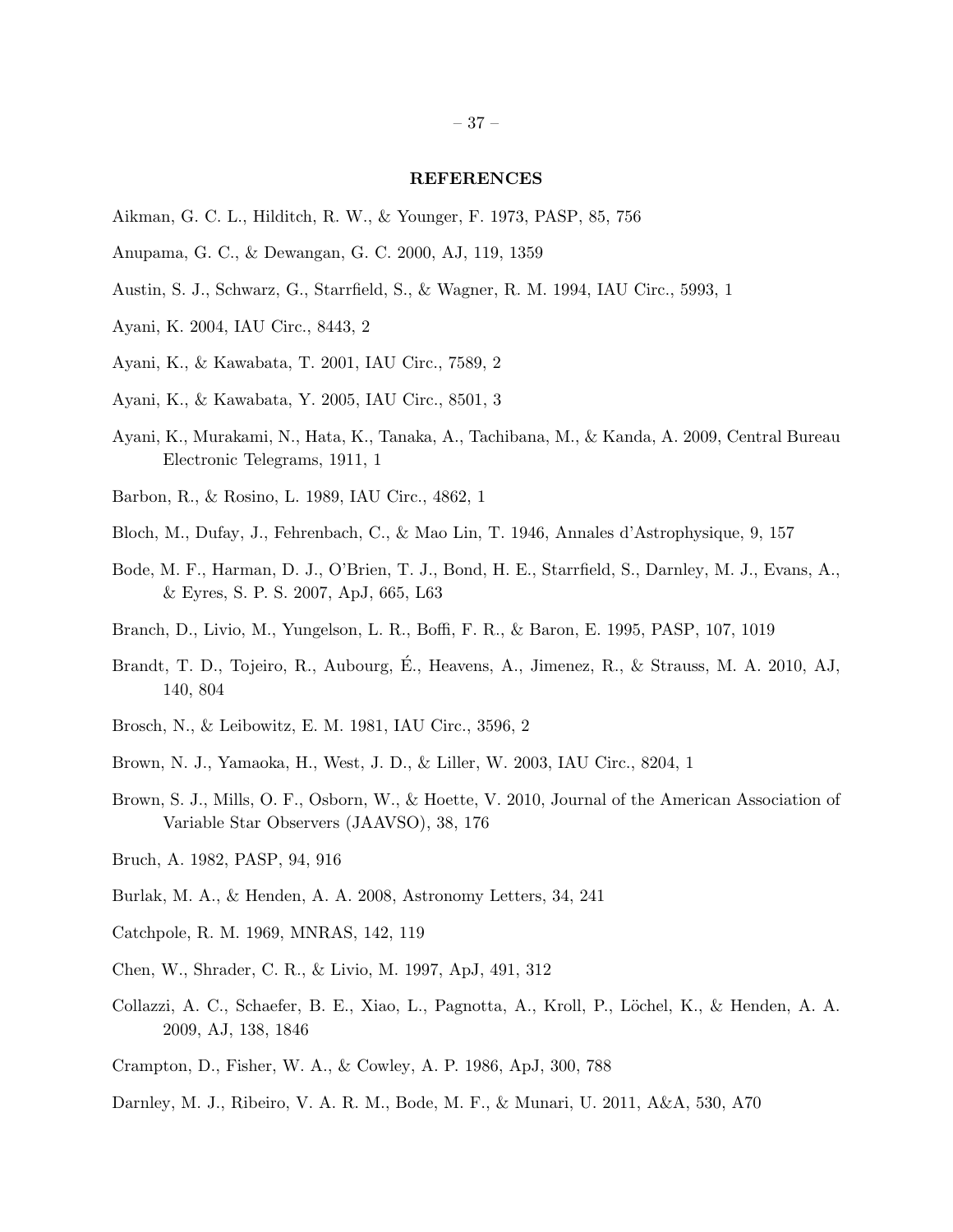## REFERENCES

Aikman, G. C. L., Hilditch, R. W., & Younger, F. 1973, PASP, 85, 756

Anupama, G. C., & Dewangan, G. C. 2000, AJ, 119, 1359

Austin, S. J., Schwarz, G., Starrfield, S., & Wagner, R. M. 1994, IAU Circ., 5993, 1

Ayani, K. 2004, IAU Circ., 8443, 2

Ayani, K., & Kawabata, T. 2001, IAU Circ., 7589, 2

Ayani, K., & Kawabata, Y. 2005, IAU Circ., 8501, 3

Ayani, K., Murakami, N., Hata, K., Tanaka, A., Tachibana, M., & Kanda, A. 2009, Central Bureau Electronic Telegrams, 1911, 1

Barbon, R., & Rosino, L. 1989, IAU Circ., 4862, 1

Bloch, M., Dufay, J., Fehrenbach, C., & Mao Lin, T. 1946, Annales d'Astrophysique, 9, 157

Bode, M. F., Harman, D. J., O'Brien, T. J., Bond, H. E., Starrfield, S., Darnley, M. J., Evans, A., & Eyres, S. P. S. 2007, ApJ, 665, L63

Branch, D., Livio, M., Yungelson, L. R., Boffi, F. R., & Baron, E. 1995, PASP, 107, 1019

Brandt, T. D., Tojeiro, R., Aubourg, É., Heavens, A., Jimenez, R., & Strauss, M. A. 2010, AJ, 140, 804

Brosch, N., & Leibowitz, E. M. 1981, IAU Circ., 3596, 2

Brown, N. J., Yamaoka, H., West, J. D., & Liller, W. 2003, IAU Circ., 8204, 1

Brown, S. J., Mills, O. F., Osborn, W., & Hoette, V. 2010, Journal of the American Association of Variable Star Observers (JAAVSO), 38, 176

Bruch, A. 1982, PASP, 94, 916

Burlak, M. A., & Henden, A. A. 2008, Astronomy Letters, 34, 241

Catchpole, R. M. 1969, MNRAS, 142, 119

Chen, W., Shrader, C. R., & Livio, M. 1997, ApJ, 491, 312

Collazzi, A. C., Schaefer, B. E., Xiao, L., Pagnotta, A., Kroll, P., Löchel, K., & Henden, A. A. 2009, AJ, 138, 1846

Crampton, D., Fisher, W. A., & Cowley, A. P. 1986, ApJ, 300, 788

Darnley, M. J., Ribeiro, V. A. R. M., Bode, M. F., & Munari, U. 2011, A&A, 530, A70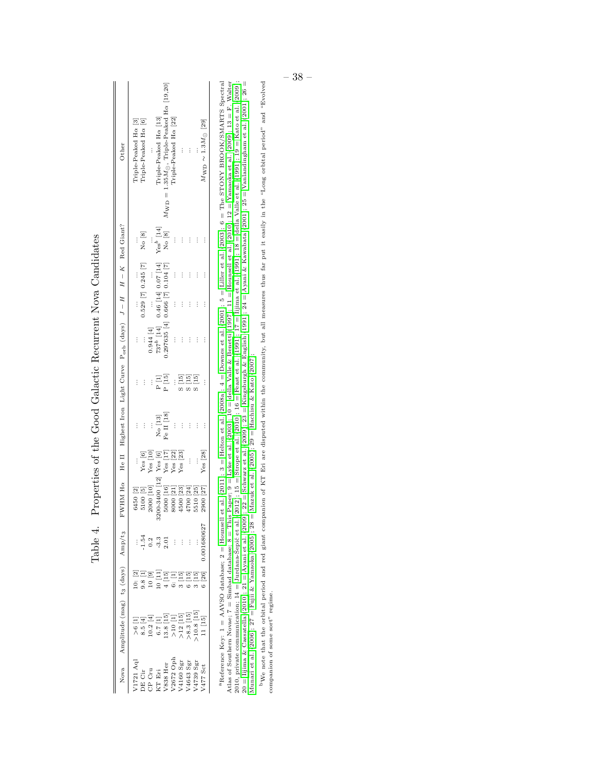Table 4. Properties of the Good Galactic Recurrent Nova Candidates

| Nova | Amplitude (mag) | $t_3$ (days) | Amp/$t_3$ | FWHM Hα | He II | Highest Iron | Light Curve | $P_{orb}$ (days) | $J-H$ | $H-K$ | Red Giant? | Other |
|---|---|---|---|---|---|---|---|---|---|---|---|---|
| V1721 Aql | >6 [1] | 10: [2] | ... | 6450 [2] | ... | ... | ... | ... | ... | ... | ... | Triple-Peaked Hα [3] |
| DE Cir | 8.5 [4] | 9.8 [1] | -1.54 | 5100 [5] | Yes [6] | ... | ... | ... | 0.529 [7] | 0.245 [7] | No [8] | Triple-Peaked Hα [6] |
| CP Cru | 10.2 [4] | 10 [9] | 0.2 | 2000 [10] | Yes [10] | ... | ... | 0.944 [4] | ... | ... | ... | ... |
| KT Eri | 6.7 [1] | 10 [11] | -3.3 | 3200-3400 [12] | Yes [6] | No [13] | P [1] | 737[b] [14] | 0.46 [14] | 0.07 [14] | Yes[b] [14] | Triple-Peaked Hα [13] |
| V838 Her | 13.8 [15] | 4 [15] | 2.01 | 5000 [16] | Yes [17] | Fe II [18] | P [15] | 0.297635 [4] | 0.666 [7] | 0.104 [7] | No [8] | $M_{WD} = 1.35 M_\odot$, Triple-Peaked Hα [19,20] |
| V2672 Oph | >10 [1] | 6: [1] | ... | 8000 [21] | Yes [22] | ... | ... | ... | ... | ... | ... | Triple-Peaked Hα [22] |
| V4160 Sgr | >12 [15] | 3 [15] | ... | 4500 [23] | Yes [23] | ... | S [15] | ... | ... | ... | ... | ... |
| V4643 Sgr | >8.3 [15] | 6 [15] | ... | 4700 [24] | ... | ... | S [15] | ... | ... | ... | ... | ... |
| V4739 Sgr | >10.8 [15] | 3 [15] | ... | 5510 [25] | ... | ... | S [15] | ... | ... | ... | ... | ... |
| V477 Sct | 11 [15] | 6 [26] | 0.001680627 | 2900 [27] | Yes [28] | ... | ... | ... | ... | ... | ... | $M_{WD} \sim 1.3 M_\odot$ [29] |

[a]Reference Key: 1 = AAVSO database; 2 = Hounsell et al. 2011; 3 = Helton et al. 2008a; 4 = Downes et al. 2001; 5 = Liller et al. 2003; 6 = The STONY BROOK/SMARTS Spectral Atlas of Southern Novae; 7 = Simbad database; 8 = This Paper; 9 = Lyke et al. 2003; 10 = della Valle & Benetti 1997; 11 = Hounsell et al. 2010; 12 = Yamaoka et al. 2009; 13 = F. Walter 2010, private communication; 14 = Jurdana-Šepić et al. 2012; 15 = Strope et al. 2010; 16 = Ijima et al. 1991; 17 = Ijima et al. 1991; 18 = della Valle et al. 1991; 19 = Kato et al. 2009; 20 = Iijima & Cassatella 2010; 21 = Ayani et al. 2009; 22 = Schwarz et al. 2009; 23 = Kingsburgh & English 1991; 24 = Ayani & Kawabata 2001; 25 = Vanlandingham et al. 2001; 26 = Munari et al. 2006; 27 = Fujii & Yamaoka 2005; 28 = Mazuk et al. 2005; 29 = Hachisu & Kato 2007;

[b]We note that the orbital period and red giant companion of KT Eri are disputed within the community, but all measures thus far put it easily in the "Long orbital period" and "Evolved companion of some sort" regime.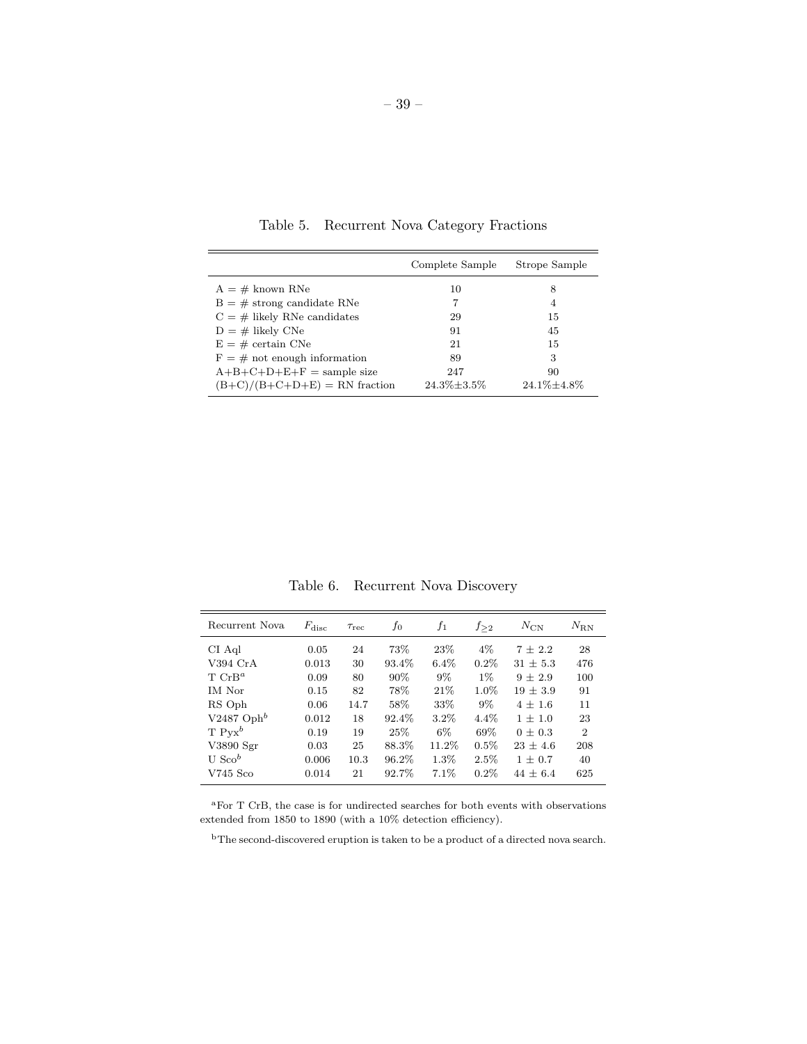Table 5. Recurrent Nova Category Fractions

| | Complete Sample | Strope Sample |
|---|---|---|
| A = # known RNe | 10 | 8 |
| B = # strong candidate RNe | 7 | 4 |
| C = # likely RNe candidates | 29 | 15 |
| D = # likely CNe | 91 | 45 |
| E = # certain CNe | 21 | 15 |
| F = # not enough information | 89 | 3 |
| A+B+C+D+E+F = sample size | 247 | 90 |
| (B+C)/(B+C+D+E) = RN fraction | 24.3%±3.5% | 24.1%±4.8% |

Table 6. Recurrent Nova Discovery

| Recurrent Nova | $F_{\rm disc}$ | $\tau_{\rm rec}$ | $f_0$ | $f_1$ | $f_{\geq 2}$ | $N_{\rm CN}$ | $N_{\rm RN}$ |
|---|---|---|---|---|---|---|---|
| CI Aql | 0.05 | 24 | 73% | 23% | 4% | $7 \pm 2.2$ | 28 |
| V394 CrA | 0.013 | 30 | 93.4% | 6.4% | 0.2% | $31 \pm 5.3$ | 476 |
| T CrB[a] | 0.09 | 80 | 90% | 9% | 1% | $9 \pm 2.9$ | 100 |
| IM Nor | 0.15 | 82 | 78% | 21% | 1.0% | $19 \pm 3.9$ | 91 |
| RS Oph | 0.06 | 14.7 | 58% | 33% | 9% | $4 \pm 1.6$ | 11 |
| V2487 Oph[b] | 0.012 | 18 | 92.4% | 3.2% | 4.4% | $1 \pm 1.0$ | 23 |
| T Pyx[b] | 0.19 | 19 | 25% | 6% | 69% | $0 \pm 0.3$ | 2 |
| V3890 Sgr | 0.03 | 25 | 88.3% | 11.2% | 0.5% | $23 \pm 4.6$ | 208 |
| U Sco[b] | 0.006 | 10.3 | 96.2% | 1.3% | 2.5% | $1 \pm 0.7$ | 40 |
| V745 Sco | 0.014 | 21 | 92.7% | 7.1% | 0.2% | $44 \pm 6.4$ | 625 |

[a]For T CrB, the case is for undirected searches for both events with observations extended from 1850 to 1890 (with a 10% detection efficiency).

[b]The second-discovered eruption is taken to be a product of a directed nova search.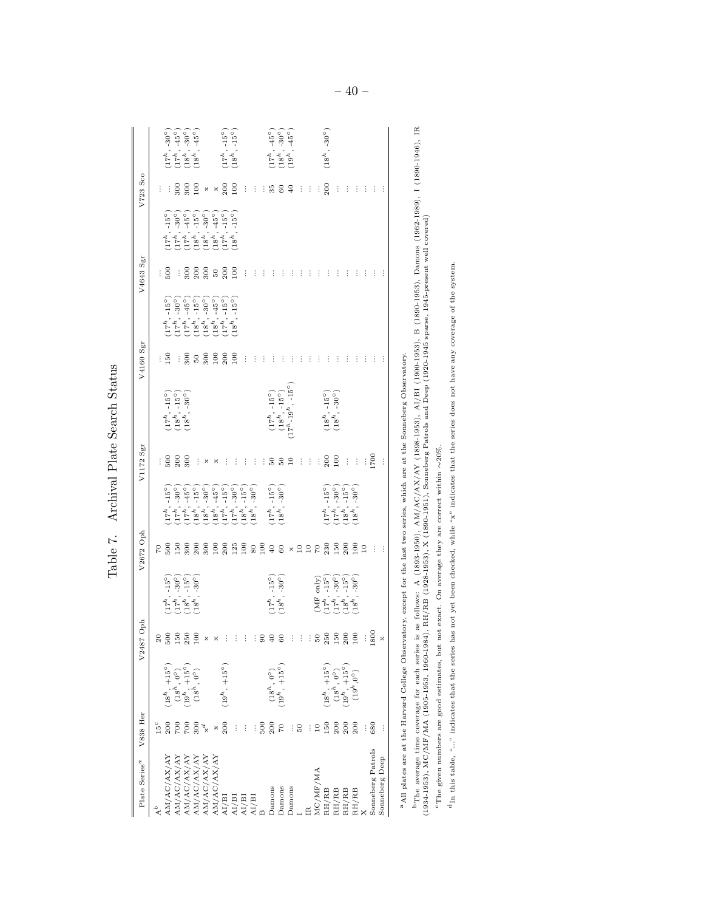Table 7. Archival Plate Search Status

| Plate Series[a] | V838 Her | | V2487 Oph | | V2672 Oph | | V1172 Sgr | | V4160 Sgr | | V4643 Sgr | | V723 Sco | |
|---|---|---|---|---|---|---|---|---|---|---|---|---|---|---|
| A[b] | 15[c] | | 20 | | 70 | | ... | | ... | | ... | | ... | |
| AM/AC/AX/AY | 200 | $(18^h, +15°)$ | 500 | $(17^h, -15°)$ | 500 | $(17^h, -15°)$ | 500 | $(17^h, -15°)$ | 150 | $(17^h, -15°)$ | 500 | $(17^h, -15°)$ | ... | $(17^h, -30°)$ |
| AM/AC/AX/AY | 700 | $(18^h, 0°)$ | 150 | $(17^h, -30°)$ | 150 | $(17^h, -30°)$ | 200 | $(18^h, -15°)$ | ... | $(17^h, -30°)$ | ... | $(17^h, -30°)$ | 300 | $(17^h, -45°)$ |
| AM/AC/AX/AY | 700 | $(19^h, +15°)$ | 250 | $(18^h, -15°)$ | 300 | $(17^h, -45°)$ | 300 | $(18^h, -30°)$ | 300 | $(17^h, -45°)$ | 300 | $(17^h, -45°)$ | 300 | $(18^h, -30°)$ |
| AM/AC/AX/AY | 700 | $(18^h, 0°)$ | 100 | $(18^h, -30°)$ | 200 | $(18^h, -15°)$ | ... | | 50 | $(18^h, -15°)$ | 200 | $(18^h, -15°)$ | 100 | $(18^h, -45°)$ |
| AM/AC/AX/AY | 300 | | x | | 300 | $(18^h, -30°)$ | x | | 300 | $(18^h, -30°)$ | 300 | $(18^h, -30°)$ | x | |
| AM/AC/AX/AY | x[d] | | x | | 100 | $(18^h, -45°)$ | x | | 100 | $(18^h, -45°)$ | 50 | $(18^h, -45°)$ | x | |
| AI/BI | x | | ... | | 200 | $(17^h, -15°)$ | ... | | 200 | $(17^h, -15°)$ | 200 | $(17^h, -15°)$ | 200 | $(17^h, -15°)$ |
| AI/BI | 200 | $(19^h, +15°)$ | ... | | 125 | $(17^h, -30°)$ | ... | | 100 | $(18^h, -15°)$ | 100 | $(18^h, -15°)$ | 100 | $(18^h, -15°)$ |
| AI/BI | ... | | ... | | 100 | $(18^h, -15°)$ | ... | | ... | | ... | | ... | |
| AI/BI | ... | | ... | | 80 | $(18^h, -30°)$ | ... | | ... | | ... | | ... | |
| B | 500 | | 90 | | 100 | | ... | | ... | | ... | | ... | |
| Damons | 200 | $(18^h, 0°)$ | 40 | $(17^h, -15°)$ | 40 | $(17^h, -15°)$ | 50 | $(17^h, -15°)$ | ... | | ... | | 35 | $(17^h, -45°)$ |
| Damons | 70 | $(19^h, +15°)$ | 60 | $(18^h, -30°)$ | 60 | $(18^h, -30°)$ | 50 | $(18^h, -15°)$ | ... | | ... | | 60 | $(18^h, -30°)$ |
| Damons | ... | | ... | | x | | 10 | $(17^h$-$19^h, -15°)$ | ... | | ... | | 40 | $(19^h, -45°)$ |
| I | 50 | | ... | | 10 | | ... | | ... | | ... | | ... | |
| IR | ... | | ... | | 10 | | ... | | ... | | ... | | ... | |
| MC/MF/MA | 10 | | 50 | (MF only) | 70 | | ... | | ... | | ... | | 200 | $(18^h, -30°)$ |
| RH/RB | 150 | $(18^h, +15°)$ | 250 | $(17^h, -15°)$ | 230 | $(17^h, -15°)$ | 200 | $(18^h, -15°)$ | ... | | ... | | ... | |
| RH/RB | 200 | $(18^h, 0°)$ | 150 | $(17^h, -30°)$ | 150 | $(17^h, -30°)$ | 100 | $(18^h, -30°)$ | ... | | ... | | ... | |
| RH/RB | 200 | $(19^h, +15°)$ | 200 | $(18^h, -15°)$ | 200 | $(18^h, -15°)$ | ... | | ... | | ... | | ... | |
| RH/RB | 200 | $(19^h, 0°)$ | 100 | $(18^h, -30°)$ | 100 | $(18^h, -30°)$ | ... | | ... | | ... | | ... | |
| X | ... | | ... | | 10 | | ... | | ... | | ... | | ... | |
| Sonneberg Patrols | 680 | | 1800 | | ... | | 1700 | | ... | | ... | | ... | |
| Sonneberg Deep | ... | | x | | ... | | ... | | ... | | ... | | ... | |

[a] All plates are at the Harvard College Observatory, except for the last two series, which are at the Sonneberg Observatory.

[b] The average time coverage for each series is as follows: A (1893-1950), AM/AC/AX/AY (1898-1953), AI/BI (1900-1953), B (1890-1953), Damons (1962-1989), I (1890-1946), IR (1934-1953), MC/MF/MA (1905-1953, 1960-1984), RH/RB (1928-1953), X (1890-1951), Sonneberg Patrols and Deep (1920-1945 sparse, 1945-present well covered)

[c] The given numbers are good estimates, but not exact. On average they are correct within ∼20%.

[d] In this table, "..." indicates that the series has not yet been checked, while "x" indicates that the series does not have any coverage of the system.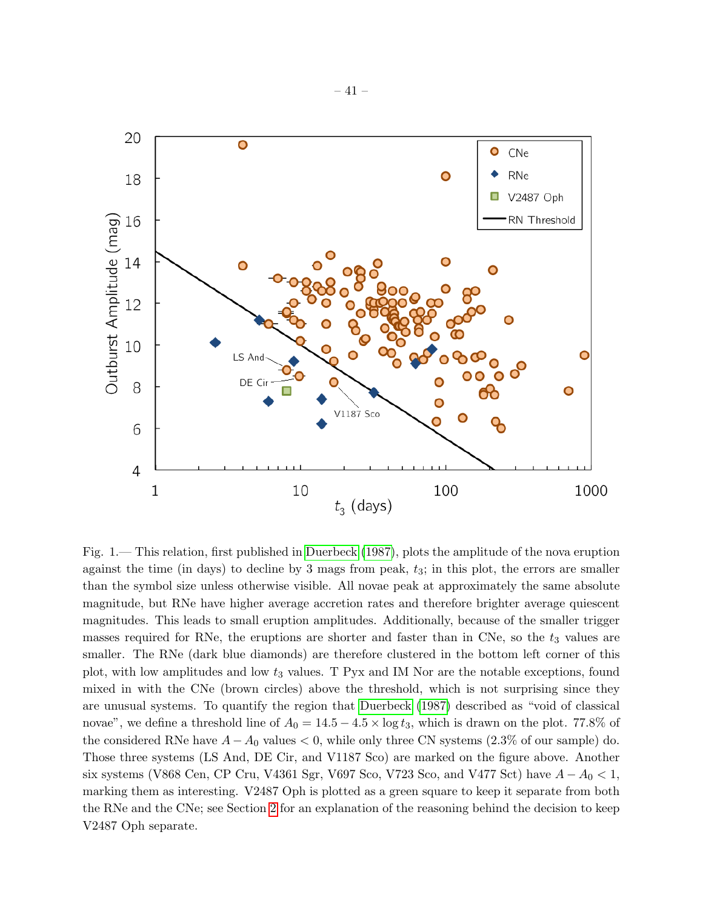Fig. 1.— This relation, first published in Duerbeck (1987), plots the amplitude of the nova eruption against the time (in days) to decline by 3 mags from peak, $t_3$; in this plot, the errors are smaller than the symbol size unless otherwise visible. All novae peak at approximately the same absolute magnitude, but RNe have higher average accretion rates and therefore brighter average quiescent magnitudes. This leads to small eruption amplitudes. Additionally, because of the smaller trigger masses required for RNe, the eruptions are shorter and faster than in CNe, so the $t_3$ values are smaller. The RNe (dark blue diamonds) are therefore clustered in the bottom left corner of this plot, with low amplitudes and low $t_3$ values. T Pyx and IM Nor are the notable exceptions, found mixed in with the CNe (brown circles) above the threshold, which is not surprising since they are unusual systems. To quantify the region that Duerbeck (1987) described as "void of classical novae", we define a threshold line of $A_0 = 14.5 - 4.5 \times \log t_3$, which is drawn on the plot. 77.8% of the considered RNe have $A - A_0$ values $< 0$, while only three CN systems (2.3% of our sample) do. Those three systems (LS And, DE Cir, and V1187 Sco) are marked on the figure above. Another six systems (V868 Cen, CP Cru, V4361 Sgr, V697 Sco, V723 Sco, and V477 Sct) have $A - A_0 < 1$, marking them as interesting. V2487 Oph is plotted as a green square to keep it separate from both the RNe and the CNe; see Section 2 for an explanation of the reasoning behind the decision to keep V2487 Oph separate.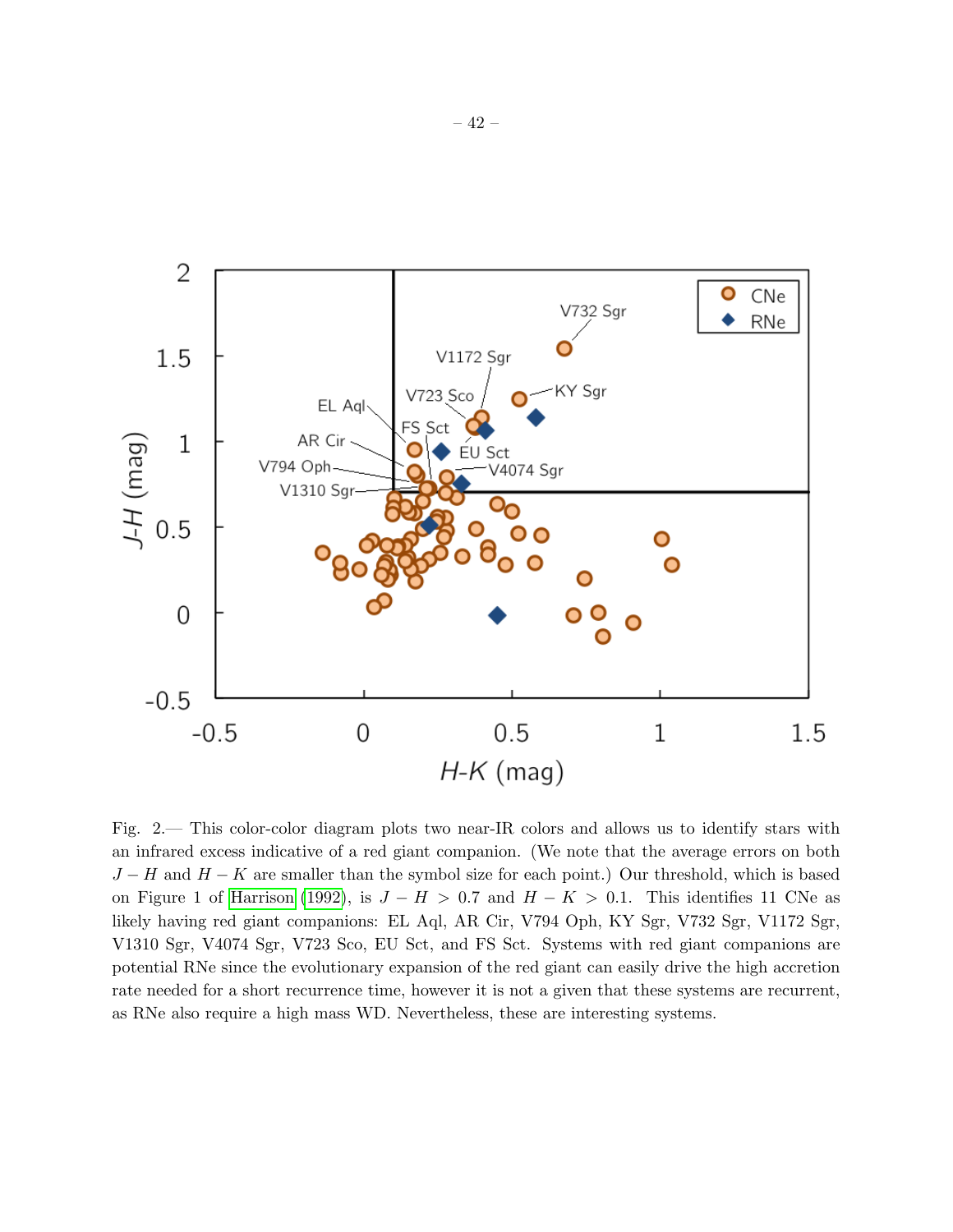Fig. 2.— This color-color diagram plots two near-IR colors and allows us to identify stars with an infrared excess indicative of a red giant companion. (We note that the average errors on both $J-H$ and $H-K$ are smaller than the symbol size for each point.) Our threshold, which is based on Figure 1 of Harrison (1992), is $J-H > 0.7$ and $H-K > 0.1$. This identifies 11 CNe as likely having red giant companions: EL Aql, AR Cir, V794 Oph, KY Sgr, V732 Sgr, V1172 Sgr, V1310 Sgr, V4074 Sgr, V723 Sco, EU Sct, and FS Sct. Systems with red giant companions are potential RNe since the evolutionary expansion of the red giant can easily drive the high accretion rate needed for a short recurrence time, however it is not a given that these systems are recurrent, as RNe also require a high mass WD. Nevertheless, these are interesting systems.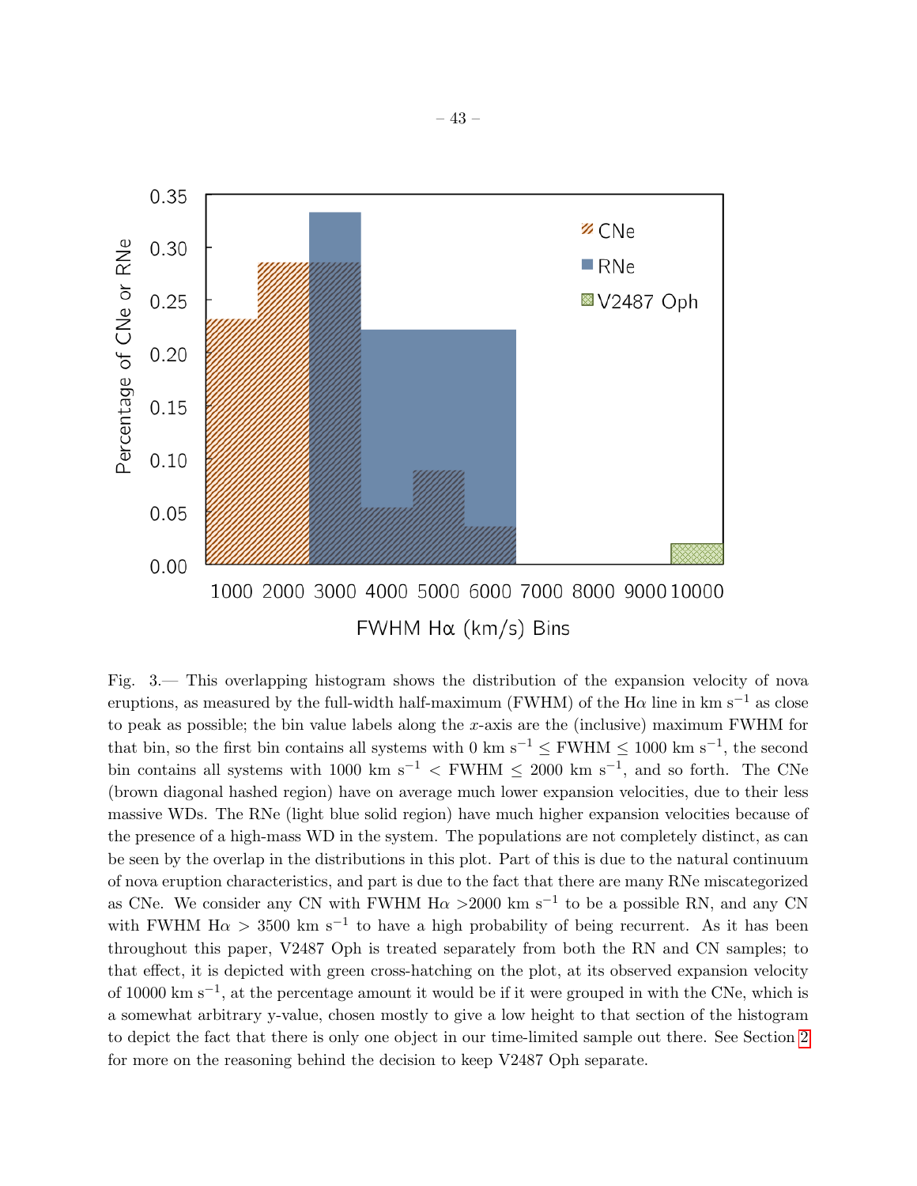Fig. 3.— This overlapping histogram shows the distribution of the expansion velocity of nova eruptions, as measured by the full-width half-maximum (FWHM) of the H$\alpha$ line in km s$^{-1}$ as close to peak as possible; the bin value labels along the $x$-axis are the (inclusive) maximum FWHM for that bin, so the first bin contains all systems with 0 km s$^{-1}$ $\leq$ FWHM $\leq$ 1000 km s$^{-1}$, the second bin contains all systems with 1000 km s$^{-1}$ $<$ FWHM $\leq$ 2000 km s$^{-1}$, and so forth. The CNe (brown diagonal hashed region) have on average much lower expansion velocities, due to their less massive WDs. The RNe (light blue solid region) have much higher expansion velocities because of the presence of a high-mass WD in the system. The populations are not completely distinct, as can be seen by the overlap in the distributions in this plot. Part of this is due to the natural continuum of nova eruption characteristics, and part is due to the fact that there are many RNe miscategorized as CNe. We consider any CN with FWHM H$\alpha$ >2000 km s$^{-1}$ to be a possible RN, and any CN with FWHM H$\alpha$ > 3500 km s$^{-1}$ to have a high probability of being recurrent. As it has been throughout this paper, V2487 Oph is treated separately from both the RN and CN samples; to that effect, it is depicted with green cross-hatching on the plot, at its observed expansion velocity of 10000 km s$^{-1}$, at the percentage amount it would be if it were grouped in with the CNe, which is a somewhat arbitrary y-value, chosen mostly to give a low height to that section of the histogram to depict the fact that there is only one object in our time-limited sample out there. See Section 2 for more on the reasoning behind the decision to keep V2487 Oph separate.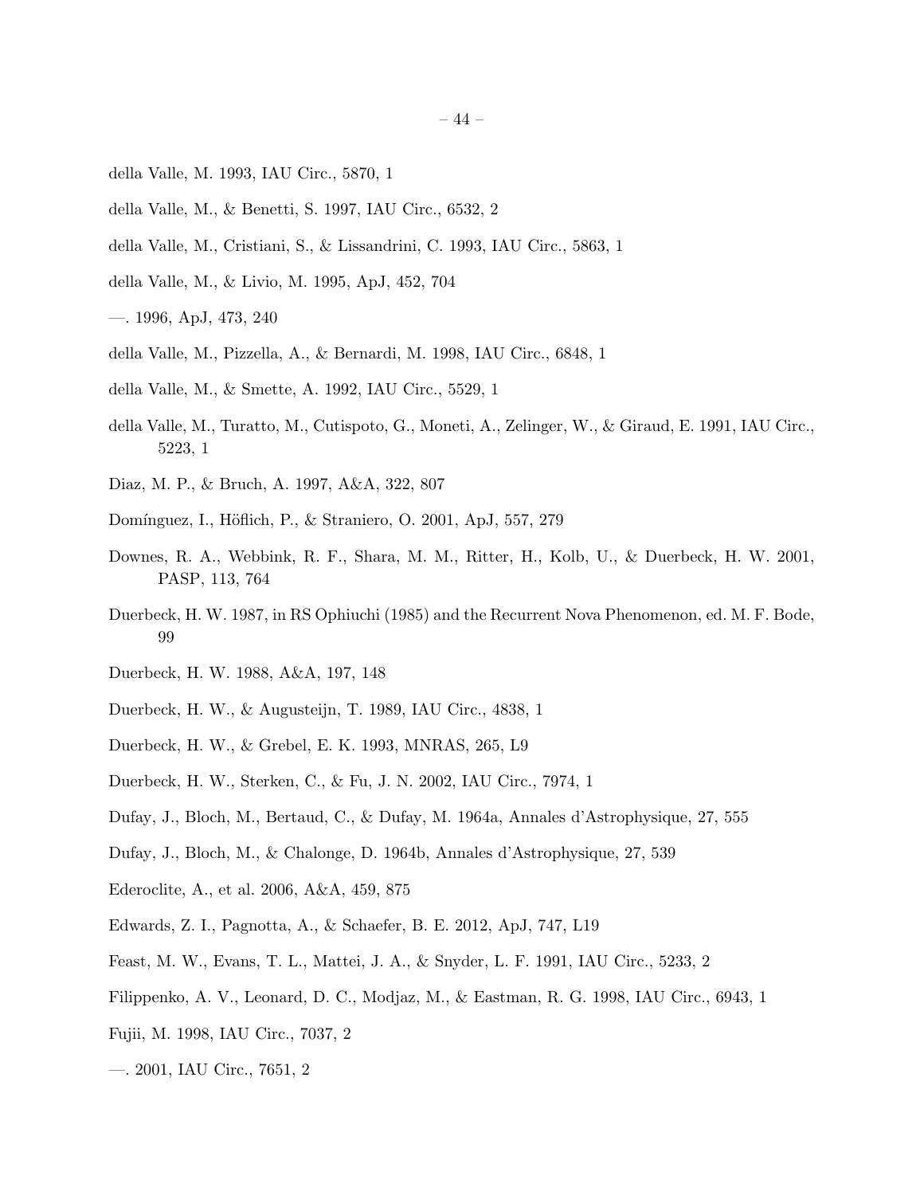della Valle, M. 1993, IAU Circ., 5870, 1

della Valle, M., & Benetti, S. 1997, IAU Circ., 6532, 2

della Valle, M., Cristiani, S., & Lissandrini, C. 1993, IAU Circ., 5863, 1

della Valle, M., & Livio, M. 1995, ApJ, 452, 704

—. 1996, ApJ, 473, 240

della Valle, M., Pizzella, A., & Bernardi, M. 1998, IAU Circ., 6848, 1

della Valle, M., & Smette, A. 1992, IAU Circ., 5529, 1

della Valle, M., Turatto, M., Cutispoto, G., Moneti, A., Zelinger, W., & Giraud, E. 1991, IAU Circ., 5223, 1

Diaz, M. P., & Bruch, A. 1997, A&A, 322, 807

Domínguez, I., Höflich, P., & Straniero, O. 2001, ApJ, 557, 279

Downes, R. A., Webbink, R. F., Shara, M. M., Ritter, H., Kolb, U., & Duerbeck, H. W. 2001, PASP, 113, 764

Duerbeck, H. W. 1987, in RS Ophiuchi (1985) and the Recurrent Nova Phenomenon, ed. M. F. Bode, 99

Duerbeck, H. W. 1988, A&A, 197, 148

Duerbeck, H. W., & Augusteijn, T. 1989, IAU Circ., 4838, 1

Duerbeck, H. W., & Grebel, E. K. 1993, MNRAS, 265, L9

Duerbeck, H. W., Sterken, C., & Fu, J. N. 2002, IAU Circ., 7974, 1

Dufay, J., Bloch, M., Bertaud, C., & Dufay, M. 1964a, Annales d'Astrophysique, 27, 555

Dufay, J., Bloch, M., & Chalonge, D. 1964b, Annales d'Astrophysique, 27, 539

Ederoclite, A., et al. 2006, A&A, 459, 875

Edwards, Z. I., Pagnotta, A., & Schaefer, B. E. 2012, ApJ, 747, L19

Feast, M. W., Evans, T. L., Mattei, J. A., & Snyder, L. F. 1991, IAU Circ., 5233, 2

Filippenko, A. V., Leonard, D. C., Modjaz, M., & Eastman, R. G. 1998, IAU Circ., 6943, 1

Fujii, M. 1998, IAU Circ., 7037, 2

—. 2001, IAU Circ., 7651, 2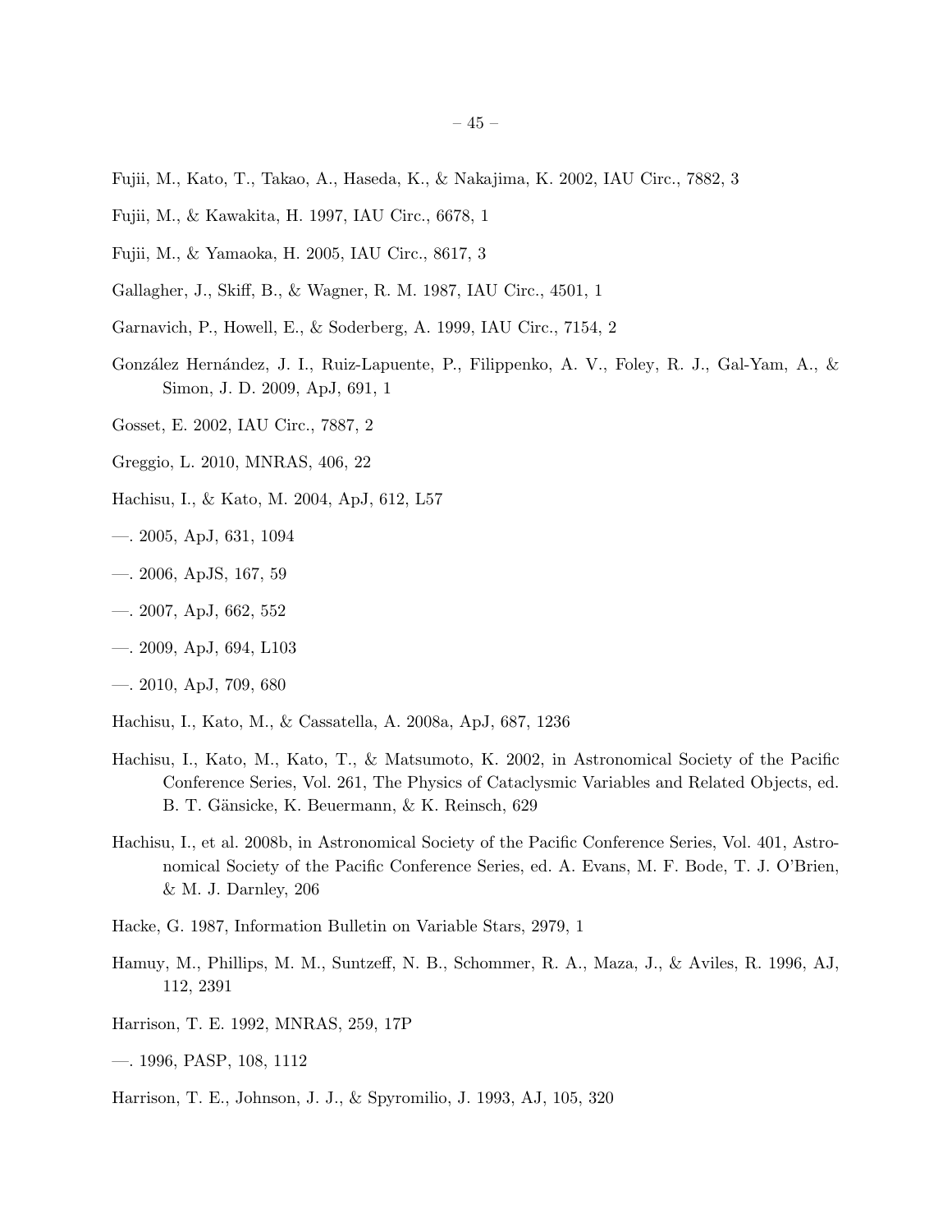Fujii, M., Kato, T., Takao, A., Haseda, K., & Nakajima, K. 2002, IAU Circ., 7882, 3

Fujii, M., & Kawakita, H. 1997, IAU Circ., 6678, 1

Fujii, M., & Yamaoka, H. 2005, IAU Circ., 8617, 3

Gallagher, J., Skiff, B., & Wagner, R. M. 1987, IAU Circ., 4501, 1

Garnavich, P., Howell, E., & Soderberg, A. 1999, IAU Circ., 7154, 2

González Hernández, J. I., Ruiz-Lapuente, P., Filippenko, A. V., Foley, R. J., Gal-Yam, A., & Simon, J. D. 2009, ApJ, 691, 1

Gosset, E. 2002, IAU Circ., 7887, 2

Greggio, L. 2010, MNRAS, 406, 22

Hachisu, I., & Kato, M. 2004, ApJ, 612, L57

—. 2005, ApJ, 631, 1094

—. 2006, ApJS, 167, 59

—. 2007, ApJ, 662, 552

—. 2009, ApJ, 694, L103

—. 2010, ApJ, 709, 680

Hachisu, I., Kato, M., & Cassatella, A. 2008a, ApJ, 687, 1236

Hachisu, I., Kato, M., Kato, T., & Matsumoto, K. 2002, in Astronomical Society of the Pacific Conference Series, Vol. 261, The Physics of Cataclysmic Variables and Related Objects, ed. B. T. Gänsicke, K. Beuermann, & K. Reinsch, 629

Hachisu, I., et al. 2008b, in Astronomical Society of the Pacific Conference Series, Vol. 401, Astronomical Society of the Pacific Conference Series, ed. A. Evans, M. F. Bode, T. J. O'Brien, & M. J. Darnley, 206

Hacke, G. 1987, Information Bulletin on Variable Stars, 2979, 1

Hamuy, M., Phillips, M. M., Suntzeff, N. B., Schommer, R. A., Maza, J., & Aviles, R. 1996, AJ, 112, 2391

Harrison, T. E. 1992, MNRAS, 259, 17P

—. 1996, PASP, 108, 1112

Harrison, T. E., Johnson, J. J., & Spyromilio, J. 1993, AJ, 105, 320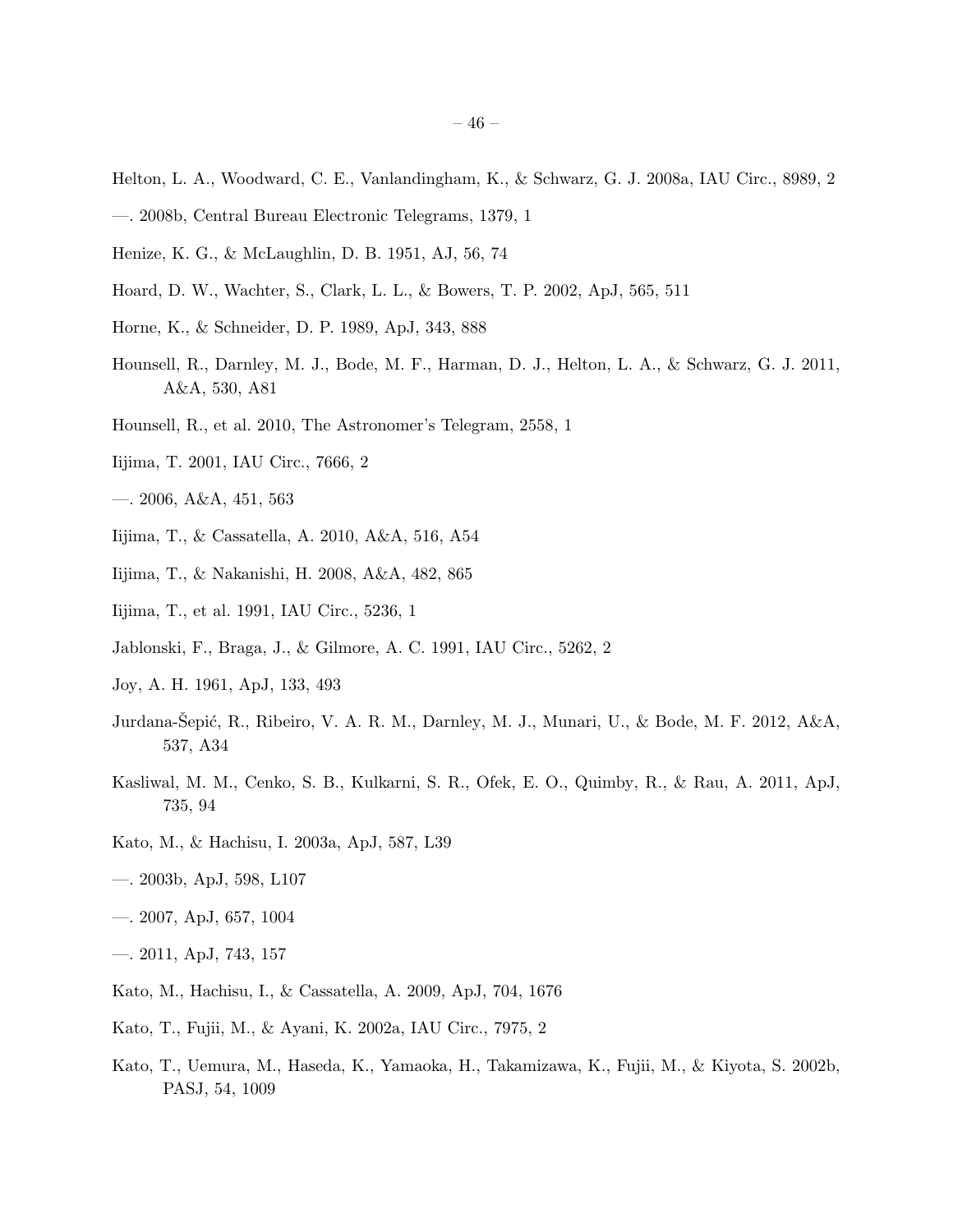Helton, L. A., Woodward, C. E., Vanlandingham, K., & Schwarz, G. J. 2008a, IAU Circ., 8989, 2

—. 2008b, Central Bureau Electronic Telegrams, 1379, 1

Henize, K. G., & McLaughlin, D. B. 1951, AJ, 56, 74

Hoard, D. W., Wachter, S., Clark, L. L., & Bowers, T. P. 2002, ApJ, 565, 511

Horne, K., & Schneider, D. P. 1989, ApJ, 343, 888

Hounsell, R., Darnley, M. J., Bode, M. F., Harman, D. J., Helton, L. A., & Schwarz, G. J. 2011, A&A, 530, A81

Hounsell, R., et al. 2010, The Astronomer's Telegram, 2558, 1

Iijima, T. 2001, IAU Circ., 7666, 2

—. 2006, A&A, 451, 563

Iijima, T., & Cassatella, A. 2010, A&A, 516, A54

Iijima, T., & Nakanishi, H. 2008, A&A, 482, 865

Iijima, T., et al. 1991, IAU Circ., 5236, 1

Jablonski, F., Braga, J., & Gilmore, A. C. 1991, IAU Circ., 5262, 2

Joy, A. H. 1961, ApJ, 133, 493

Jurdana-Šepić, R., Ribeiro, V. A. R. M., Darnley, M. J., Munari, U., & Bode, M. F. 2012, A&A, 537, A34

Kasliwal, M. M., Cenko, S. B., Kulkarni, S. R., Ofek, E. O., Quimby, R., & Rau, A. 2011, ApJ, 735, 94

Kato, M., & Hachisu, I. 2003a, ApJ, 587, L39

—. 2003b, ApJ, 598, L107

—. 2007, ApJ, 657, 1004

—. 2011, ApJ, 743, 157

Kato, M., Hachisu, I., & Cassatella, A. 2009, ApJ, 704, 1676

Kato, T., Fujii, M., & Ayani, K. 2002a, IAU Circ., 7975, 2

Kato, T., Uemura, M., Haseda, K., Yamaoka, H., Takamizawa, K., Fujii, M., & Kiyota, S. 2002b, PASJ, 54, 1009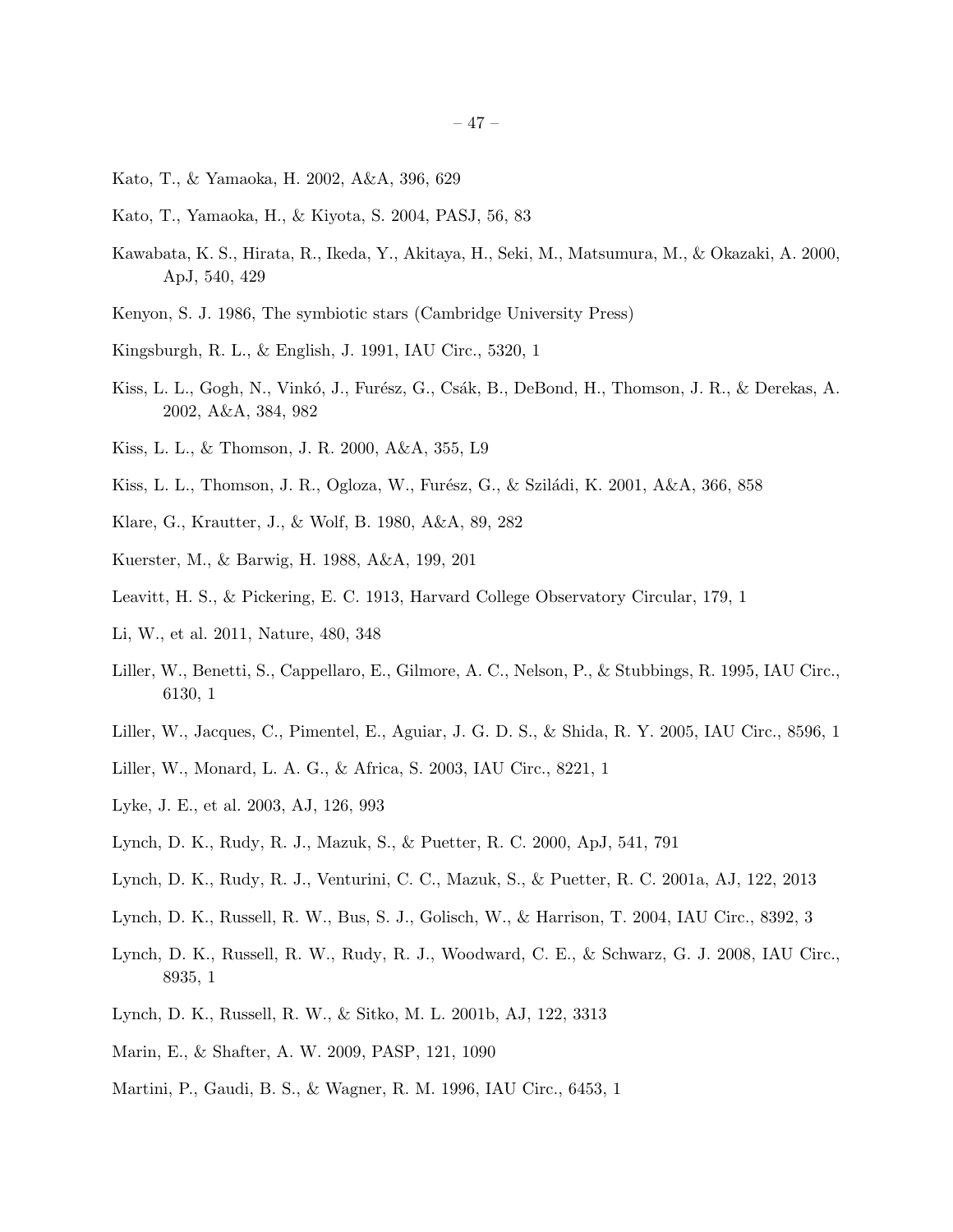Kato, T., & Yamaoka, H. 2002, A&A, 396, 629

Kato, T., Yamaoka, H., & Kiyota, S. 2004, PASJ, 56, 83

Kawabata, K. S., Hirata, R., Ikeda, Y., Akitaya, H., Seki, M., Matsumura, M., & Okazaki, A. 2000, ApJ, 540, 429

Kenyon, S. J. 1986, The symbiotic stars (Cambridge University Press)

Kingsburgh, R. L., & English, J. 1991, IAU Circ., 5320, 1

Kiss, L. L., Gogh, N., Vinkó, J., Furész, G., Csák, B., DeBond, H., Thomson, J. R., & Derekas, A. 2002, A&A, 384, 982

Kiss, L. L., & Thomson, J. R. 2000, A&A, 355, L9

Kiss, L. L., Thomson, J. R., Ogloza, W., Furész, G., & Sziládi, K. 2001, A&A, 366, 858

Klare, G., Krautter, J., & Wolf, B. 1980, A&A, 89, 282

Kuerster, M., & Barwig, H. 1988, A&A, 199, 201

Leavitt, H. S., & Pickering, E. C. 1913, Harvard College Observatory Circular, 179, 1

Li, W., et al. 2011, Nature, 480, 348

Liller, W., Benetti, S., Cappellaro, E., Gilmore, A. C., Nelson, P., & Stubbings, R. 1995, IAU Circ., 6130, 1

Liller, W., Jacques, C., Pimentel, E., Aguiar, J. G. D. S., & Shida, R. Y. 2005, IAU Circ., 8596, 1

Liller, W., Monard, L. A. G., & Africa, S. 2003, IAU Circ., 8221, 1

Lyke, J. E., et al. 2003, AJ, 126, 993

Lynch, D. K., Rudy, R. J., Mazuk, S., & Puetter, R. C. 2000, ApJ, 541, 791

Lynch, D. K., Rudy, R. J., Venturini, C. C., Mazuk, S., & Puetter, R. C. 2001a, AJ, 122, 2013

Lynch, D. K., Russell, R. W., Bus, S. J., Golisch, W., & Harrison, T. 2004, IAU Circ., 8392, 3

Lynch, D. K., Russell, R. W., Rudy, R. J., Woodward, C. E., & Schwarz, G. J. 2008, IAU Circ., 8935, 1

Lynch, D. K., Russell, R. W., & Sitko, M. L. 2001b, AJ, 122, 3313

Marin, E., & Shafter, A. W. 2009, PASP, 121, 1090

Martini, P., Gaudi, B. S., & Wagner, R. M. 1996, IAU Circ., 6453, 1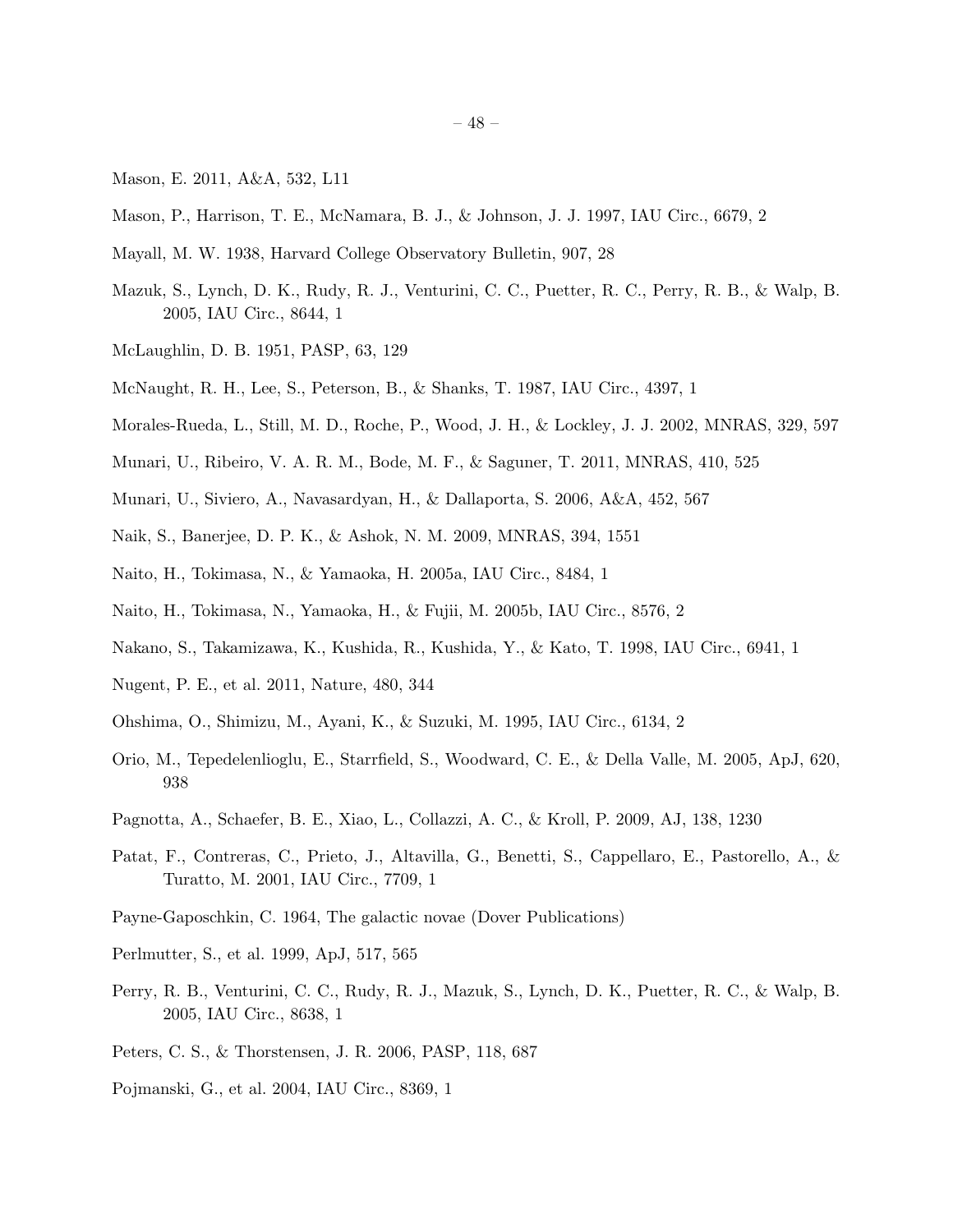Mason, E. 2011, A&A, 532, L11

Mason, P., Harrison, T. E., McNamara, B. J., & Johnson, J. J. 1997, IAU Circ., 6679, 2

Mayall, M. W. 1938, Harvard College Observatory Bulletin, 907, 28

Mazuk, S., Lynch, D. K., Rudy, R. J., Venturini, C. C., Puetter, R. C., Perry, R. B., & Walp, B. 2005, IAU Circ., 8644, 1

McLaughlin, D. B. 1951, PASP, 63, 129

McNaught, R. H., Lee, S., Peterson, B., & Shanks, T. 1987, IAU Circ., 4397, 1

Morales-Rueda, L., Still, M. D., Roche, P., Wood, J. H., & Lockley, J. J. 2002, MNRAS, 329, 597

Munari, U., Ribeiro, V. A. R. M., Bode, M. F., & Saguner, T. 2011, MNRAS, 410, 525

Munari, U., Siviero, A., Navasardyan, H., & Dallaporta, S. 2006, A&A, 452, 567

Naik, S., Banerjee, D. P. K., & Ashok, N. M. 2009, MNRAS, 394, 1551

Naito, H., Tokimasa, N., & Yamaoka, H. 2005a, IAU Circ., 8484, 1

Naito, H., Tokimasa, N., Yamaoka, H., & Fujii, M. 2005b, IAU Circ., 8576, 2

Nakano, S., Takamizawa, K., Kushida, R., Kushida, Y., & Kato, T. 1998, IAU Circ., 6941, 1

Nugent, P. E., et al. 2011, Nature, 480, 344

Ohshima, O., Shimizu, M., Ayani, K., & Suzuki, M. 1995, IAU Circ., 6134, 2

Orio, M., Tepedelenlioglu, E., Starrfield, S., Woodward, C. E., & Della Valle, M. 2005, ApJ, 620, 938

Pagnotta, A., Schaefer, B. E., Xiao, L., Collazzi, A. C., & Kroll, P. 2009, AJ, 138, 1230

Patat, F., Contreras, C., Prieto, J., Altavilla, G., Benetti, S., Cappellaro, E., Pastorello, A., & Turatto, M. 2001, IAU Circ., 7709, 1

Payne-Gaposchkin, C. 1964, The galactic novae (Dover Publications)

Perlmutter, S., et al. 1999, ApJ, 517, 565

Perry, R. B., Venturini, C. C., Rudy, R. J., Mazuk, S., Lynch, D. K., Puetter, R. C., & Walp, B. 2005, IAU Circ., 8638, 1

Peters, C. S., & Thorstensen, J. R. 2006, PASP, 118, 687

Pojmanski, G., et al. 2004, IAU Circ., 8369, 1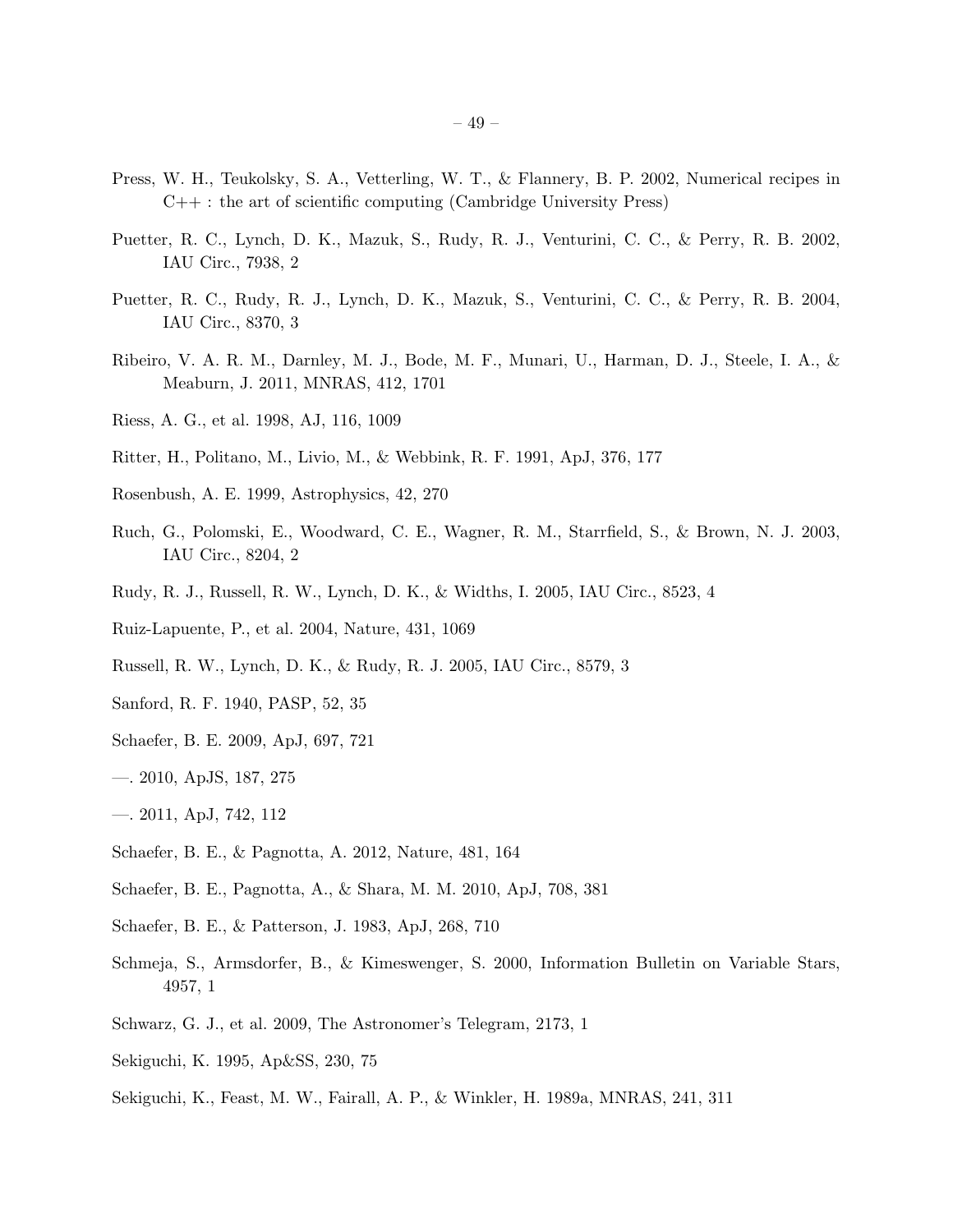Press, W. H., Teukolsky, S. A., Vetterling, W. T., & Flannery, B. P. 2002, Numerical recipes in C++ : the art of scientific computing (Cambridge University Press)

Puetter, R. C., Lynch, D. K., Mazuk, S., Rudy, R. J., Venturini, C. C., & Perry, R. B. 2002, IAU Circ., 7938, 2

Puetter, R. C., Rudy, R. J., Lynch, D. K., Mazuk, S., Venturini, C. C., & Perry, R. B. 2004, IAU Circ., 8370, 3

Ribeiro, V. A. R. M., Darnley, M. J., Bode, M. F., Munari, U., Harman, D. J., Steele, I. A., & Meaburn, J. 2011, MNRAS, 412, 1701

Riess, A. G., et al. 1998, AJ, 116, 1009

Ritter, H., Politano, M., Livio, M., & Webbink, R. F. 1991, ApJ, 376, 177

Rosenbush, A. E. 1999, Astrophysics, 42, 270

Ruch, G., Polomski, E., Woodward, C. E., Wagner, R. M., Starrfield, S., & Brown, N. J. 2003, IAU Circ., 8204, 2

Rudy, R. J., Russell, R. W., Lynch, D. K., & Widths, I. 2005, IAU Circ., 8523, 4

Ruiz-Lapuente, P., et al. 2004, Nature, 431, 1069

Russell, R. W., Lynch, D. K., & Rudy, R. J. 2005, IAU Circ., 8579, 3

Sanford, R. F. 1940, PASP, 52, 35

Schaefer, B. E. 2009, ApJ, 697, 721

—. 2010, ApJS, 187, 275

—. 2011, ApJ, 742, 112

Schaefer, B. E., & Pagnotta, A. 2012, Nature, 481, 164

Schaefer, B. E., Pagnotta, A., & Shara, M. M. 2010, ApJ, 708, 381

Schaefer, B. E., & Patterson, J. 1983, ApJ, 268, 710

Schmeja, S., Armsdorfer, B., & Kimeswenger, S. 2000, Information Bulletin on Variable Stars, 4957, 1

Schwarz, G. J., et al. 2009, The Astronomer's Telegram, 2173, 1

Sekiguchi, K. 1995, Ap&SS, 230, 75

Sekiguchi, K., Feast, M. W., Fairall, A. P., & Winkler, H. 1989a, MNRAS, 241, 311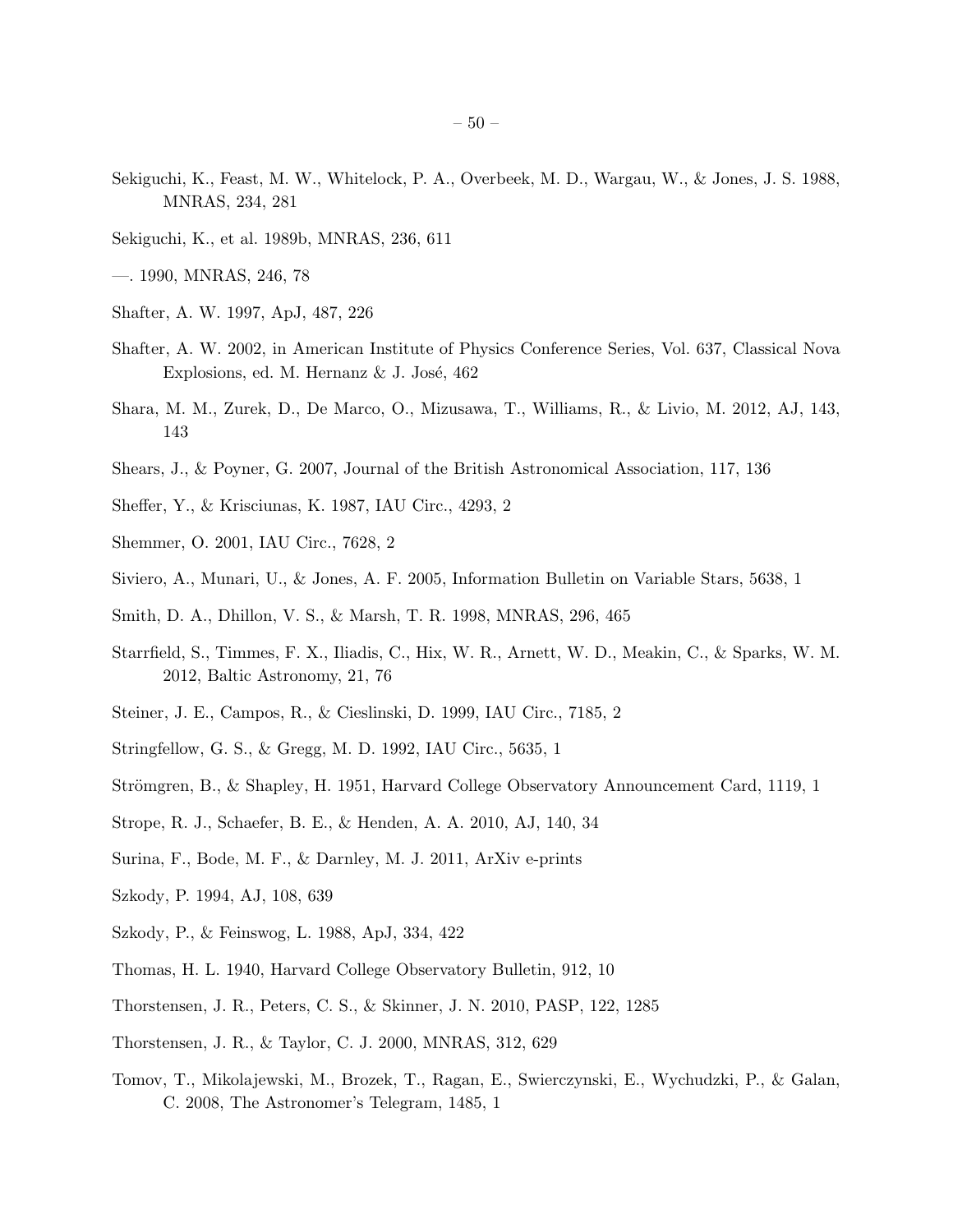Sekiguchi, K., Feast, M. W., Whitelock, P. A., Overbeek, M. D., Wargau, W., & Jones, J. S. 1988, MNRAS, 234, 281

Sekiguchi, K., et al. 1989b, MNRAS, 236, 611

—. 1990, MNRAS, 246, 78

Shafter, A. W. 1997, ApJ, 487, 226

Shafter, A. W. 2002, in American Institute of Physics Conference Series, Vol. 637, Classical Nova Explosions, ed. M. Hernanz & J. José, 462

Shara, M. M., Zurek, D., De Marco, O., Mizusawa, T., Williams, R., & Livio, M. 2012, AJ, 143, 143

Shears, J., & Poyner, G. 2007, Journal of the British Astronomical Association, 117, 136

Sheffer, Y., & Krisciunas, K. 1987, IAU Circ., 4293, 2

Shemmer, O. 2001, IAU Circ., 7628, 2

Siviero, A., Munari, U., & Jones, A. F. 2005, Information Bulletin on Variable Stars, 5638, 1

Smith, D. A., Dhillon, V. S., & Marsh, T. R. 1998, MNRAS, 296, 465

Starrfield, S., Timmes, F. X., Iliadis, C., Hix, W. R., Arnett, W. D., Meakin, C., & Sparks, W. M. 2012, Baltic Astronomy, 21, 76

Steiner, J. E., Campos, R., & Cieslinski, D. 1999, IAU Circ., 7185, 2

Stringfellow, G. S., & Gregg, M. D. 1992, IAU Circ., 5635, 1

Strömgren, B., & Shapley, H. 1951, Harvard College Observatory Announcement Card, 1119, 1

Strope, R. J., Schaefer, B. E., & Henden, A. A. 2010, AJ, 140, 34

Surina, F., Bode, M. F., & Darnley, M. J. 2011, ArXiv e-prints

Szkody, P. 1994, AJ, 108, 639

Szkody, P., & Feinswog, L. 1988, ApJ, 334, 422

Thomas, H. L. 1940, Harvard College Observatory Bulletin, 912, 10

Thorstensen, J. R., Peters, C. S., & Skinner, J. N. 2010, PASP, 122, 1285

Thorstensen, J. R., & Taylor, C. J. 2000, MNRAS, 312, 629

Tomov, T., Mikolajewski, M., Brozek, T., Ragan, E., Swierczynski, E., Wychudzki, P., & Galan, C. 2008, The Astronomer's Telegram, 1485, 1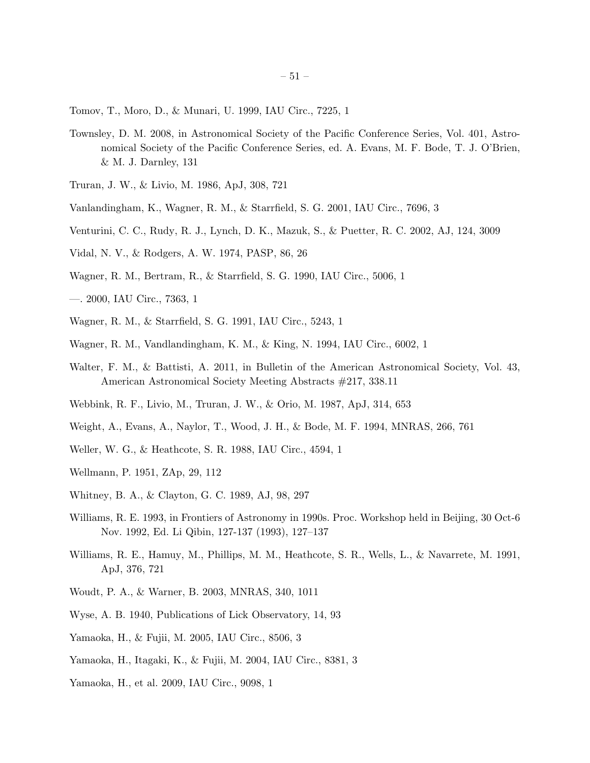Tomov, T., Moro, D., & Munari, U. 1999, IAU Circ., 7225, 1

Townsley, D. M. 2008, in Astronomical Society of the Pacific Conference Series, Vol. 401, Astronomical Society of the Pacific Conference Series, ed. A. Evans, M. F. Bode, T. J. O'Brien, & M. J. Darnley, 131

Truran, J. W., & Livio, M. 1986, ApJ, 308, 721

Vanlandingham, K., Wagner, R. M., & Starrfield, S. G. 2001, IAU Circ., 7696, 3

Venturini, C. C., Rudy, R. J., Lynch, D. K., Mazuk, S., & Puetter, R. C. 2002, AJ, 124, 3009

Vidal, N. V., & Rodgers, A. W. 1974, PASP, 86, 26

Wagner, R. M., Bertram, R., & Starrfield, S. G. 1990, IAU Circ., 5006, 1

—. 2000, IAU Circ., 7363, 1

Wagner, R. M., & Starrfield, S. G. 1991, IAU Circ., 5243, 1

Wagner, R. M., Vandlandingham, K. M., & King, N. 1994, IAU Circ., 6002, 1

Walter, F. M., & Battisti, A. 2011, in Bulletin of the American Astronomical Society, Vol. 43, American Astronomical Society Meeting Abstracts #217, 338.11

Webbink, R. F., Livio, M., Truran, J. W., & Orio, M. 1987, ApJ, 314, 653

Weight, A., Evans, A., Naylor, T., Wood, J. H., & Bode, M. F. 1994, MNRAS, 266, 761

Weller, W. G., & Heathcote, S. R. 1988, IAU Circ., 4594, 1

Wellmann, P. 1951, ZAp, 29, 112

Whitney, B. A., & Clayton, G. C. 1989, AJ, 98, 297

Williams, R. E. 1993, in Frontiers of Astronomy in 1990s. Proc. Workshop held in Beijing, 30 Oct-6 Nov. 1992, Ed. Li Qibin, 127-137 (1993), 127–137

Williams, R. E., Hamuy, M., Phillips, M. M., Heathcote, S. R., Wells, L., & Navarrete, M. 1991, ApJ, 376, 721

Woudt, P. A., & Warner, B. 2003, MNRAS, 340, 1011

Wyse, A. B. 1940, Publications of Lick Observatory, 14, 93

Yamaoka, H., & Fujii, M. 2005, IAU Circ., 8506, 3

Yamaoka, H., Itagaki, K., & Fujii, M. 2004, IAU Circ., 8381, 3

Yamaoka, H., et al. 2009, IAU Circ., 9098, 1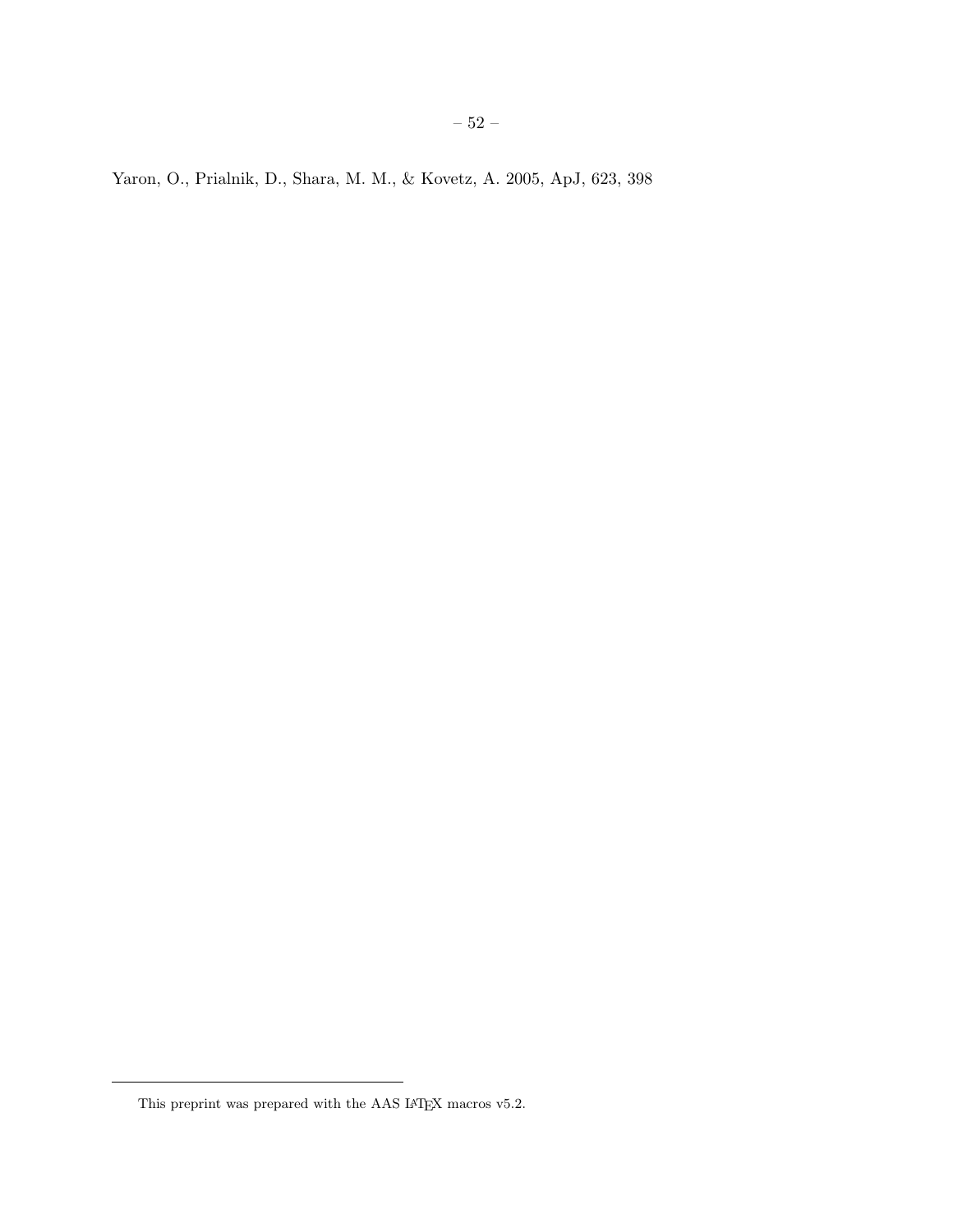Yaron, O., Prialnik, D., Shara, M. M., & Kovetz, A. 2005, ApJ, 623, 398

This preprint was prepared with the AAS LaTeX macros v5.2.